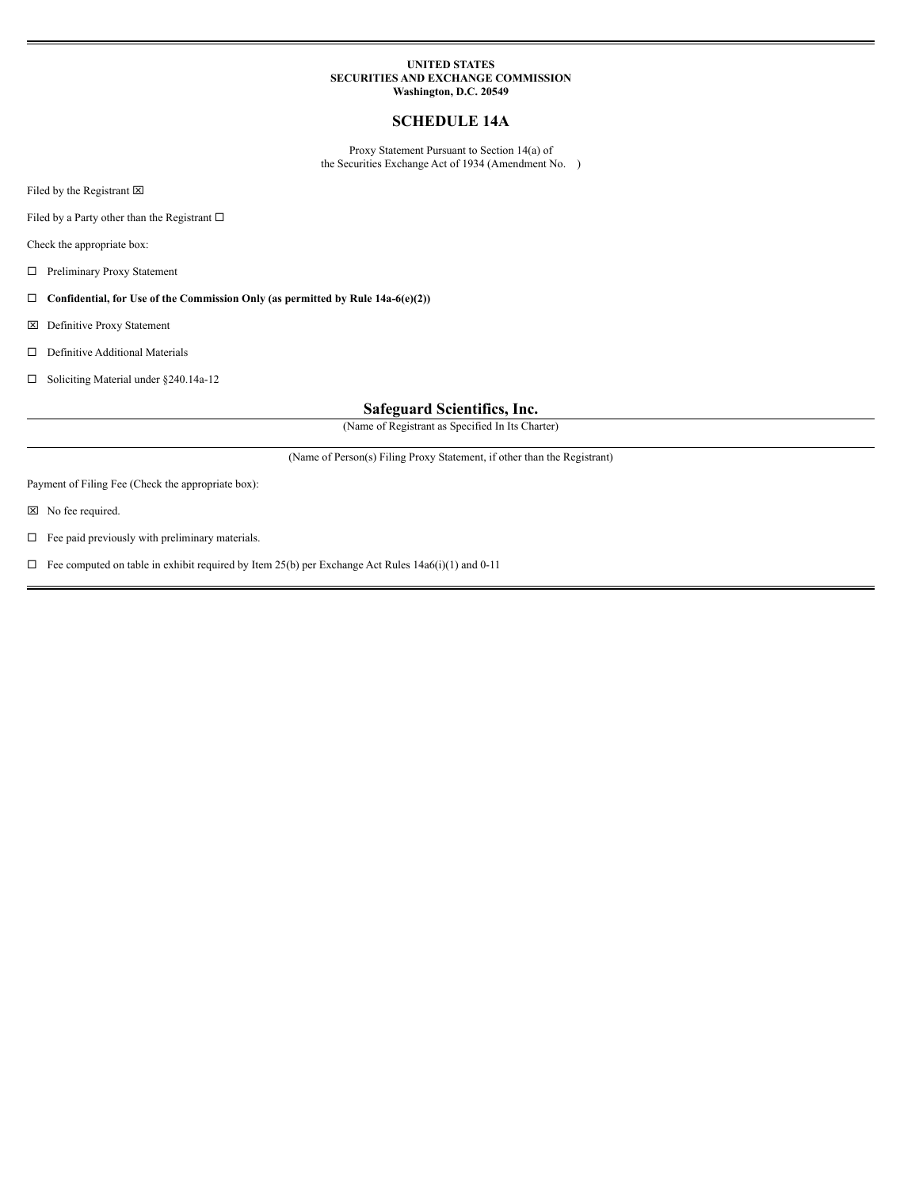**UNITED STATES**
**SECURITIES AND EXCHANGE COMMISSION**
**Washington, D.C. 20549**

# SCHEDULE 14A

Proxy Statement Pursuant to Section 14(a) of
the Securities Exchange Act of 1934 (Amendment No. )

Filed by the Registrant ☒

Filed by a Party other than the Registrant ☐

Check the appropriate box:

☐ Preliminary Proxy Statement

☐ **Confidential, for Use of the Commission Only (as permitted by Rule 14a-6(e)(2))**

☒ Definitive Proxy Statement

☐ Definitive Additional Materials

☐ Soliciting Material under §240.14a-12

## Safeguard Scientifics, Inc.

(Name of Registrant as Specified In Its Charter)

(Name of Person(s) Filing Proxy Statement, if other than the Registrant)

Payment of Filing Fee (Check the appropriate box):

☒ No fee required.

☐ Fee paid previously with preliminary materials.

☐ Fee computed on table in exhibit required by Item 25(b) per Exchange Act Rules 14a6(i)(1) and 0-11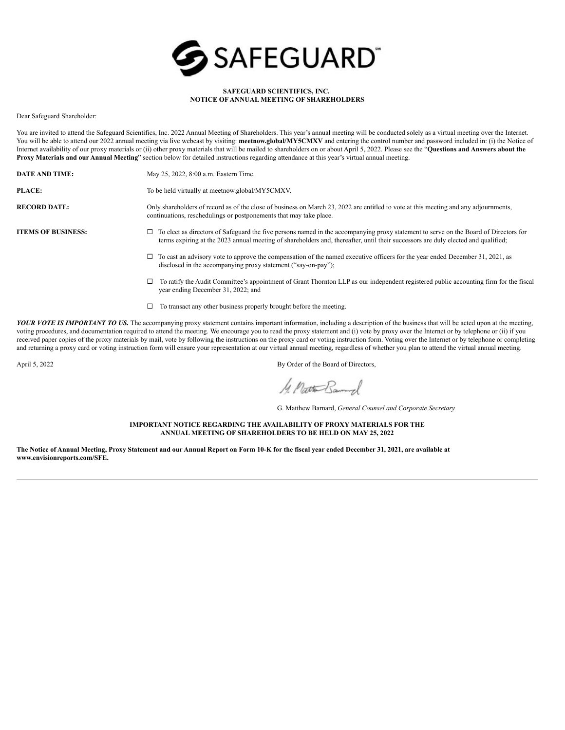# SAFEGUARD

**SAFEGUARD SCIENTIFICS, INC.**
**NOTICE OF ANNUAL MEETING OF SHAREHOLDERS**

Dear Safeguard Shareholder:

You are invited to attend the Safeguard Scientifics, Inc. 2022 Annual Meeting of Shareholders. This year's annual meeting will be conducted solely as a virtual meeting over the Internet. You will be able to attend our 2022 annual meeting via live webcast by visiting: **meetnow.global/MY5CMXV** and entering the control number and password included in: (i) the Notice of Internet availability of our proxy materials or (ii) other proxy materials that will be mailed to shareholders on or about April 5, 2022. Please see the "**Questions and Answers about the Proxy Materials and our Annual Meeting**" section below for detailed instructions regarding attendance at this year's virtual annual meeting.

| | |
|---|---|
| **DATE AND TIME:** | May 25, 2022, 8:00 a.m. Eastern Time. |
| **PLACE:** | To be held virtually at meetnow.global/MY5CMXV. |
| **RECORD DATE:** | Only shareholders of record as of the close of business on March 23, 2022 are entitled to vote at this meeting and any adjournments, continuations, reschedulings or postponements that may take place. |
| **ITEMS OF BUSINESS:** | ☐ To elect as directors of Safeguard the five persons named in the accompanying proxy statement to serve on the Board of Directors for terms expiring at the 2023 annual meeting of shareholders and, thereafter, until their successors are duly elected and qualified; |
| | ☐ To cast an advisory vote to approve the compensation of the named executive officers for the year ended December 31, 2021, as disclosed in the accompanying proxy statement ("say-on-pay"); |
| | ☐ To ratify the Audit Committee's appointment of Grant Thornton LLP as our independent registered public accounting firm for the fiscal year ending December 31, 2022; and |
| | ☐ To transact any other business properly brought before the meeting. |

***YOUR VOTE IS IMPORTANT TO US.*** The accompanying proxy statement contains important information, including a description of the business that will be acted upon at the meeting, voting procedures, and documentation required to attend the meeting. We encourage you to read the proxy statement and (i) vote by proxy over the Internet or by telephone or (ii) if you received paper copies of the proxy materials by mail, vote by following the instructions on the proxy card or voting instruction form. Voting over the Internet or by telephone or completing and returning a proxy card or voting instruction form will ensure your representation at our virtual annual meeting, regardless of whether you plan to attend the virtual annual meeting.

April 5, 2022

By Order of the Board of Directors,

G. Matthew Barnard, *General Counsel and Corporate Secretary*

**IMPORTANT NOTICE REGARDING THE AVAILABILITY OF PROXY MATERIALS FOR THE ANNUAL MEETING OF SHAREHOLDERS TO BE HELD ON MAY 25, 2022**

**The Notice of Annual Meeting, Proxy Statement and our Annual Report on Form 10-K for the fiscal year ended December 31, 2021, are available at www.envisionreports.com/SFE.**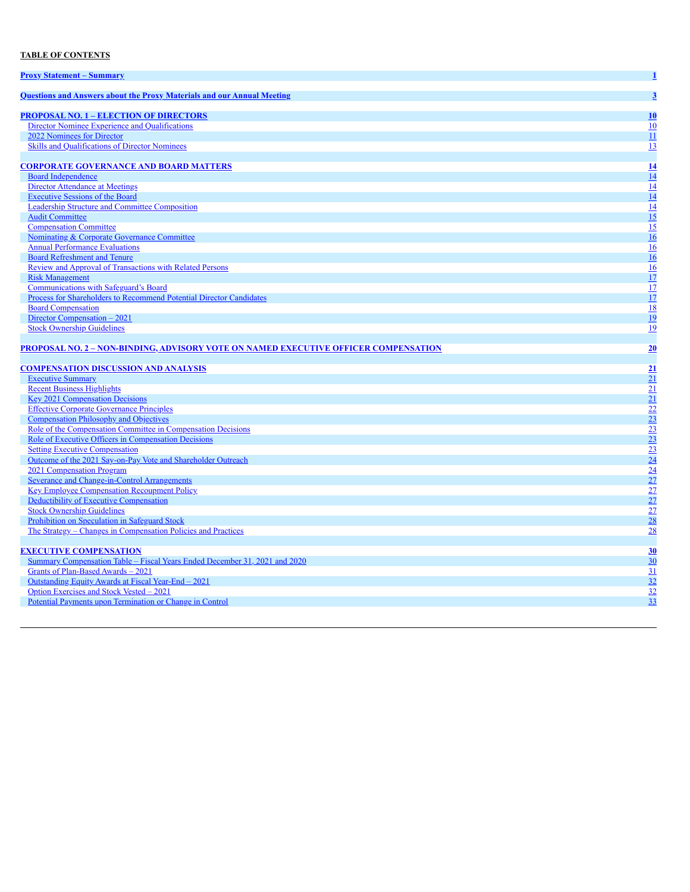**TABLE OF CONTENTS**

| | |
|---|---|
| **Proxy Statement – Summary** | **1** |
| **Questions and Answers about the Proxy Materials and our Annual Meeting** | **3** |
| **PROPOSAL NO. 1 – ELECTION OF DIRECTORS** | **10** |
| Director Nominee Experience and Qualifications | 10 |
| 2022 Nominees for Director | 11 |
| Skills and Qualifications of Director Nominees | 13 |
| **CORPORATE GOVERNANCE AND BOARD MATTERS** | **14** |
| Board Independence | 14 |
| Director Attendance at Meetings | 14 |
| Executive Sessions of the Board | 14 |
| Leadership Structure and Committee Composition | 14 |
| Audit Committee | 15 |
| Compensation Committee | 15 |
| Nominating & Corporate Governance Committee | 16 |
| Annual Performance Evaluations | 16 |
| Board Refreshment and Tenure | 16 |
| Review and Approval of Transactions with Related Persons | 16 |
| Risk Management | 17 |
| Communications with Safeguard's Board | 17 |
| Process for Shareholders to Recommend Potential Director Candidates | 17 |
| Board Compensation | 18 |
| Director Compensation – 2021 | 19 |
| Stock Ownership Guidelines | 19 |
| **PROPOSAL NO. 2 – NON-BINDING, ADVISORY VOTE ON NAMED EXECUTIVE OFFICER COMPENSATION** | **20** |
| **COMPENSATION DISCUSSION AND ANALYSIS** | **21** |
| Executive Summary | 21 |
| Recent Business Highlights | 21 |
| Key 2021 Compensation Decisions | 21 |
| Effective Corporate Governance Principles | 22 |
| Compensation Philosophy and Objectives | 23 |
| Role of the Compensation Committee in Compensation Decisions | 23 |
| Role of Executive Officers in Compensation Decisions | 23 |
| Setting Executive Compensation | 23 |
| Outcome of the 2021 Say-on-Pay Vote and Shareholder Outreach | 24 |
| 2021 Compensation Program | 24 |
| Severance and Change-in-Control Arrangements | 27 |
| Key Employee Compensation Recoupment Policy | 27 |
| Deductibility of Executive Compensation | 27 |
| Stock Ownership Guidelines | 27 |
| Prohibition on Speculation in Safeguard Stock | 28 |
| The Strategy – Changes in Compensation Policies and Practices | 28 |
| **EXECUTIVE COMPENSATION** | **30** |
| Summary Compensation Table – Fiscal Years Ended December 31, 2021 and 2020 | 30 |
| Grants of Plan-Based Awards – 2021 | 31 |
| Outstanding Equity Awards at Fiscal Year-End – 2021 | 32 |
| Option Exercises and Stock Vested – 2021 | 32 |
| Potential Payments upon Termination or Change in Control | 33 |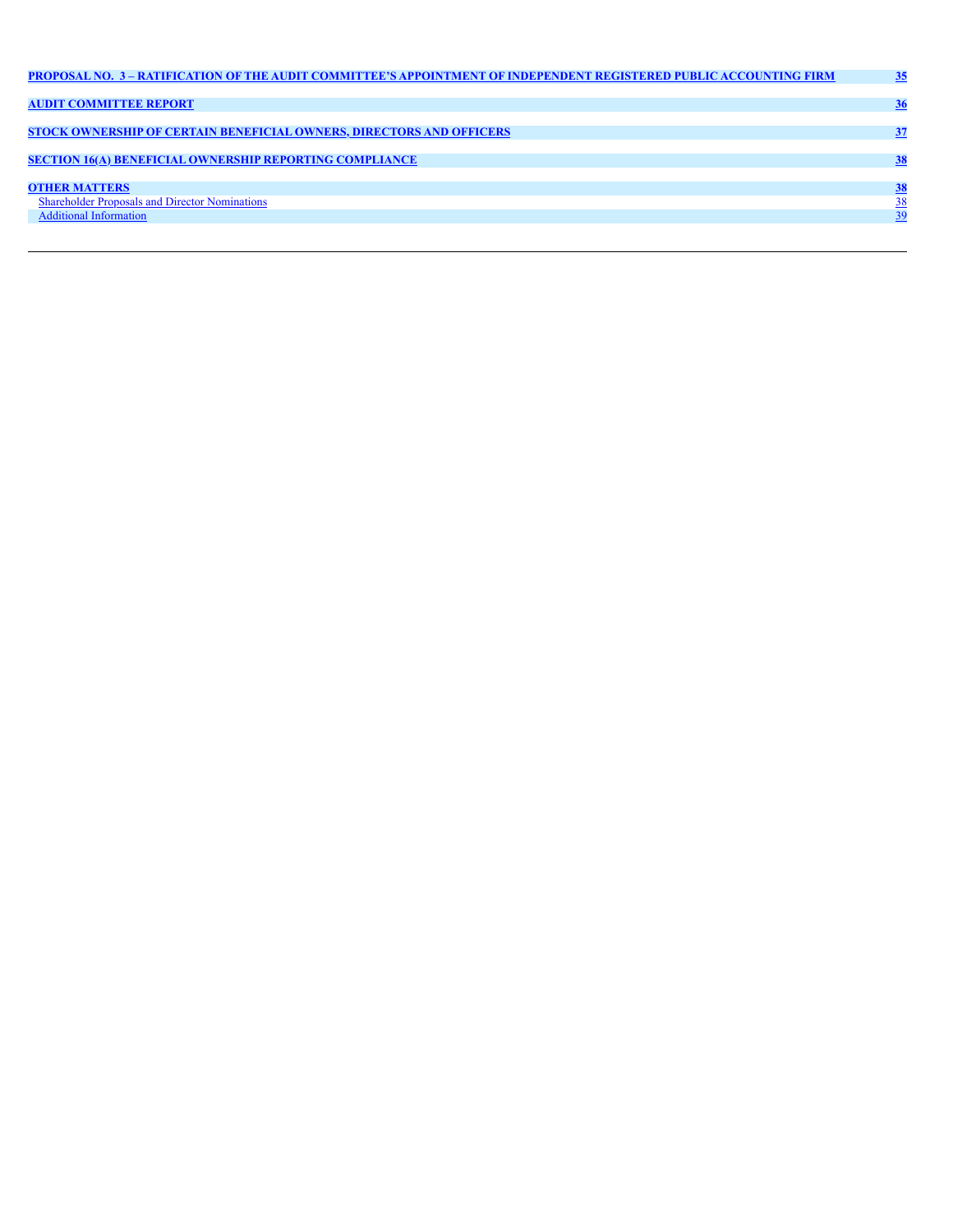| | |
|---|---|
| **PROPOSAL NO. 3 – RATIFICATION OF THE AUDIT COMMITTEE'S APPOINTMENT OF INDEPENDENT REGISTERED PUBLIC ACCOUNTING FIRM** | **35** |
| **AUDIT COMMITTEE REPORT** | **36** |
| **STOCK OWNERSHIP OF CERTAIN BENEFICIAL OWNERS, DIRECTORS AND OFFICERS** | **37** |
| **SECTION 16(A) BENEFICIAL OWNERSHIP REPORTING COMPLIANCE** | **38** |
| **OTHER MATTERS** | **38** |
| Shareholder Proposals and Director Nominations | 38 |
| Additional Information | 39 |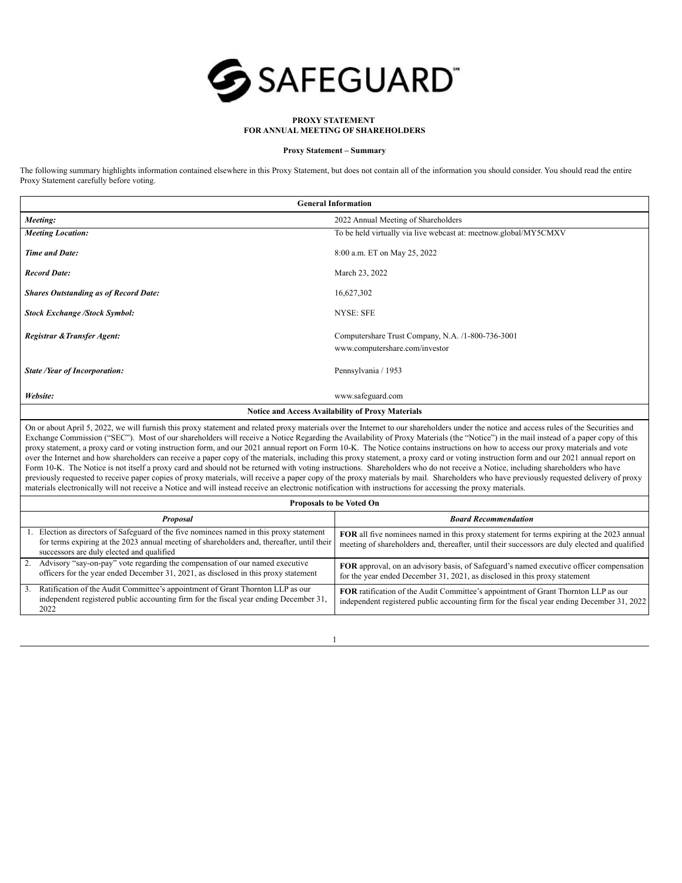SAFEGUARD

**PROXY STATEMENT**
**FOR ANNUAL MEETING OF SHAREHOLDERS**

**Proxy Statement – Summary**

The following summary highlights information contained elsewhere in this Proxy Statement, but does not contain all of the information you should consider. You should read the entire Proxy Statement carefully before voting.

| **General Information** | |
|---|---|
| ***Meeting:*** | 2022 Annual Meeting of Shareholders |
| ***Meeting Location:*** | To be held virtually via live webcast at: meetnow.global/MY5CMXV |
| ***Time and Date:*** | 8:00 a.m. ET on May 25, 2022 |
| ***Record Date:*** | March 23, 2022 |
| ***Shares Outstanding as of Record Date:*** | 16,627,302 |
| ***Stock Exchange /Stock Symbol:*** | NYSE: SFE |
| ***Registrar &Transfer Agent:*** | Computershare Trust Company, N.A. /1-800-736-3001<br>www.computershare.com/investor |
| ***State /Year of Incorporation:*** | Pennsylvania / 1953 |
| ***Website:*** | www.safeguard.com |

**Notice and Access Availability of Proxy Materials**

On or about April 5, 2022, we will furnish this proxy statement and related proxy materials over the Internet to our shareholders under the notice and access rules of the Securities and Exchange Commission ("SEC"). Most of our shareholders will receive a Notice Regarding the Availability of Proxy Materials (the "Notice") in the mail instead of a paper copy of this proxy statement, a proxy card or voting instruction form, and our 2021 annual report on Form 10-K. The Notice contains instructions on how to access our proxy materials and vote over the Internet and how shareholders can receive a paper copy of the materials, including this proxy statement, a proxy card or voting instruction form and our 2021 annual report on Form 10-K. The Notice is not itself a proxy card and should not be returned with voting instructions. Shareholders who do not receive a Notice, including shareholders who have previously requested to receive paper copies of proxy materials, will receive a paper copy of the proxy materials by mail. Shareholders who have previously requested delivery of proxy materials electronically will not receive a Notice and will instead receive an electronic notification with instructions for accessing the proxy materials.

**Proposals to be Voted On**

| ***Proposal*** | ***Board Recommendation*** |
|---|---|
| 1. Election as directors of Safeguard of the five nominees named in this proxy statement for terms expiring at the 2023 annual meeting of shareholders and, thereafter, until their successors are duly elected and qualified | **FOR** all five nominees named in this proxy statement for terms expiring at the 2023 annual meeting of shareholders and, thereafter, until their successors are duly elected and qualified |
| 2. Advisory "say-on-pay" vote regarding the compensation of our named executive officers for the year ended December 31, 2021, as disclosed in this proxy statement | **FOR** approval, on an advisory basis, of Safeguard's named executive officer compensation for the year ended December 31, 2021, as disclosed in this proxy statement |
| 3. Ratification of the Audit Committee's appointment of Grant Thornton LLP as our independent registered public accounting firm for the fiscal year ending December 31, 2022 | **FOR** ratification of the Audit Committee's appointment of Grant Thornton LLP as our independent registered public accounting firm for the fiscal year ending December 31, 2022 |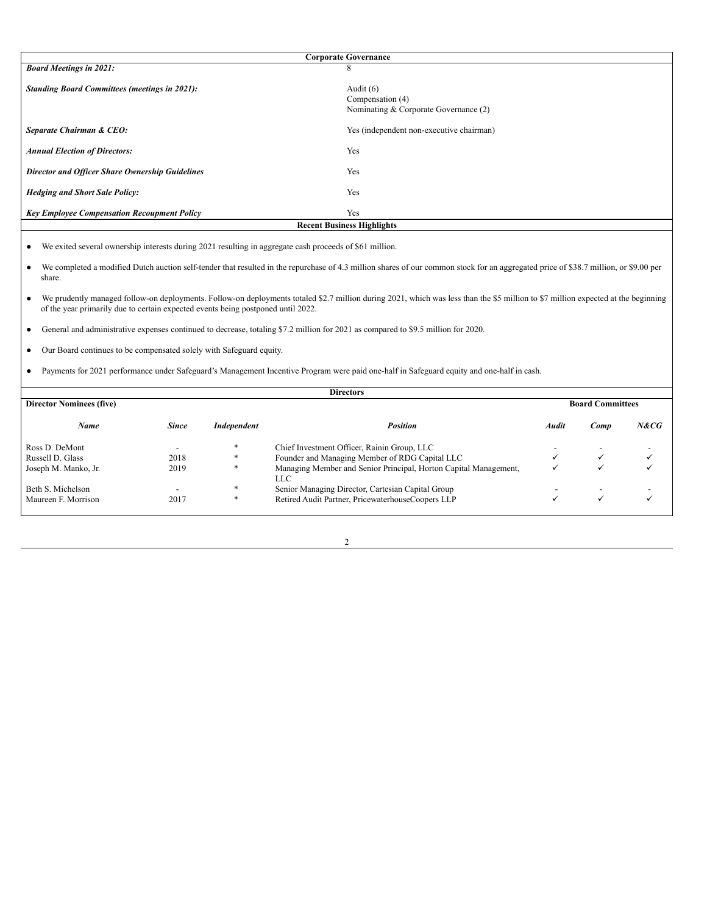| Corporate Governance | |
|---|---|
| ***Board Meetings in 2021:*** | 8 |
| ***Standing Board Committees (meetings in 2021):*** | Audit (6)<br>Compensation (4)<br>Nominating & Corporate Governance (2) |
| ***Separate Chairman & CEO:*** | Yes (independent non-executive chairman) |
| ***Annual Election of Directors:*** | Yes |
| ***Director and Officer Share Ownership Guidelines*** | Yes |
| ***Hedging and Short Sale Policy:*** | Yes |
| ***Key Employee Compensation Recoupment Policy*** | Yes |

**Recent Business Highlights**

- We exited several ownership interests during 2021 resulting in aggregate cash proceeds of $61 million.
- We completed a modified Dutch auction self-tender that resulted in the repurchase of 4.3 million shares of our common stock for an aggregated price of $38.7 million, or $9.00 per share.
- We prudently managed follow-on deployments. Follow-on deployments totaled $2.7 million during 2021, which was less than the $5 million to $7 million expected at the beginning of the year primarily due to certain expected events being postponed until 2022.
- General and administrative expenses continued to decrease, totaling $7.2 million for 2021 as compared to $9.5 million for 2020.
- Our Board continues to be compensated solely with Safeguard equity.
- Payments for 2021 performance under Safeguard's Management Incentive Program were paid one-half in Safeguard equity and one-half in cash.

**Directors**

| **Director Nominees (five)** | | | | **Board Committees** | | |
|---|---|---|---|---|---|---|
| ***Name*** | ***Since*** | ***Independent*** | ***Position*** | ***Audit*** | ***Comp*** | ***N&CG*** |
| Ross D. DeMont | - | * | Chief Investment Officer, Rainin Group, LLC | - | - | - |
| Russell D. Glass | 2018 | * | Founder and Managing Member of RDG Capital LLC | ✓ | ✓ | ✓ |
| Joseph M. Manko, Jr. | 2019 | * | Managing Member and Senior Principal, Horton Capital Management, LLC | ✓ | ✓ | ✓ |
| Beth S. Michelson | - | * | Senior Managing Director, Cartesian Capital Group | - | - | - |
| Maureen F. Morrison | 2017 | * | Retired Audit Partner, PricewaterhouseCoopers LLP | ✓ | ✓ | ✓ |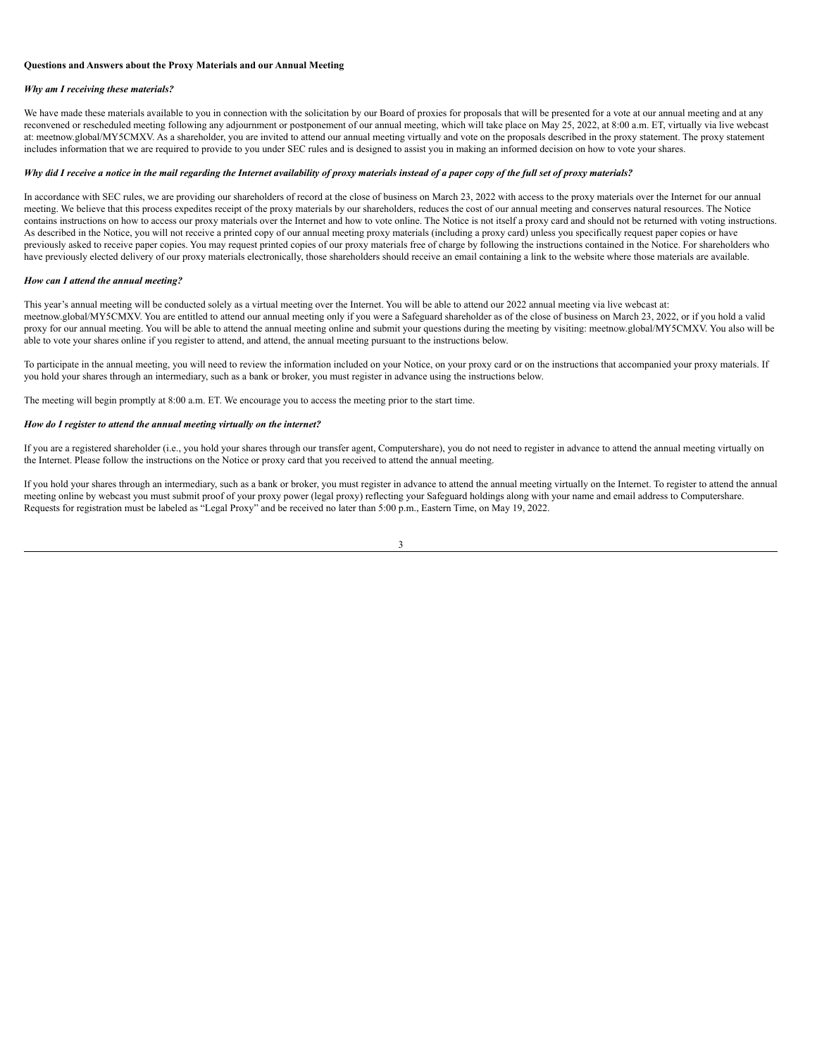**Questions and Answers about the Proxy Materials and our Annual Meeting**

***Why am I receiving these materials?***

We have made these materials available to you in connection with the solicitation by our Board of proxies for proposals that will be presented for a vote at our annual meeting and at any reconvened or rescheduled meeting following any adjournment or postponement of our annual meeting, which will take place on May 25, 2022, at 8:00 a.m. ET, virtually via live webcast at: meetnow.global/MY5CMXV. As a shareholder, you are invited to attend our annual meeting virtually and vote on the proposals described in the proxy statement. The proxy statement includes information that we are required to provide to you under SEC rules and is designed to assist you in making an informed decision on how to vote your shares.

***Why did I receive a notice in the mail regarding the Internet availability of proxy materials instead of a paper copy of the full set of proxy materials?***

In accordance with SEC rules, we are providing our shareholders of record at the close of business on March 23, 2022 with access to the proxy materials over the Internet for our annual meeting. We believe that this process expedites receipt of the proxy materials by our shareholders, reduces the cost of our annual meeting and conserves natural resources. The Notice contains instructions on how to access our proxy materials over the Internet and how to vote online. The Notice is not itself a proxy card and should not be returned with voting instructions. As described in the Notice, you will not receive a printed copy of our annual meeting proxy materials (including a proxy card) unless you specifically request paper copies or have previously asked to receive paper copies. You may request printed copies of our proxy materials free of charge by following the instructions contained in the Notice. For shareholders who have previously elected delivery of our proxy materials electronically, those shareholders should receive an email containing a link to the website where those materials are available.

***How can I attend the annual meeting?***

This year's annual meeting will be conducted solely as a virtual meeting over the Internet. You will be able to attend our 2022 annual meeting via live webcast at: meetnow.global/MY5CMXV. You are entitled to attend our annual meeting only if you were a Safeguard shareholder as of the close of business on March 23, 2022, or if you hold a valid proxy for our annual meeting. You will be able to attend the annual meeting online and submit your questions during the meeting by visiting: meetnow.global/MY5CMXV. You also will be able to vote your shares online if you register to attend, and attend, the annual meeting pursuant to the instructions below.

To participate in the annual meeting, you will need to review the information included on your Notice, on your proxy card or on the instructions that accompanied your proxy materials. If you hold your shares through an intermediary, such as a bank or broker, you must register in advance using the instructions below.

The meeting will begin promptly at 8:00 a.m. ET. We encourage you to access the meeting prior to the start time.

***How do I register to attend the annual meeting virtually on the internet?***

If you are a registered shareholder (i.e., you hold your shares through our transfer agent, Computershare), you do not need to register in advance to attend the annual meeting virtually on the Internet. Please follow the instructions on the Notice or proxy card that you received to attend the annual meeting.

If you hold your shares through an intermediary, such as a bank or broker, you must register in advance to attend the annual meeting virtually on the Internet. To register to attend the annual meeting online by webcast you must submit proof of your proxy power (legal proxy) reflecting your Safeguard holdings along with your name and email address to Computershare. Requests for registration must be labeled as "Legal Proxy" and be received no later than 5:00 p.m., Eastern Time, on May 19, 2022.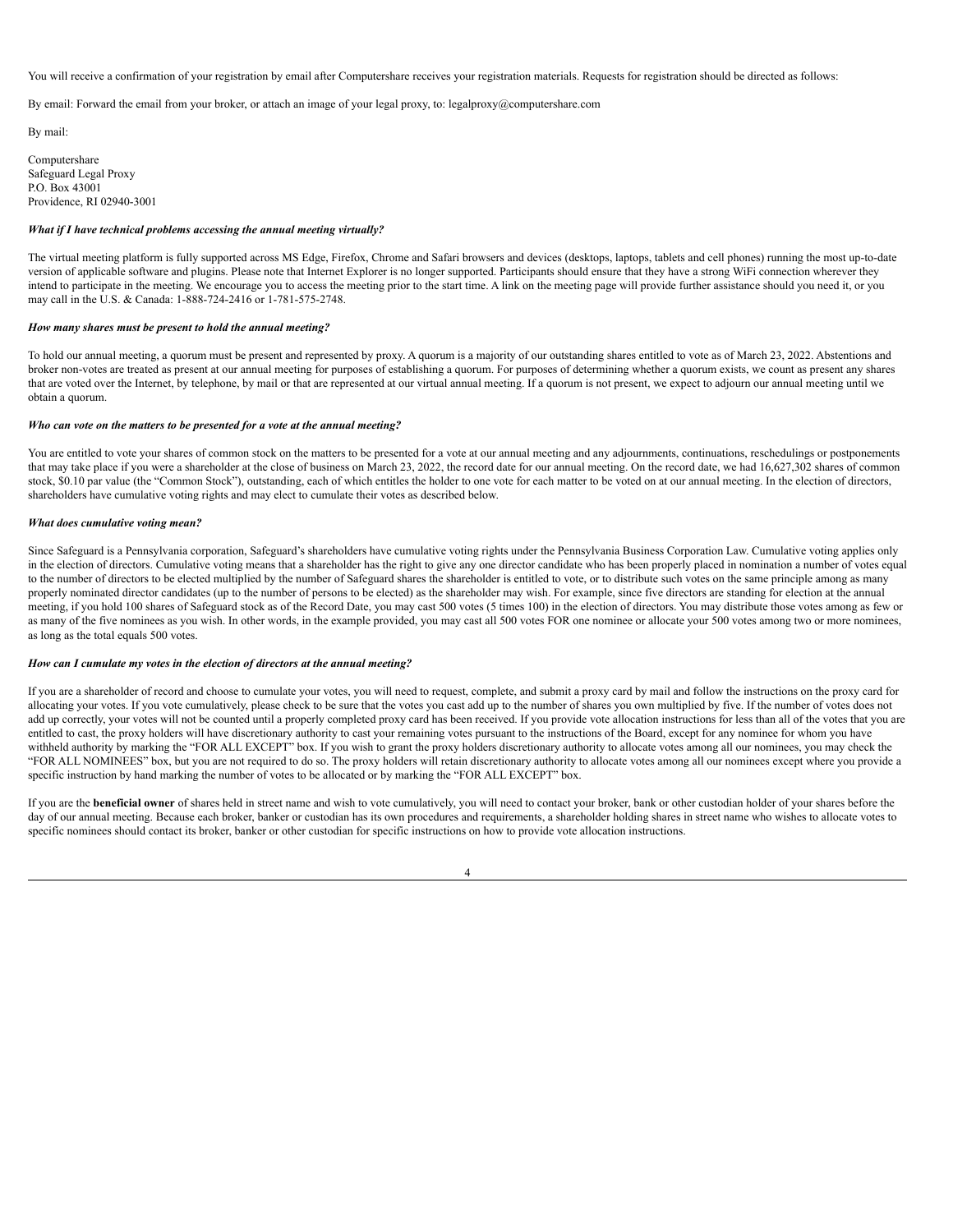You will receive a confirmation of your registration by email after Computershare receives your registration materials. Requests for registration should be directed as follows:

By email: Forward the email from your broker, or attach an image of your legal proxy, to: legalproxy@computershare.com

By mail:

Computershare
Safeguard Legal Proxy
P.O. Box 43001
Providence, RI 02940-3001

***What if I have technical problems accessing the annual meeting virtually?***

The virtual meeting platform is fully supported across MS Edge, Firefox, Chrome and Safari browsers and devices (desktops, laptops, tablets and cell phones) running the most up-to-date version of applicable software and plugins. Please note that Internet Explorer is no longer supported. Participants should ensure that they have a strong WiFi connection wherever they intend to participate in the meeting. We encourage you to access the meeting prior to the start time. A link on the meeting page will provide further assistance should you need it, or you may call in the U.S. & Canada: 1-888-724-2416 or 1-781-575-2748.

***How many shares must be present to hold the annual meeting?***

To hold our annual meeting, a quorum must be present and represented by proxy. A quorum is a majority of our outstanding shares entitled to vote as of March 23, 2022. Abstentions and broker non-votes are treated as present at our annual meeting for purposes of establishing a quorum. For purposes of determining whether a quorum exists, we count as present any shares that are voted over the Internet, by telephone, by mail or that are represented at our virtual annual meeting. If a quorum is not present, we expect to adjourn our annual meeting until we obtain a quorum.

***Who can vote on the matters to be presented for a vote at the annual meeting?***

You are entitled to vote your shares of common stock on the matters to be presented for a vote at our annual meeting and any adjournments, continuations, reschedulings or postponements that may take place if you were a shareholder at the close of business on March 23, 2022, the record date for our annual meeting. On the record date, we had 16,627,302 shares of common stock, $0.10 par value (the "Common Stock"), outstanding, each of which entitles the holder to one vote for each matter to be voted on at our annual meeting. In the election of directors, shareholders have cumulative voting rights and may elect to cumulate their votes as described below.

***What does cumulative voting mean?***

Since Safeguard is a Pennsylvania corporation, Safeguard's shareholders have cumulative voting rights under the Pennsylvania Business Corporation Law. Cumulative voting applies only in the election of directors. Cumulative voting means that a shareholder has the right to give any one director candidate who has been properly placed in nomination a number of votes equal to the number of directors to be elected multiplied by the number of Safeguard shares the shareholder is entitled to vote, or to distribute such votes on the same principle among as many properly nominated director candidates (up to the number of persons to be elected) as the shareholder may wish. For example, since five directors are standing for election at the annual meeting, if you hold 100 shares of Safeguard stock as of the Record Date, you may cast 500 votes (5 times 100) in the election of directors. You may distribute those votes among as few or as many of the five nominees as you wish. In other words, in the example provided, you may cast all 500 votes FOR one nominee or allocate your 500 votes among two or more nominees, as long as the total equals 500 votes.

***How can I cumulate my votes in the election of directors at the annual meeting?***

If you are a shareholder of record and choose to cumulate your votes, you will need to request, complete, and submit a proxy card by mail and follow the instructions on the proxy card for allocating your votes. If you vote cumulatively, please check to be sure that the votes you cast add up to the number of shares you own multiplied by five. If the number of votes does not add up correctly, your votes will not be counted until a properly completed proxy card has been received. If you provide vote allocation instructions for less than all of the votes that you are entitled to cast, the proxy holders will have discretionary authority to cast your remaining votes pursuant to the instructions of the Board, except for any nominee for whom you have withheld authority by marking the "FOR ALL EXCEPT" box. If you wish to grant the proxy holders discretionary authority to allocate votes among all our nominees, you may check the "FOR ALL NOMINEES" box, but you are not required to do so. The proxy holders will retain discretionary authority to allocate votes among all our nominees except where you provide a specific instruction by hand marking the number of votes to be allocated or by marking the "FOR ALL EXCEPT" box.

If you are the **beneficial owner** of shares held in street name and wish to vote cumulatively, you will need to contact your broker, bank or other custodian holder of your shares before the day of our annual meeting. Because each broker, banker or custodian has its own procedures and requirements, a shareholder holding shares in street name who wishes to allocate votes to specific nominees should contact its broker, banker or other custodian for specific instructions on how to provide vote allocation instructions.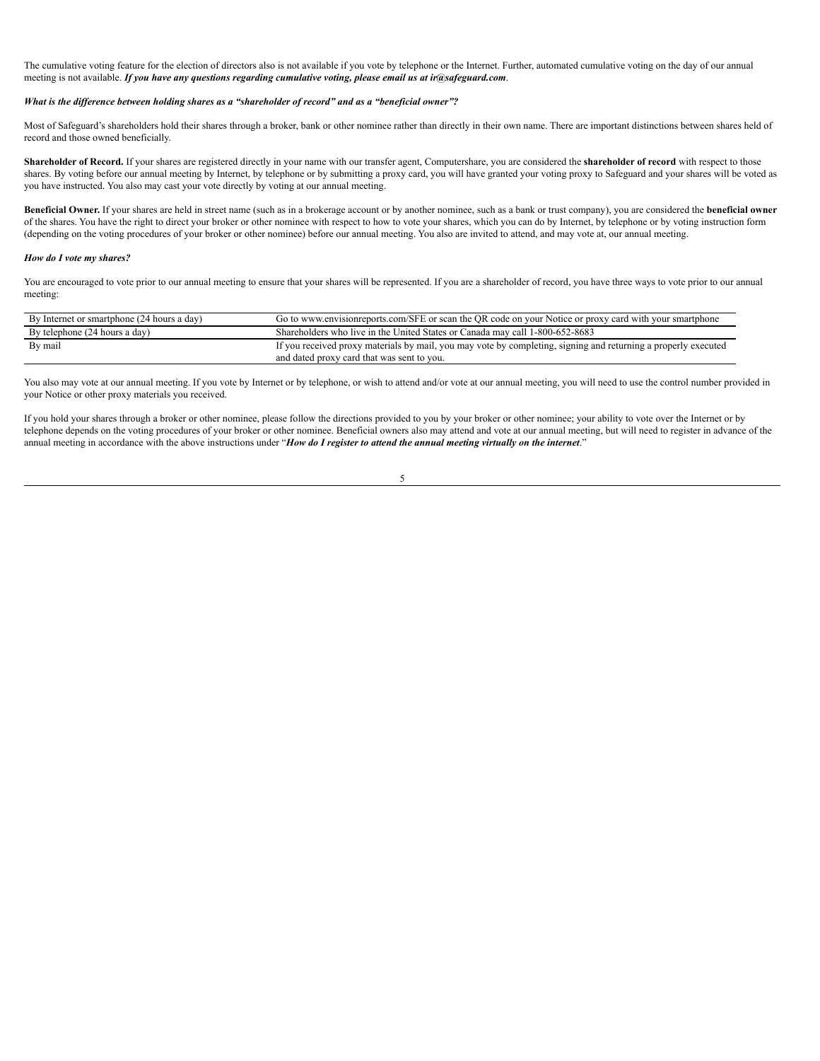The cumulative voting feature for the election of directors also is not available if you vote by telephone or the Internet. Further, automated cumulative voting on the day of our annual meeting is not available. ***If you have any questions regarding cumulative voting, please email us at ir@safeguard.com***.

***What is the difference between holding shares as a "shareholder of record" and as a "beneficial owner"?***

Most of Safeguard's shareholders hold their shares through a broker, bank or other nominee rather than directly in their own name. There are important distinctions between shares held of record and those owned beneficially.

**Shareholder of Record.** If your shares are registered directly in your name with our transfer agent, Computershare, you are considered the **shareholder of record** with respect to those shares. By voting before our annual meeting by Internet, by telephone or by submitting a proxy card, you will have granted your voting proxy to Safeguard and your shares will be voted as you have instructed. You also may cast your vote directly by voting at our annual meeting.

**Beneficial Owner.** If your shares are held in street name (such as in a brokerage account or by another nominee, such as a bank or trust company), you are considered the **beneficial owner** of the shares. You have the right to direct your broker or other nominee with respect to how to vote your shares, which you can do by Internet, by telephone or by voting instruction form (depending on the voting procedures of your broker or other nominee) before our annual meeting. You also are invited to attend, and may vote at, our annual meeting.

***How do I vote my shares?***

You are encouraged to vote prior to our annual meeting to ensure that your shares will be represented. If you are a shareholder of record, you have three ways to vote prior to our annual meeting:

| | |
|---|---|
| By Internet or smartphone (24 hours a day) | Go to www.envisionreports.com/SFE or scan the QR code on your Notice or proxy card with your smartphone |
| By telephone (24 hours a day) | Shareholders who live in the United States or Canada may call 1-800-652-8683 |
| By mail | If you received proxy materials by mail, you may vote by completing, signing and returning a properly executed and dated proxy card that was sent to you. |

You also may vote at our annual meeting. If you vote by Internet or by telephone, or wish to attend and/or vote at our annual meeting, you will need to use the control number provided in your Notice or other proxy materials you received.

If you hold your shares through a broker or other nominee, please follow the directions provided to you by your broker or other nominee; your ability to vote over the Internet or by telephone depends on the voting procedures of your broker or other nominee. Beneficial owners also may attend and vote at our annual meeting, but will need to register in advance of the annual meeting in accordance with the above instructions under "***How do I register to attend the annual meeting virtually on the internet***."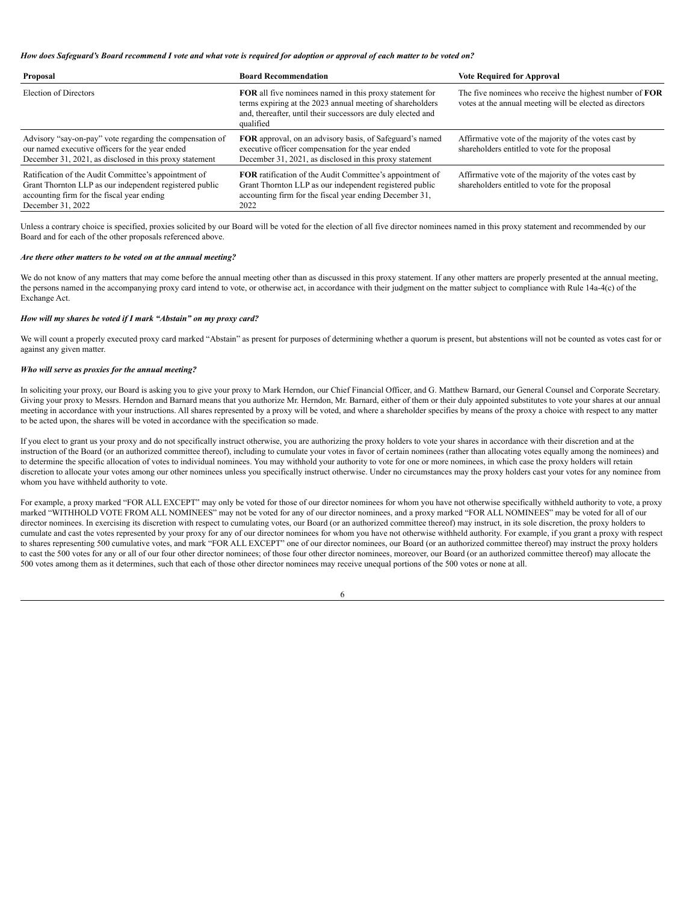***How does Safeguard's Board recommend I vote and what vote is required for adoption or approval of each matter to be voted on?***

| **Proposal** | **Board Recommendation** | **Vote Required for Approval** |
|---|---|---|
| Election of Directors | **FOR** all five nominees named in this proxy statement for terms expiring at the 2023 annual meeting of shareholders and, thereafter, until their successors are duly elected and qualified | The five nominees who receive the highest number of **FOR** votes at the annual meeting will be elected as directors |
| Advisory "say-on-pay" vote regarding the compensation of our named executive officers for the year ended December 31, 2021, as disclosed in this proxy statement | **FOR** approval, on an advisory basis, of Safeguard's named executive officer compensation for the year ended December 31, 2021, as disclosed in this proxy statement | Affirmative vote of the majority of the votes cast by shareholders entitled to vote for the proposal |
| Ratification of the Audit Committee's appointment of Grant Thornton LLP as our independent registered public accounting firm for the fiscal year ending December 31, 2022 | **FOR** ratification of the Audit Committee's appointment of Grant Thornton LLP as our independent registered public accounting firm for the fiscal year ending December 31, 2022 | Affirmative vote of the majority of the votes cast by shareholders entitled to vote for the proposal |

Unless a contrary choice is specified, proxies solicited by our Board will be voted for the election of all five director nominees named in this proxy statement and recommended by our Board and for each of the other proposals referenced above.

***Are there other matters to be voted on at the annual meeting?***

We do not know of any matters that may come before the annual meeting other than as discussed in this proxy statement. If any other matters are properly presented at the annual meeting, the persons named in the accompanying proxy card intend to vote, or otherwise act, in accordance with their judgment on the matter subject to compliance with Rule 14a-4(c) of the Exchange Act.

***How will my shares be voted if I mark "Abstain" on my proxy card?***

We will count a properly executed proxy card marked "Abstain" as present for purposes of determining whether a quorum is present, but abstentions will not be counted as votes cast for or against any given matter.

***Who will serve as proxies for the annual meeting?***

In soliciting your proxy, our Board is asking you to give your proxy to Mark Herndon, our Chief Financial Officer, and G. Matthew Barnard, our General Counsel and Corporate Secretary. Giving your proxy to Messrs. Herndon and Barnard means that you authorize Mr. Herndon, Mr. Barnard, either of them or their duly appointed substitutes to vote your shares at our annual meeting in accordance with your instructions. All shares represented by a proxy will be voted, and where a shareholder specifies by means of the proxy a choice with respect to any matter to be acted upon, the shares will be voted in accordance with the specification so made.

If you elect to grant us your proxy and do not specifically instruct otherwise, you are authorizing the proxy holders to vote your shares in accordance with their discretion and at the instruction of the Board (or an authorized committee thereof), including to cumulate your votes in favor of certain nominees (rather than allocating votes equally among the nominees) and to determine the specific allocation of votes to individual nominees. You may withhold your authority to vote for one or more nominees, in which case the proxy holders will retain discretion to allocate your votes among our other nominees unless you specifically instruct otherwise. Under no circumstances may the proxy holders cast your votes for any nominee from whom you have withheld authority to vote.

For example, a proxy marked "FOR ALL EXCEPT" may only be voted for those of our director nominees for whom you have not otherwise specifically withheld authority to vote, a proxy marked "WITHHOLD VOTE FROM ALL NOMINEES" may not be voted for any of our director nominees, and a proxy marked "FOR ALL NOMINEES" may be voted for all of our director nominees. In exercising its discretion with respect to cumulating votes, our Board (or an authorized committee thereof) may instruct, in its sole discretion, the proxy holders to cumulate and cast the votes represented by your proxy for any of our director nominees for whom you have not otherwise withheld authority. For example, if you grant a proxy with respect to shares representing 500 cumulative votes, and mark "FOR ALL EXCEPT" one of our director nominees, our Board (or an authorized committee thereof) may instruct the proxy holders to cast the 500 votes for any or all of our four other director nominees; of those four other director nominees, moreover, our Board (or an authorized committee thereof) may allocate the 500 votes among them as it determines, such that each of those other director nominees may receive unequal portions of the 500 votes or none at all.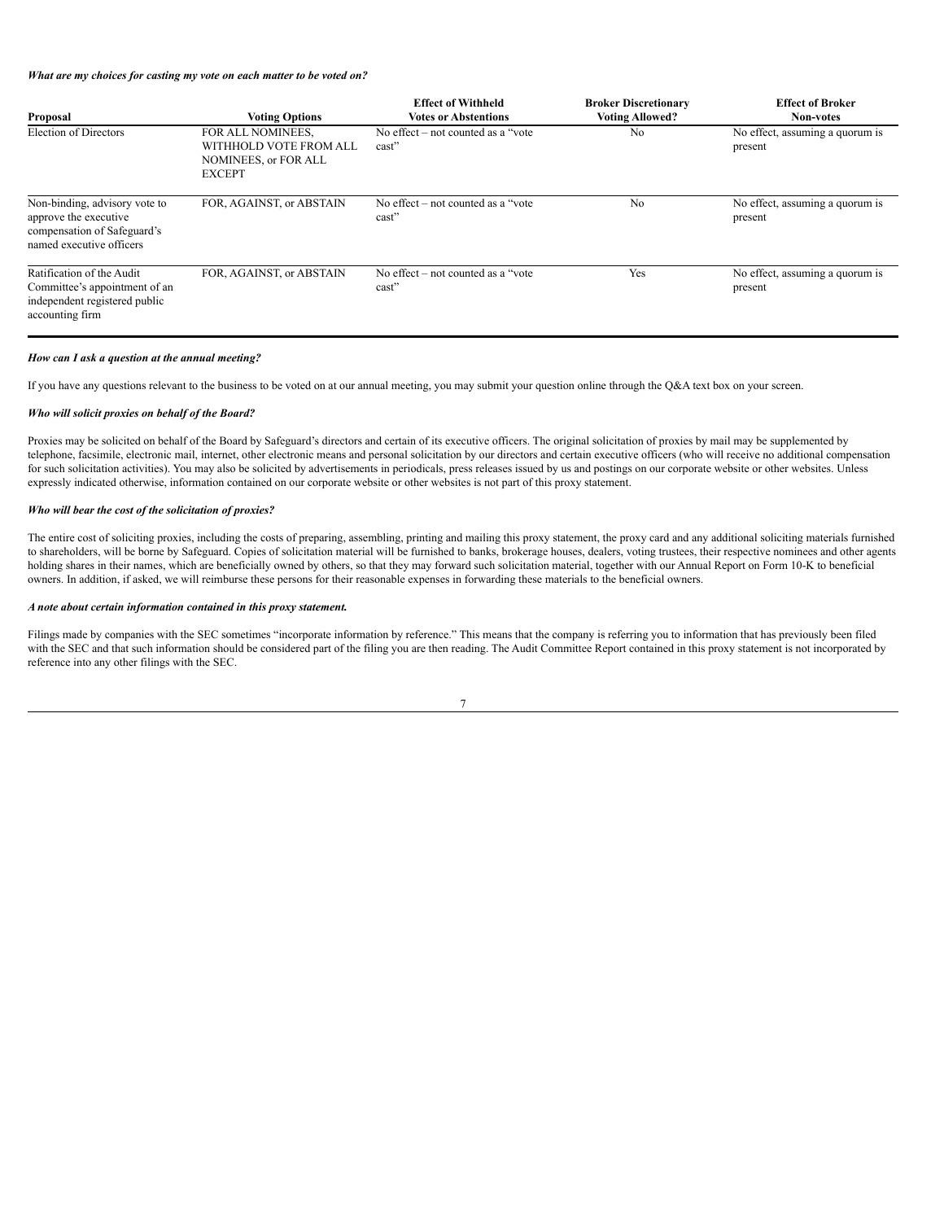***What are my choices for casting my vote on each matter to be voted on?***

| Proposal | Voting Options | Effect of Withheld Votes or Abstentions | Broker Discretionary Voting Allowed? | Effect of Broker Non-votes |
|---|---|---|---|---|
| Election of Directors | FOR ALL NOMINEES, WITHHOLD VOTE FROM ALL NOMINEES, or FOR ALL EXCEPT | No effect – not counted as a "vote cast" | No | No effect, assuming a quorum is present |
| Non-binding, advisory vote to approve the executive compensation of Safeguard's named executive officers | FOR, AGAINST, or ABSTAIN | No effect – not counted as a "vote cast" | No | No effect, assuming a quorum is present |
| Ratification of the Audit Committee's appointment of an independent registered public accounting firm | FOR, AGAINST, or ABSTAIN | No effect – not counted as a "vote cast" | Yes | No effect, assuming a quorum is present |

***How can I ask a question at the annual meeting?***

If you have any questions relevant to the business to be voted on at our annual meeting, you may submit your question online through the Q&A text box on your screen.

***Who will solicit proxies on behalf of the Board?***

Proxies may be solicited on behalf of the Board by Safeguard's directors and certain of its executive officers. The original solicitation of proxies by mail may be supplemented by telephone, facsimile, electronic mail, internet, other electronic means and personal solicitation by our directors and certain executive officers (who will receive no additional compensation for such solicitation activities). You may also be solicited by advertisements in periodicals, press releases issued by us and postings on our corporate website or other websites. Unless expressly indicated otherwise, information contained on our corporate website or other websites is not part of this proxy statement.

***Who will bear the cost of the solicitation of proxies?***

The entire cost of soliciting proxies, including the costs of preparing, assembling, printing and mailing this proxy statement, the proxy card and any additional soliciting materials furnished to shareholders, will be borne by Safeguard. Copies of solicitation material will be furnished to banks, brokerage houses, dealers, voting trustees, their respective nominees and other agents holding shares in their names, which are beneficially owned by others, so that they may forward such solicitation material, together with our Annual Report on Form 10-K to beneficial owners. In addition, if asked, we will reimburse these persons for their reasonable expenses in forwarding these materials to the beneficial owners.

***A note about certain information contained in this proxy statement.***

Filings made by companies with the SEC sometimes "incorporate information by reference." This means that the company is referring you to information that has previously been filed with the SEC and that such information should be considered part of the filing you are then reading. The Audit Committee Report contained in this proxy statement is not incorporated by reference into any other filings with the SEC.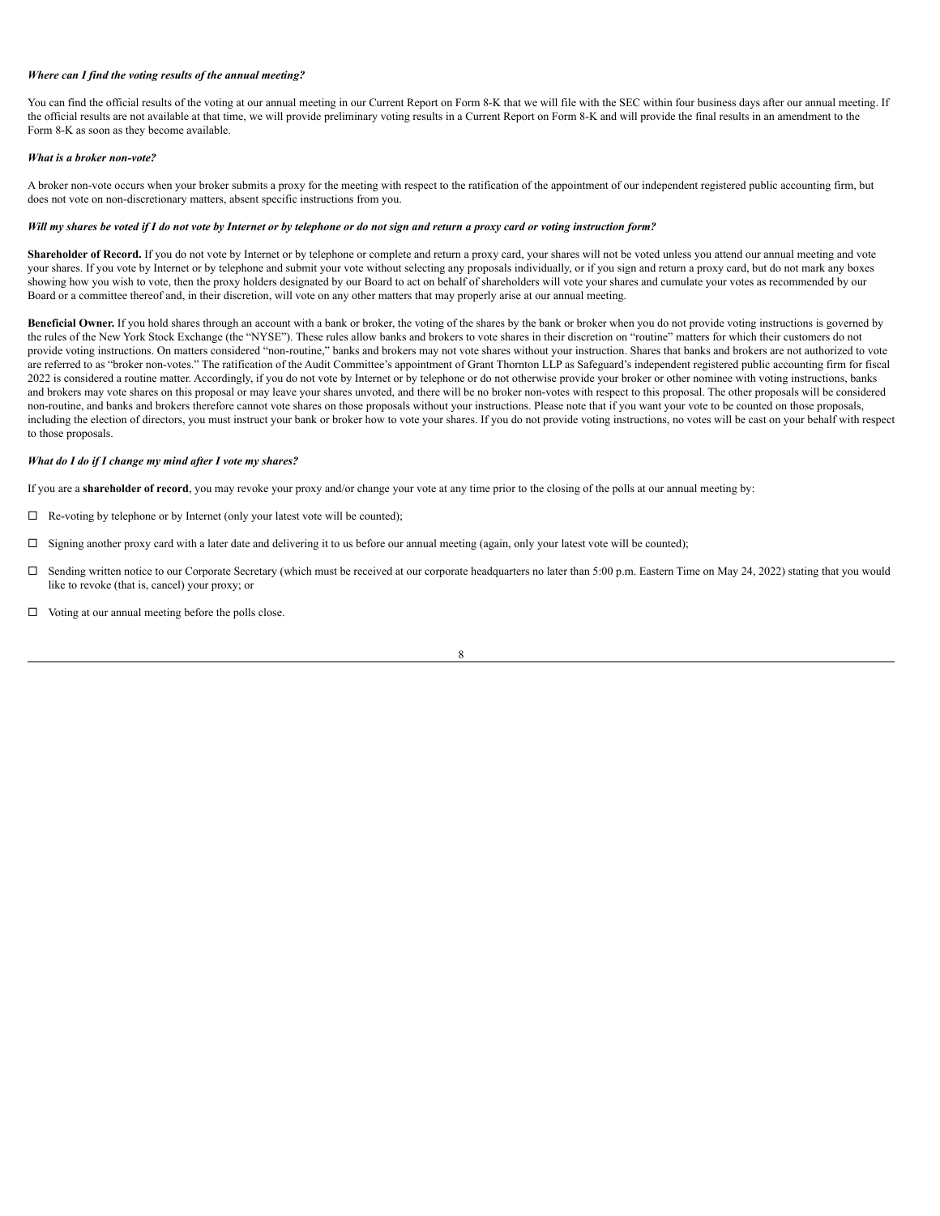***Where can I find the voting results of the annual meeting?***

You can find the official results of the voting at our annual meeting in our Current Report on Form 8-K that we will file with the SEC within four business days after our annual meeting. If the official results are not available at that time, we will provide preliminary voting results in a Current Report on Form 8-K and will provide the final results in an amendment to the Form 8-K as soon as they become available.

***What is a broker non-vote?***

A broker non-vote occurs when your broker submits a proxy for the meeting with respect to the ratification of the appointment of our independent registered public accounting firm, but does not vote on non-discretionary matters, absent specific instructions from you.

***Will my shares be voted if I do not vote by Internet or by telephone or do not sign and return a proxy card or voting instruction form?***

**Shareholder of Record.** If you do not vote by Internet or by telephone or complete and return a proxy card, your shares will not be voted unless you attend our annual meeting and vote your shares. If you vote by Internet or by telephone and submit your vote without selecting any proposals individually, or if you sign and return a proxy card, but do not mark any boxes showing how you wish to vote, then the proxy holders designated by our Board to act on behalf of shareholders will vote your shares and cumulate your votes as recommended by our Board or a committee thereof and, in their discretion, will vote on any other matters that may properly arise at our annual meeting.

**Beneficial Owner.** If you hold shares through an account with a bank or broker, the voting of the shares by the bank or broker when you do not provide voting instructions is governed by the rules of the New York Stock Exchange (the "NYSE"). These rules allow banks and brokers to vote shares in their discretion on "routine" matters for which their customers do not provide voting instructions. On matters considered "non-routine," banks and brokers may not vote shares without your instruction. Shares that banks and brokers are not authorized to vote are referred to as "broker non-votes." The ratification of the Audit Committee's appointment of Grant Thornton LLP as Safeguard's independent registered public accounting firm for fiscal 2022 is considered a routine matter. Accordingly, if you do not vote by Internet or by telephone or do not otherwise provide your broker or other nominee with voting instructions, banks and brokers may vote shares on this proposal or may leave your shares unvoted, and there will be no broker non-votes with respect to this proposal. The other proposals will be considered non-routine, and banks and brokers therefore cannot vote shares on those proposals without your instructions. Please note that if you want your vote to be counted on those proposals, including the election of directors, you must instruct your bank or broker how to vote your shares. If you do not provide voting instructions, no votes will be cast on your behalf with respect to those proposals.

***What do I do if I change my mind after I vote my shares?***

If you are a **shareholder of record**, you may revoke your proxy and/or change your vote at any time prior to the closing of the polls at our annual meeting by:

- Re-voting by telephone or by Internet (only your latest vote will be counted);
- Signing another proxy card with a later date and delivering it to us before our annual meeting (again, only your latest vote will be counted);
- Sending written notice to our Corporate Secretary (which must be received at our corporate headquarters no later than 5:00 p.m. Eastern Time on May 24, 2022) stating that you would like to revoke (that is, cancel) your proxy; or
- Voting at our annual meeting before the polls close.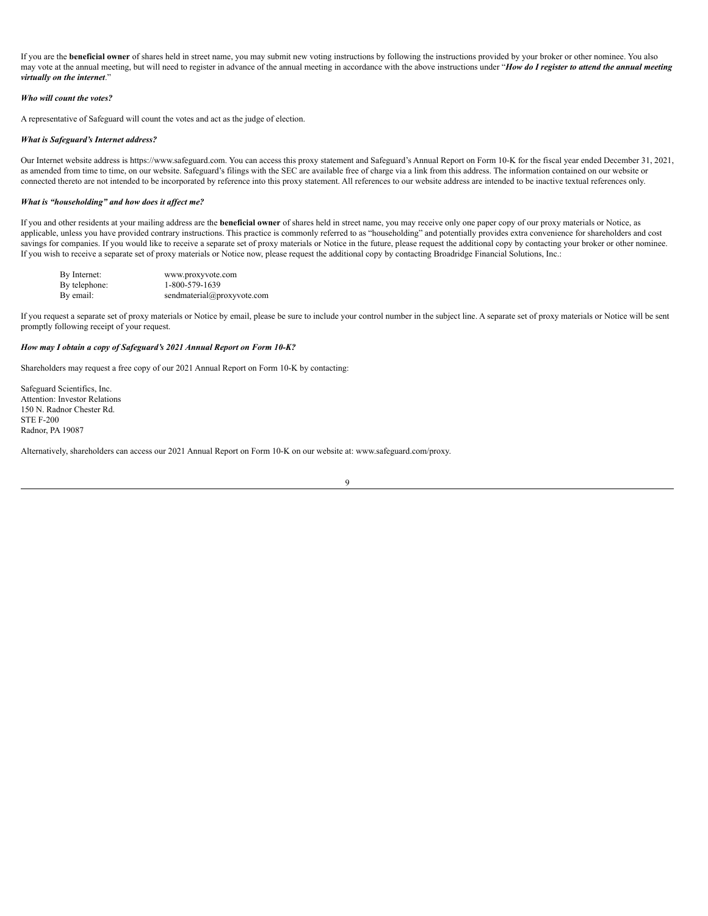If you are the **beneficial owner** of shares held in street name, you may submit new voting instructions by following the instructions provided by your broker or other nominee. You also may vote at the annual meeting, but will need to register in advance of the annual meeting in accordance with the above instructions under "***How do I register to attend the annual meeting virtually on the internet***."

***Who will count the votes?***

A representative of Safeguard will count the votes and act as the judge of election.

***What is Safeguard's Internet address?***

Our Internet website address is https://www.safeguard.com. You can access this proxy statement and Safeguard's Annual Report on Form 10-K for the fiscal year ended December 31, 2021, as amended from time to time, on our website. Safeguard's filings with the SEC are available free of charge via a link from this address. The information contained on our website or connected thereto are not intended to be incorporated by reference into this proxy statement. All references to our website address are intended to be inactive textual references only.

***What is "householding" and how does it affect me?***

If you and other residents at your mailing address are the **beneficial owner** of shares held in street name, you may receive only one paper copy of our proxy materials or Notice, as applicable, unless you have provided contrary instructions. This practice is commonly referred to as "householding" and potentially provides extra convenience for shareholders and cost savings for companies. If you would like to receive a separate set of proxy materials or Notice in the future, please request the additional copy by contacting your broker or other nominee. If you wish to receive a separate set of proxy materials or Notice now, please request the additional copy by contacting Broadridge Financial Solutions, Inc.:

| | |
|---|---|
| By Internet: | www.proxyvote.com |
| By telephone: | 1-800-579-1639 |
| By email: | sendmaterial@proxyvote.com |

If you request a separate set of proxy materials or Notice by email, please be sure to include your control number in the subject line. A separate set of proxy materials or Notice will be sent promptly following receipt of your request.

***How may I obtain a copy of Safeguard's 2021 Annual Report on Form 10-K?***

Shareholders may request a free copy of our 2021 Annual Report on Form 10-K by contacting:

Safeguard Scientifics, Inc.
Attention: Investor Relations
150 N. Radnor Chester Rd.
STE F-200
Radnor, PA 19087

Alternatively, shareholders can access our 2021 Annual Report on Form 10-K on our website at: www.safeguard.com/proxy.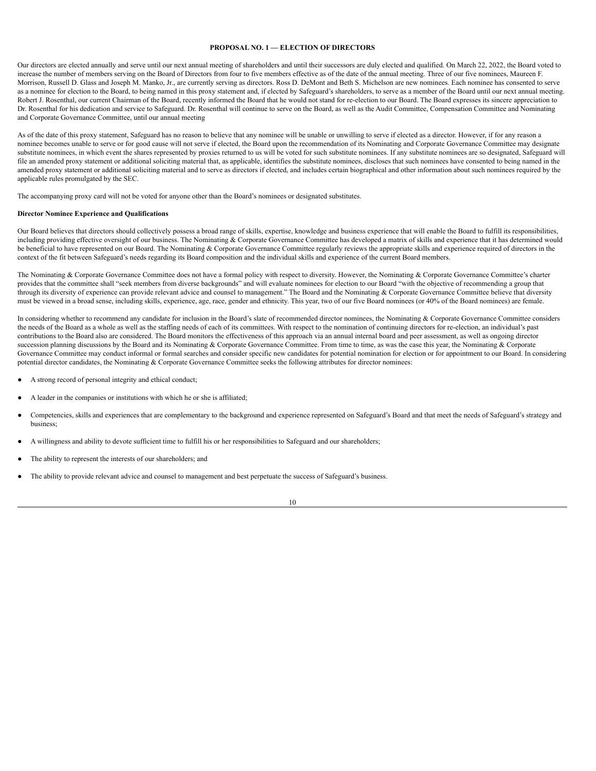## PROPOSAL NO. 1 — ELECTION OF DIRECTORS

Our directors are elected annually and serve until our next annual meeting of shareholders and until their successors are duly elected and qualified. On March 22, 2022, the Board voted to increase the number of members serving on the Board of Directors from four to five members effective as of the date of the annual meeting. Three of our five nominees, Maureen F. Morrison, Russell D. Glass and Joseph M. Manko, Jr., are currently serving as directors. Ross D. DeMont and Beth S. Michelson are new nominees. Each nominee has consented to serve as a nominee for election to the Board, to being named in this proxy statement and, if elected by Safeguard's shareholders, to serve as a member of the Board until our next annual meeting. Robert J. Rosenthal, our current Chairman of the Board, recently informed the Board that he would not stand for re-election to our Board. The Board expresses its sincere appreciation to Dr. Rosenthal for his dedication and service to Safeguard. Dr. Rosenthal will continue to serve on the Board, as well as the Audit Committee, Compensation Committee and Nominating and Corporate Governance Committee, until our annual meeting

As of the date of this proxy statement, Safeguard has no reason to believe that any nominee will be unable or unwilling to serve if elected as a director. However, if for any reason a nominee becomes unable to serve or for good cause will not serve if elected, the Board upon the recommendation of its Nominating and Corporate Governance Committee may designate substitute nominees, in which event the shares represented by proxies returned to us will be voted for such substitute nominees. If any substitute nominees are so designated, Safeguard will file an amended proxy statement or additional soliciting material that, as applicable, identifies the substitute nominees, discloses that such nominees have consented to being named in the amended proxy statement or additional soliciting material and to serve as directors if elected, and includes certain biographical and other information about such nominees required by the applicable rules promulgated by the SEC.

The accompanying proxy card will not be voted for anyone other than the Board's nominees or designated substitutes.

**Director Nominee Experience and Qualifications**

Our Board believes that directors should collectively possess a broad range of skills, expertise, knowledge and business experience that will enable the Board to fulfill its responsibilities, including providing effective oversight of our business. The Nominating & Corporate Governance Committee has developed a matrix of skills and experience that it has determined would be beneficial to have represented on our Board. The Nominating & Corporate Governance Committee regularly reviews the appropriate skills and experience required of directors in the context of the fit between Safeguard's needs regarding its Board composition and the individual skills and experience of the current Board members.

The Nominating & Corporate Governance Committee does not have a formal policy with respect to diversity. However, the Nominating & Corporate Governance Committee's charter provides that the committee shall "seek members from diverse backgrounds" and will evaluate nominees for election to our Board "with the objective of recommending a group that through its diversity of experience can provide relevant advice and counsel to management." The Board and the Nominating & Corporate Governance Committee believe that diversity must be viewed in a broad sense, including skills, experience, age, race, gender and ethnicity. This year, two of our five Board nominees (or 40% of the Board nominees) are female.

In considering whether to recommend any candidate for inclusion in the Board's slate of recommended director nominees, the Nominating & Corporate Governance Committee considers the needs of the Board as a whole as well as the staffing needs of each of its committees. With respect to the nomination of continuing directors for re-election, an individual's past contributions to the Board also are considered. The Board monitors the effectiveness of this approach via an annual internal board and peer assessment, as well as ongoing director succession planning discussions by the Board and its Nominating & Corporate Governance Committee. From time to time, as was the case this year, the Nominating & Corporate Governance Committee may conduct informal or formal searches and consider specific new candidates for potential nomination for election or for appointment to our Board. In considering potential director candidates, the Nominating & Corporate Governance Committee seeks the following attributes for director nominees:

- A strong record of personal integrity and ethical conduct;
- A leader in the companies or institutions with which he or she is affiliated;
- Competencies, skills and experiences that are complementary to the background and experience represented on Safeguard's Board and that meet the needs of Safeguard's strategy and business;
- A willingness and ability to devote sufficient time to fulfill his or her responsibilities to Safeguard and our shareholders;
- The ability to represent the interests of our shareholders; and
- The ability to provide relevant advice and counsel to management and best perpetuate the success of Safeguard's business.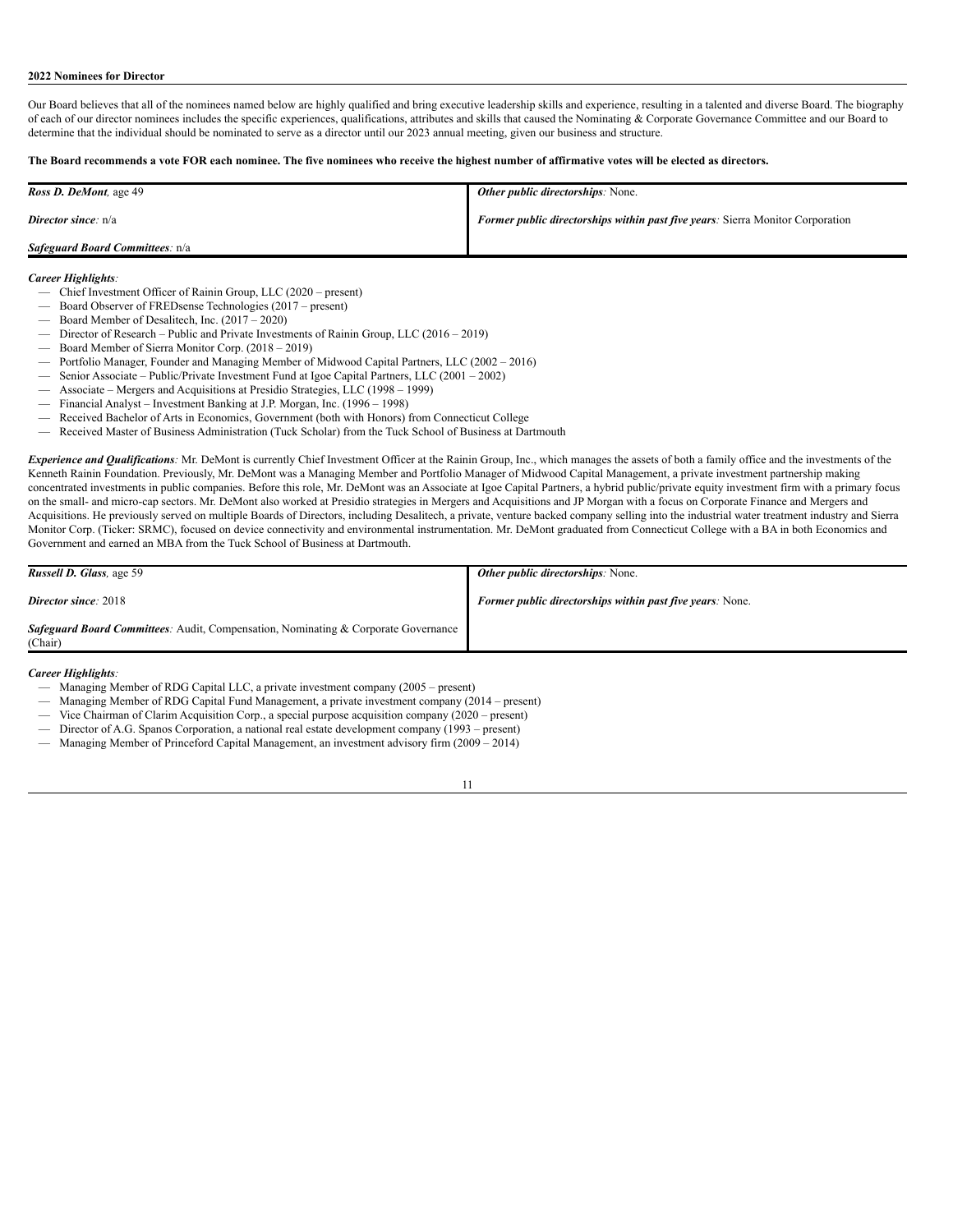**2022 Nominees for Director**

Our Board believes that all of the nominees named below are highly qualified and bring executive leadership skills and experience, resulting in a talented and diverse Board. The biography of each of our director nominees includes the specific experiences, qualifications, attributes and skills that caused the Nominating & Corporate Governance Committee and our Board to determine that the individual should be nominated to serve as a director until our 2023 annual meeting, given our business and structure.

**The Board recommends a vote FOR each nominee. The five nominees who receive the highest number of affirmative votes will be elected as directors.**

| | |
|---|---|
| ***Ross D. DeMont****,* age 49 | ***Other public directorships****:* None. |
| ***Director since****:* n/a | ***Former public directorships within past five years****:* Sierra Monitor Corporation |
| ***Safeguard Board Committees****:* n/a | |

***Career Highlights****:*

- Chief Investment Officer of Rainin Group, LLC (2020 – present)
- Board Observer of FREDsense Technologies (2017 – present)
- Board Member of Desalitech, Inc. (2017 – 2020)
- Director of Research – Public and Private Investments of Rainin Group, LLC (2016 – 2019)
- Board Member of Sierra Monitor Corp. (2018 – 2019)
- Portfolio Manager, Founder and Managing Member of Midwood Capital Partners, LLC (2002 – 2016)
- Senior Associate – Public/Private Investment Fund at Igoe Capital Partners, LLC (2001 – 2002)
- Associate – Mergers and Acquisitions at Presidio Strategies, LLC (1998 – 1999)
- Financial Analyst – Investment Banking at J.P. Morgan, Inc. (1996 – 1998)
- Received Bachelor of Arts in Economics, Government (both with Honors) from Connecticut College
- Received Master of Business Administration (Tuck Scholar) from the Tuck School of Business at Dartmouth

***Experience and Qualifications****:* Mr. DeMont is currently Chief Investment Officer at the Rainin Group, Inc., which manages the assets of both a family office and the investments of the Kenneth Rainin Foundation. Previously, Mr. DeMont was a Managing Member and Portfolio Manager of Midwood Capital Management, a private investment partnership making concentrated investments in public companies. Before this role, Mr. DeMont was an Associate at Igoe Capital Partners, a hybrid public/private equity investment firm with a primary focus on the small- and micro-cap sectors. Mr. DeMont also worked at Presidio strategies in Mergers and Acquisitions and JP Morgan with a focus on Corporate Finance and Mergers and Acquisitions. He previously served on multiple Boards of Directors, including Desalitech, a private, venture backed company selling into the industrial water treatment industry and Sierra Monitor Corp. (Ticker: SRMC), focused on device connectivity and environmental instrumentation. Mr. DeMont graduated from Connecticut College with a BA in both Economics and Government and earned an MBA from the Tuck School of Business at Dartmouth.

| | |
|---|---|
| ***Russell D. Glass****,* age 59 | ***Other public directorships****:* None. |
| ***Director since****:* 2018 | ***Former public directorships within past five years****:* None. |
| ***Safeguard Board Committees****:* Audit, Compensation, Nominating & Corporate Governance (Chair) | |

***Career Highlights****:*

- Managing Member of RDG Capital LLC, a private investment company (2005 – present)
- Managing Member of RDG Capital Fund Management, a private investment company (2014 – present)
- Vice Chairman of Clarim Acquisition Corp., a special purpose acquisition company (2020 – present)
- Director of A.G. Spanos Corporation, a national real estate development company (1993 – present)
- Managing Member of Princeford Capital Management, an investment advisory firm (2009 – 2014)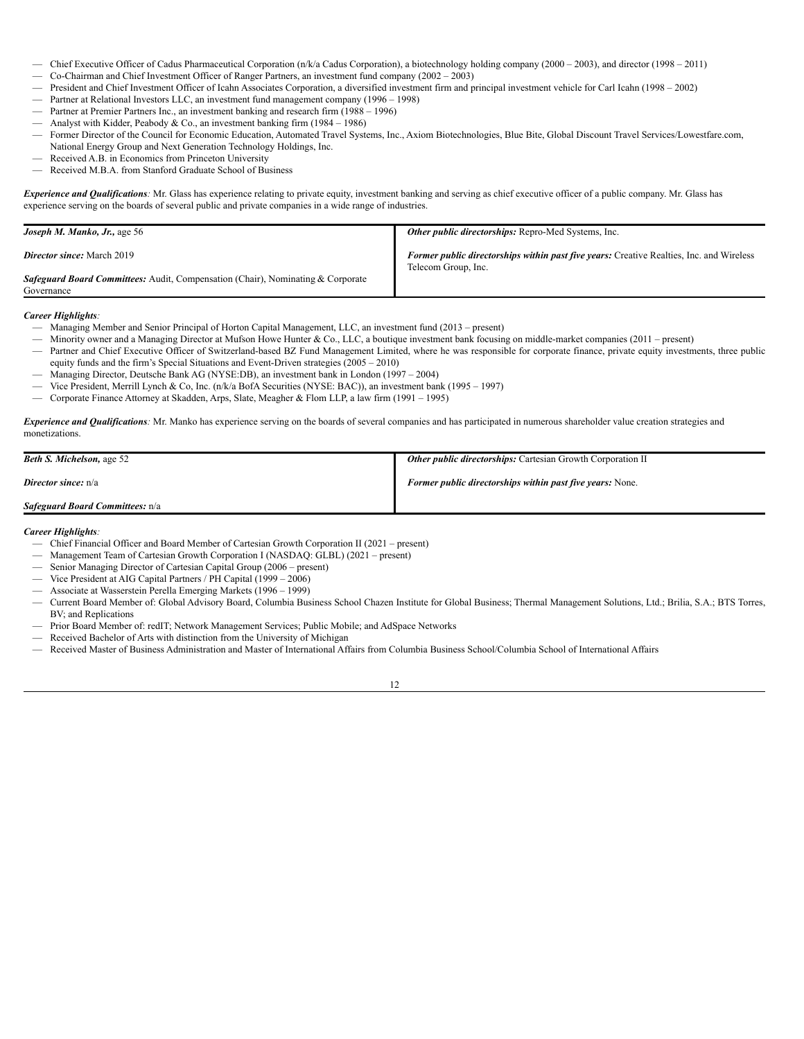- Chief Executive Officer of Cadus Pharmaceutical Corporation (n/k/a Cadus Corporation), a biotechnology holding company (2000 – 2003), and director (1998 – 2011)
- Co-Chairman and Chief Investment Officer of Ranger Partners, an investment fund company (2002 – 2003)
- President and Chief Investment Officer of Icahn Associates Corporation, a diversified investment firm and principal investment vehicle for Carl Icahn (1998 – 2002)
- Partner at Relational Investors LLC, an investment fund management company (1996 – 1998)
- Partner at Premier Partners Inc., an investment banking and research firm (1988 – 1996)
- Analyst with Kidder, Peabody & Co., an investment banking firm (1984 – 1986)
- Former Director of the Council for Economic Education, Automated Travel Systems, Inc., Axiom Biotechnologies, Blue Bite, Global Discount Travel Services/Lowestfare.com, National Energy Group and Next Generation Technology Holdings, Inc.
- Received A.B. in Economics from Princeton University
- Received M.B.A. from Stanford Graduate School of Business

***Experience and Qualifications:*** Mr. Glass has experience relating to private equity, investment banking and serving as chief executive officer of a public company. Mr. Glass has experience serving on the boards of several public and private companies in a wide range of industries.

| | |
|---|---|
| ***Joseph M. Manko, Jr.,*** age 56 | ***Other public directorships:*** Repro-Med Systems, Inc. |
| ***Director since:*** March 2019 | ***Former public directorships within past five years:*** Creative Realties, Inc. and Wireless Telecom Group, Inc. |
| ***Safeguard Board Committees:*** Audit, Compensation (Chair), Nominating & Corporate Governance | |

***Career Highlights:***

- Managing Member and Senior Principal of Horton Capital Management, LLC, an investment fund (2013 – present)
- Minority owner and a Managing Director at Mufson Howe Hunter & Co., LLC, a boutique investment bank focusing on middle-market companies (2011 – present)
- Partner and Chief Executive Officer of Switzerland-based BZ Fund Management Limited, where he was responsible for corporate finance, private equity investments, three public equity funds and the firm's Special Situations and Event-Driven strategies (2005 – 2010)
- Managing Director, Deutsche Bank AG (NYSE:DB), an investment bank in London (1997 – 2004)
- Vice President, Merrill Lynch & Co, Inc. (n/k/a BofA Securities (NYSE: BAC)), an investment bank (1995 – 1997)
- Corporate Finance Attorney at Skadden, Arps, Slate, Meagher & Flom LLP, a law firm (1991 – 1995)

***Experience and Qualifications:*** Mr. Manko has experience serving on the boards of several companies and has participated in numerous shareholder value creation strategies and monetizations.

| | |
|---|---|
| ***Beth S. Michelson,*** age 52 | ***Other public directorships:*** Cartesian Growth Corporation II |
| ***Director since:*** n/a | ***Former public directorships within past five years:*** None. |
| ***Safeguard Board Committees:*** n/a | |

***Career Highlights:***

- Chief Financial Officer and Board Member of Cartesian Growth Corporation II (2021 – present)
- Management Team of Cartesian Growth Corporation I (NASDAQ: GLBL) (2021 – present)
- Senior Managing Director of Cartesian Capital Group (2006 – present)
- Vice President at AIG Capital Partners / PH Capital (1999 – 2006)
- Associate at Wasserstein Perella Emerging Markets (1996 – 1999)
- Current Board Member of: Global Advisory Board, Columbia Business School Chazen Institute for Global Business; Thermal Management Solutions, Ltd.; Brilia, S.A.; BTS Torres, BV; and Replications
- Prior Board Member of: redIT; Network Management Services; Public Mobile; and AdSpace Networks
- Received Bachelor of Arts with distinction from the University of Michigan
- Received Master of Business Administration and Master of International Affairs from Columbia Business School/Columbia School of International Affairs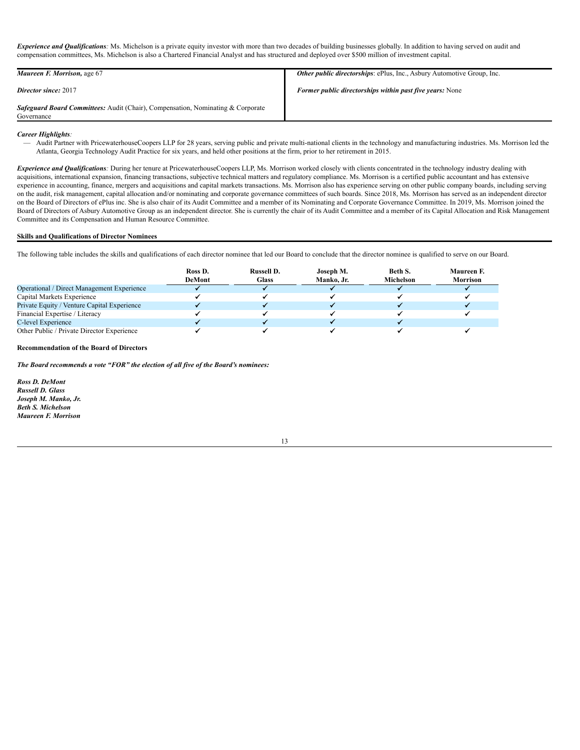***Experience and Qualifications:*** Ms. Michelson is a private equity investor with more than two decades of building businesses globally. In addition to having served on audit and compensation committees, Ms. Michelson is also a Chartered Financial Analyst and has structured and deployed over $500 million of investment capital.

| ***Maureen F. Morrison,*** age 67 | ***Other public directorships***: ePlus, Inc., Asbury Automotive Group, Inc. |
|---|---|
| ***Director since:*** 2017 | ***Former public directorships within past five years:*** None |
| ***Safeguard Board Committees:*** Audit (Chair), Compensation, Nominating & Corporate Governance | |

***Career Highlights:***

— Audit Partner with PricewaterhouseCoopers LLP for 28 years, serving public and private multi-national clients in the technology and manufacturing industries. Ms. Morrison led the Atlanta, Georgia Technology Audit Practice for six years, and held other positions at the firm, prior to her retirement in 2015.

***Experience and Qualifications:*** During her tenure at PricewaterhouseCoopers LLP, Ms. Morrison worked closely with clients concentrated in the technology industry dealing with acquisitions, international expansion, financing transactions, subjective technical matters and regulatory compliance. Ms. Morrison is a certified public accountant and has extensive experience in accounting, finance, mergers and acquisitions and capital markets transactions. Ms. Morrison also has experience serving on other public company boards, including serving on the audit, risk management, capital allocation and/or nominating and corporate governance committees of such boards. Since 2018, Ms. Morrison has served as an independent director on the Board of Directors of ePlus inc. She is also chair of its Audit Committee and a member of its Nominating and Corporate Governance Committee. In 2019, Ms. Morrison joined the Board of Directors of Asbury Automotive Group as an independent director. She is currently the chair of its Audit Committee and a member of its Capital Allocation and Risk Management Committee and its Compensation and Human Resource Committee.

**Skills and Qualifications of Director Nominees**

The following table includes the skills and qualifications of each director nominee that led our Board to conclude that the director nominee is qualified to serve on our Board.

| | Ross D. DeMont | Russell D. Glass | Joseph M. Manko, Jr. | Beth S. Michelson | Maureen F. Morrison |
|---|---|---|---|---|---|
| Operational / Direct Management Experience | ✔ | ✔ | ✔ | ✔ | ✔ |
| Capital Markets Experience | ✔ | ✔ | ✔ | ✔ | ✔ |
| Private Equity / Venture Capital Experience | ✔ | ✔ | ✔ | ✔ | ✔ |
| Financial Expertise / Literacy | ✔ | ✔ | ✔ | ✔ | ✔ |
| C-level Experience | ✔ | ✔ | ✔ | ✔ | |
| Other Public / Private Director Experience | ✔ | ✔ | ✔ | ✔ | ✔ |

**Recommendation of the Board of Directors**

***The Board recommends a vote "FOR" the election of all five of the Board's nominees:***

***Ross D. DeMont***
***Russell D. Glass***
***Joseph M. Manko, Jr.***
***Beth S. Michelson***
***Maureen F. Morrison***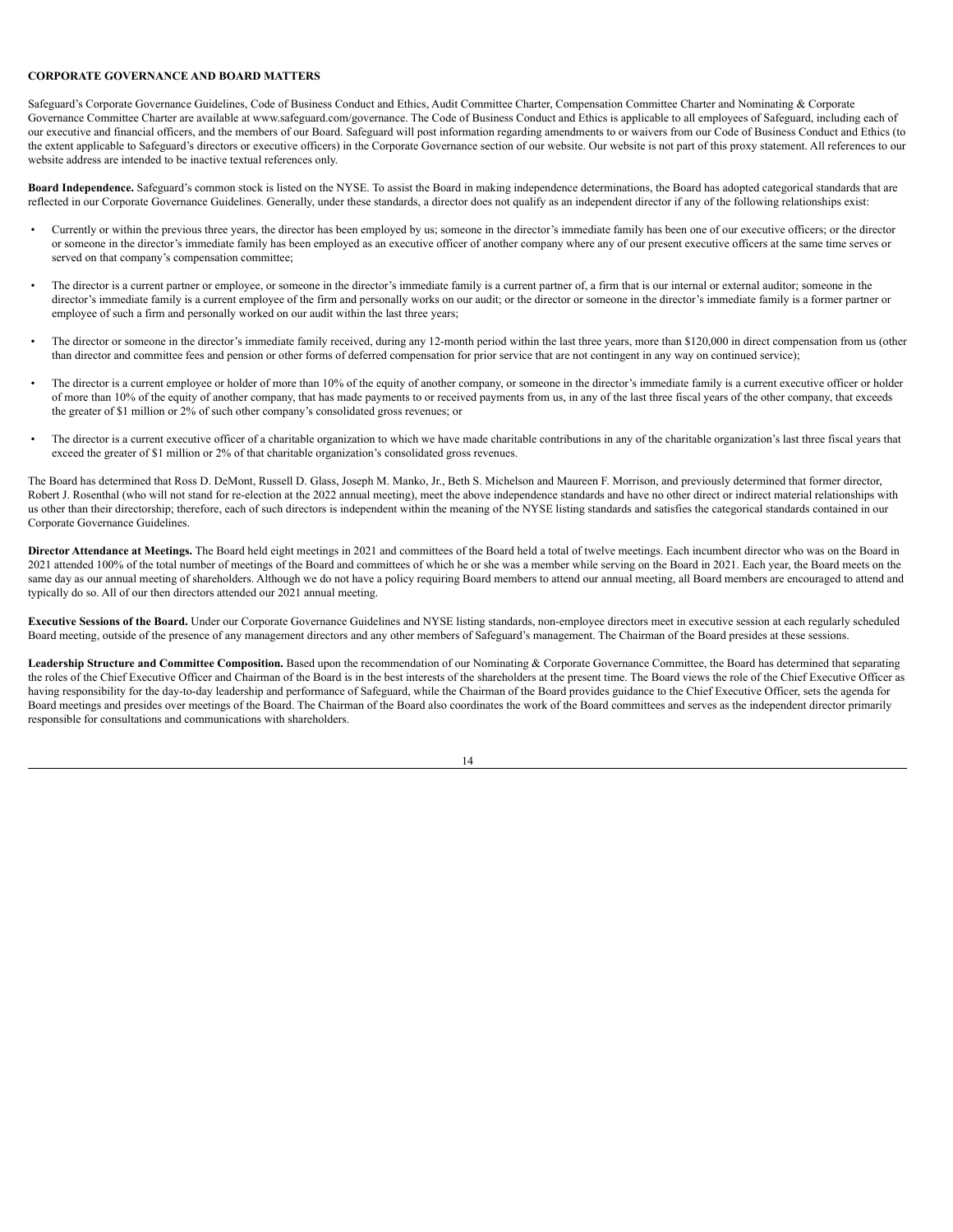**CORPORATE GOVERNANCE AND BOARD MATTERS**

Safeguard's Corporate Governance Guidelines, Code of Business Conduct and Ethics, Audit Committee Charter, Compensation Committee Charter and Nominating & Corporate Governance Committee Charter are available at www.safeguard.com/governance. The Code of Business Conduct and Ethics is applicable to all employees of Safeguard, including each of our executive and financial officers, and the members of our Board. Safeguard will post information regarding amendments to or waivers from our Code of Business Conduct and Ethics (to the extent applicable to Safeguard's directors or executive officers) in the Corporate Governance section of our website. Our website is not part of this proxy statement. All references to our website address are intended to be inactive textual references only.

**Board Independence.** Safeguard's common stock is listed on the NYSE. To assist the Board in making independence determinations, the Board has adopted categorical standards that are reflected in our Corporate Governance Guidelines. Generally, under these standards, a director does not qualify as an independent director if any of the following relationships exist:

- Currently or within the previous three years, the director has been employed by us; someone in the director's immediate family has been one of our executive officers; or the director or someone in the director's immediate family has been employed as an executive officer of another company where any of our present executive officers at the same time serves or served on that company's compensation committee;
- The director is a current partner or employee, or someone in the director's immediate family is a current partner of, a firm that is our internal or external auditor; someone in the director's immediate family is a current employee of the firm and personally works on our audit; or the director or someone in the director's immediate family is a former partner or employee of such a firm and personally worked on our audit within the last three years;
- The director or someone in the director's immediate family received, during any 12-month period within the last three years, more than $120,000 in direct compensation from us (other than director and committee fees and pension or other forms of deferred compensation for prior service that are not contingent in any way on continued service);
- The director is a current employee or holder of more than 10% of the equity of another company, or someone in the director's immediate family is a current executive officer or holder of more than 10% of the equity of another company, that has made payments to or received payments from us, in any of the last three fiscal years of the other company, that exceeds the greater of $1 million or 2% of such other company's consolidated gross revenues; or
- The director is a current executive officer of a charitable organization to which we have made charitable contributions in any of the charitable organization's last three fiscal years that exceed the greater of $1 million or 2% of that charitable organization's consolidated gross revenues.

The Board has determined that Ross D. DeMont, Russell D. Glass, Joseph M. Manko, Jr., Beth S. Michelson and Maureen F. Morrison, and previously determined that former director, Robert J. Rosenthal (who will not stand for re-election at the 2022 annual meeting), meet the above independence standards and have no other direct or indirect material relationships with us other than their directorship; therefore, each of such directors is independent within the meaning of the NYSE listing standards and satisfies the categorical standards contained in our Corporate Governance Guidelines.

**Director Attendance at Meetings.** The Board held eight meetings in 2021 and committees of the Board held a total of twelve meetings. Each incumbent director who was on the Board in 2021 attended 100% of the total number of meetings of the Board and committees of which he or she was a member while serving on the Board in 2021. Each year, the Board meets on the same day as our annual meeting of shareholders. Although we do not have a policy requiring Board members to attend our annual meeting, all Board members are encouraged to attend and typically do so. All of our then directors attended our 2021 annual meeting.

**Executive Sessions of the Board.** Under our Corporate Governance Guidelines and NYSE listing standards, non-employee directors meet in executive session at each regularly scheduled Board meeting, outside of the presence of any management directors and any other members of Safeguard's management. The Chairman of the Board presides at these sessions.

**Leadership Structure and Committee Composition.** Based upon the recommendation of our Nominating & Corporate Governance Committee, the Board has determined that separating the roles of the Chief Executive Officer and Chairman of the Board is in the best interests of the shareholders at the present time. The Board views the role of the Chief Executive Officer as having responsibility for the day-to-day leadership and performance of Safeguard, while the Chairman of the Board provides guidance to the Chief Executive Officer, sets the agenda for Board meetings and presides over meetings of the Board. The Chairman of the Board also coordinates the work of the Board committees and serves as the independent director primarily responsible for consultations and communications with shareholders.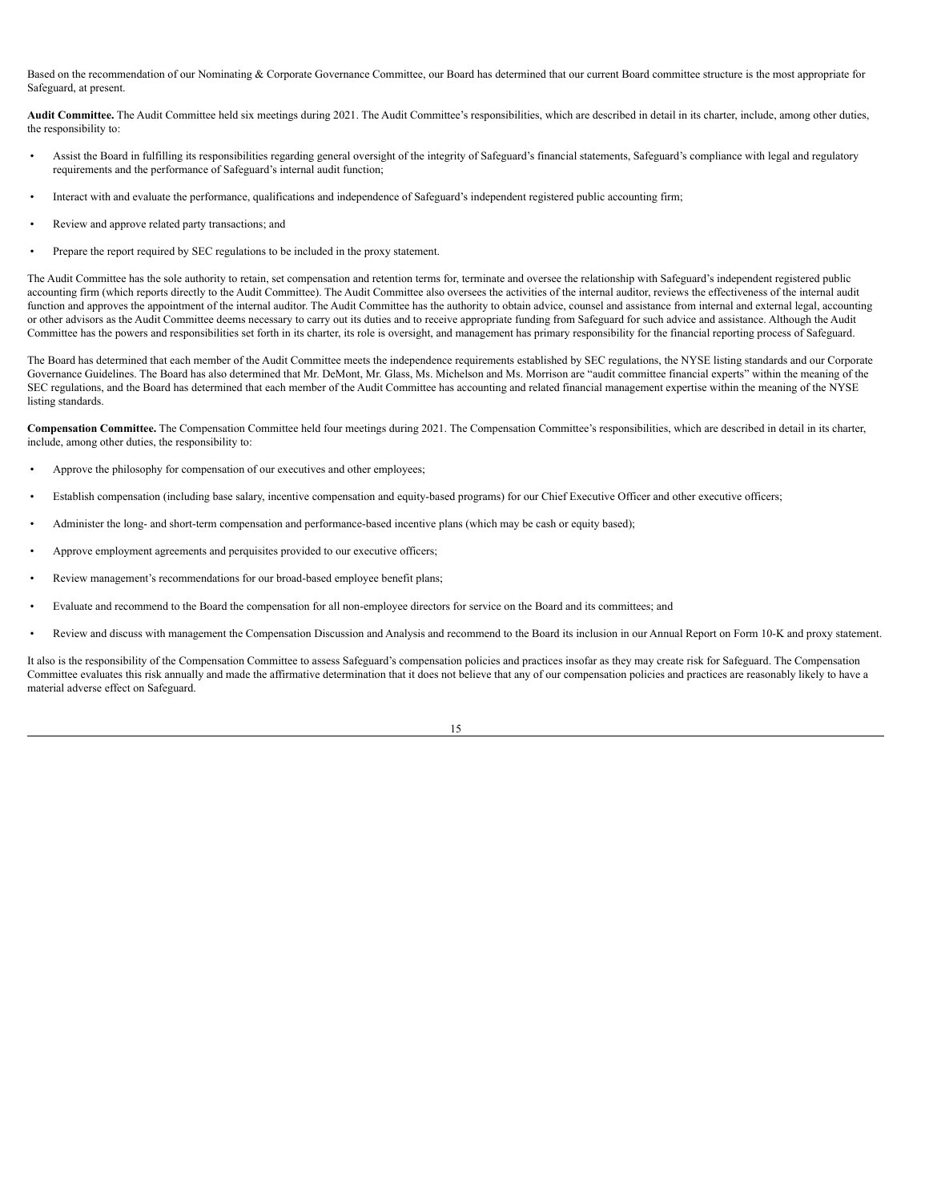Based on the recommendation of our Nominating & Corporate Governance Committee, our Board has determined that our current Board committee structure is the most appropriate for Safeguard, at present.

**Audit Committee.** The Audit Committee held six meetings during 2021. The Audit Committee's responsibilities, which are described in detail in its charter, include, among other duties, the responsibility to:

- Assist the Board in fulfilling its responsibilities regarding general oversight of the integrity of Safeguard's financial statements, Safeguard's compliance with legal and regulatory requirements and the performance of Safeguard's internal audit function;
- Interact with and evaluate the performance, qualifications and independence of Safeguard's independent registered public accounting firm;
- Review and approve related party transactions; and
- Prepare the report required by SEC regulations to be included in the proxy statement.

The Audit Committee has the sole authority to retain, set compensation and retention terms for, terminate and oversee the relationship with Safeguard's independent registered public accounting firm (which reports directly to the Audit Committee). The Audit Committee also oversees the activities of the internal auditor, reviews the effectiveness of the internal audit function and approves the appointment of the internal auditor. The Audit Committee has the authority to obtain advice, counsel and assistance from internal and external legal, accounting or other advisors as the Audit Committee deems necessary to carry out its duties and to receive appropriate funding from Safeguard for such advice and assistance. Although the Audit Committee has the powers and responsibilities set forth in its charter, its role is oversight, and management has primary responsibility for the financial reporting process of Safeguard.

The Board has determined that each member of the Audit Committee meets the independence requirements established by SEC regulations, the NYSE listing standards and our Corporate Governance Guidelines. The Board has also determined that Mr. DeMont, Mr. Glass, Ms. Michelson and Ms. Morrison are "audit committee financial experts" within the meaning of the SEC regulations, and the Board has determined that each member of the Audit Committee has accounting and related financial management expertise within the meaning of the NYSE listing standards.

**Compensation Committee.** The Compensation Committee held four meetings during 2021. The Compensation Committee's responsibilities, which are described in detail in its charter, include, among other duties, the responsibility to:

- Approve the philosophy for compensation of our executives and other employees;
- Establish compensation (including base salary, incentive compensation and equity-based programs) for our Chief Executive Officer and other executive officers;
- Administer the long- and short-term compensation and performance-based incentive plans (which may be cash or equity based);
- Approve employment agreements and perquisites provided to our executive officers;
- Review management's recommendations for our broad-based employee benefit plans;
- Evaluate and recommend to the Board the compensation for all non-employee directors for service on the Board and its committees; and
- Review and discuss with management the Compensation Discussion and Analysis and recommend to the Board its inclusion in our Annual Report on Form 10-K and proxy statement.

It also is the responsibility of the Compensation Committee to assess Safeguard's compensation policies and practices insofar as they may create risk for Safeguard. The Compensation Committee evaluates this risk annually and made the affirmative determination that it does not believe that any of our compensation policies and practices are reasonably likely to have a material adverse effect on Safeguard.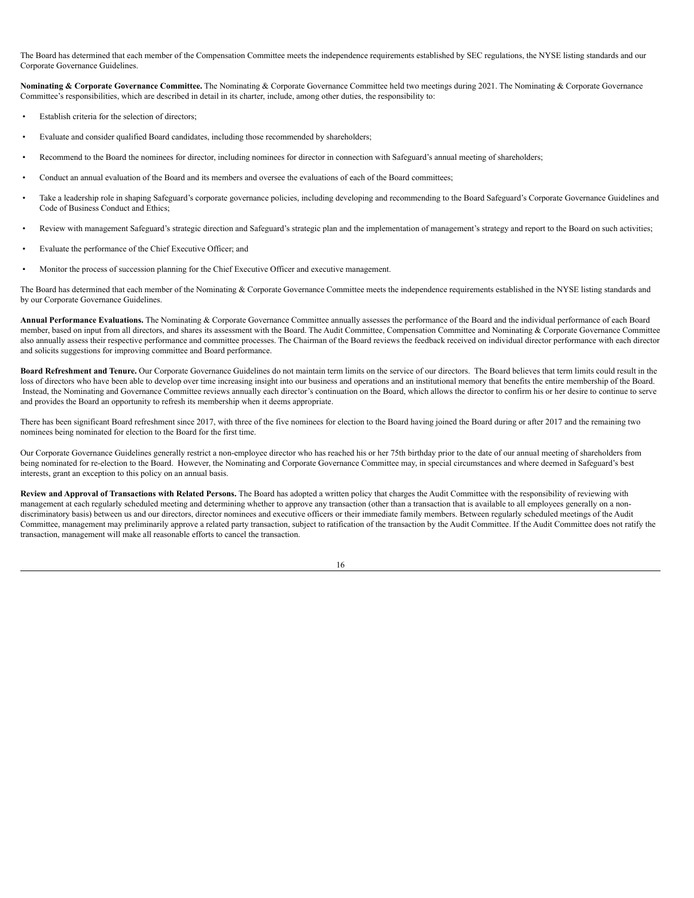The Board has determined that each member of the Compensation Committee meets the independence requirements established by SEC regulations, the NYSE listing standards and our Corporate Governance Guidelines.

**Nominating & Corporate Governance Committee.** The Nominating & Corporate Governance Committee held two meetings during 2021. The Nominating & Corporate Governance Committee's responsibilities, which are described in detail in its charter, include, among other duties, the responsibility to:

- Establish criteria for the selection of directors;
- Evaluate and consider qualified Board candidates, including those recommended by shareholders;
- Recommend to the Board the nominees for director, including nominees for director in connection with Safeguard's annual meeting of shareholders;
- Conduct an annual evaluation of the Board and its members and oversee the evaluations of each of the Board committees;
- Take a leadership role in shaping Safeguard's corporate governance policies, including developing and recommending to the Board Safeguard's Corporate Governance Guidelines and Code of Business Conduct and Ethics;
- Review with management Safeguard's strategic direction and Safeguard's strategic plan and the implementation of management's strategy and report to the Board on such activities;
- Evaluate the performance of the Chief Executive Officer; and
- Monitor the process of succession planning for the Chief Executive Officer and executive management.

The Board has determined that each member of the Nominating & Corporate Governance Committee meets the independence requirements established in the NYSE listing standards and by our Corporate Governance Guidelines.

**Annual Performance Evaluations.** The Nominating & Corporate Governance Committee annually assesses the performance of the Board and the individual performance of each Board member, based on input from all directors, and shares its assessment with the Board. The Audit Committee, Compensation Committee and Nominating & Corporate Governance Committee also annually assess their respective performance and committee processes. The Chairman of the Board reviews the feedback received on individual director performance with each director and solicits suggestions for improving committee and Board performance.

**Board Refreshment and Tenure.** Our Corporate Governance Guidelines do not maintain term limits on the service of our directors. The Board believes that term limits could result in the loss of directors who have been able to develop over time increasing insight into our business and operations and an institutional memory that benefits the entire membership of the Board. Instead, the Nominating and Governance Committee reviews annually each director's continuation on the Board, which allows the director to confirm his or her desire to continue to serve and provides the Board an opportunity to refresh its membership when it deems appropriate.

There has been significant Board refreshment since 2017, with three of the five nominees for election to the Board having joined the Board during or after 2017 and the remaining two nominees being nominated for election to the Board for the first time.

Our Corporate Governance Guidelines generally restrict a non-employee director who has reached his or her 75th birthday prior to the date of our annual meeting of shareholders from being nominated for re-election to the Board. However, the Nominating and Corporate Governance Committee may, in special circumstances and where deemed in Safeguard's best interests, grant an exception to this policy on an annual basis.

**Review and Approval of Transactions with Related Persons.** The Board has adopted a written policy that charges the Audit Committee with the responsibility of reviewing with management at each regularly scheduled meeting and determining whether to approve any transaction (other than a transaction that is available to all employees generally on a non-discriminatory basis) between us and our directors, director nominees and executive officers or their immediate family members. Between regularly scheduled meetings of the Audit Committee, management may preliminarily approve a related party transaction, subject to ratification of the transaction by the Audit Committee. If the Audit Committee does not ratify the transaction, management will make all reasonable efforts to cancel the transaction.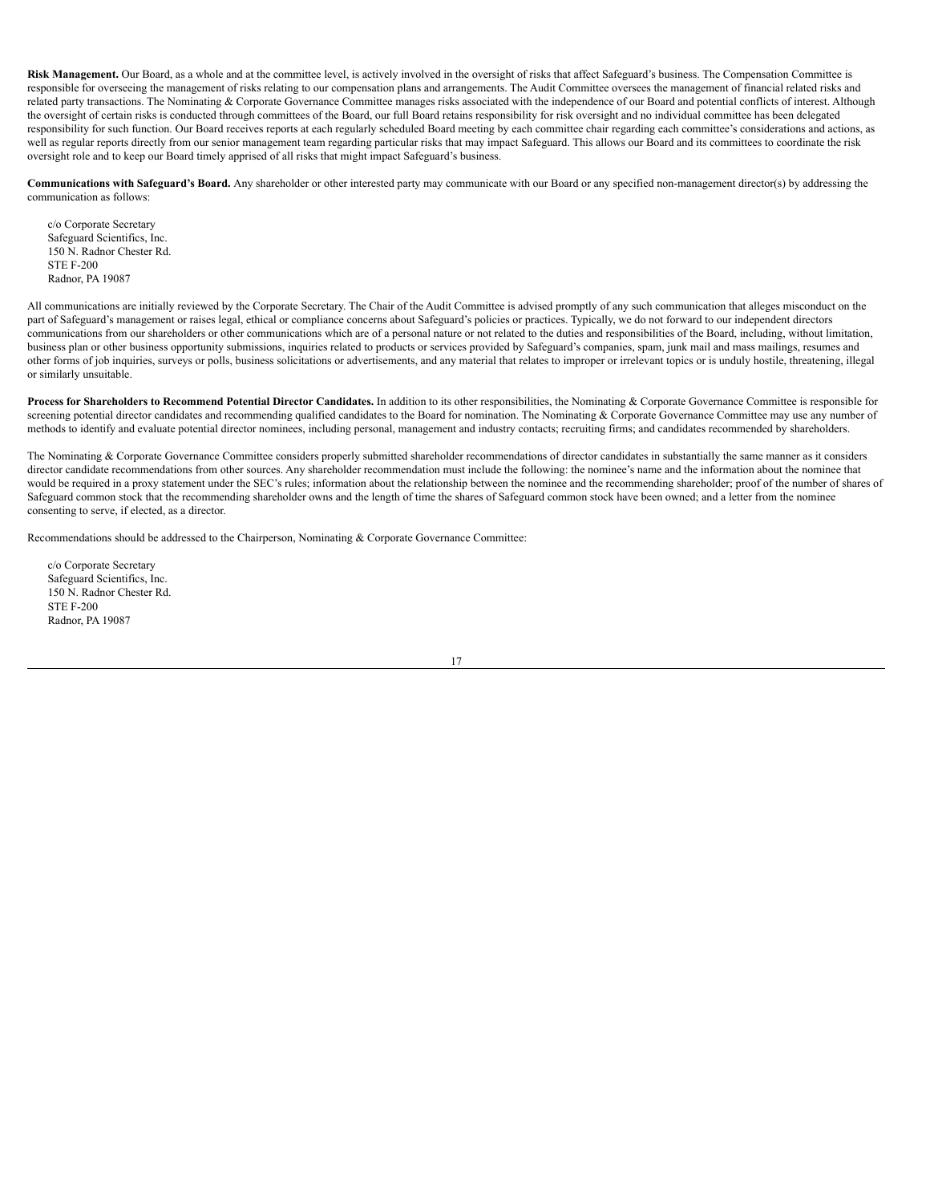**Risk Management.** Our Board, as a whole and at the committee level, is actively involved in the oversight of risks that affect Safeguard's business. The Compensation Committee is responsible for overseeing the management of risks relating to our compensation plans and arrangements. The Audit Committee oversees the management of financial related risks and related party transactions. The Nominating & Corporate Governance Committee manages risks associated with the independence of our Board and potential conflicts of interest. Although the oversight of certain risks is conducted through committees of the Board, our full Board retains responsibility for risk oversight and no individual committee has been delegated responsibility for such function. Our Board receives reports at each regularly scheduled Board meeting by each committee chair regarding each committee's considerations and actions, as well as regular reports directly from our senior management team regarding particular risks that may impact Safeguard. This allows our Board and its committees to coordinate the risk oversight role and to keep our Board timely apprised of all risks that might impact Safeguard's business.

**Communications with Safeguard's Board.** Any shareholder or other interested party may communicate with our Board or any specified non-management director(s) by addressing the communication as follows:

c/o Corporate Secretary
Safeguard Scientifics, Inc.
150 N. Radnor Chester Rd.
STE F-200
Radnor, PA 19087

All communications are initially reviewed by the Corporate Secretary. The Chair of the Audit Committee is advised promptly of any such communication that alleges misconduct on the part of Safeguard's management or raises legal, ethical or compliance concerns about Safeguard's policies or practices. Typically, we do not forward to our independent directors communications from our shareholders or other communications which are of a personal nature or not related to the duties and responsibilities of the Board, including, without limitation, business plan or other business opportunity submissions, inquiries related to products or services provided by Safeguard's companies, spam, junk mail and mass mailings, resumes and other forms of job inquiries, surveys or polls, business solicitations or advertisements, and any material that relates to improper or irrelevant topics or is unduly hostile, threatening, illegal or similarly unsuitable.

**Process for Shareholders to Recommend Potential Director Candidates.** In addition to its other responsibilities, the Nominating & Corporate Governance Committee is responsible for screening potential director candidates and recommending qualified candidates to the Board for nomination. The Nominating & Corporate Governance Committee may use any number of methods to identify and evaluate potential director nominees, including personal, management and industry contacts; recruiting firms; and candidates recommended by shareholders.

The Nominating & Corporate Governance Committee considers properly submitted shareholder recommendations of director candidates in substantially the same manner as it considers director candidate recommendations from other sources. Any shareholder recommendation must include the following: the nominee's name and the information about the nominee that would be required in a proxy statement under the SEC's rules; information about the relationship between the nominee and the recommending shareholder; proof of the number of shares of Safeguard common stock that the recommending shareholder owns and the length of time the shares of Safeguard common stock have been owned; and a letter from the nominee consenting to serve, if elected, as a director.

Recommendations should be addressed to the Chairperson, Nominating & Corporate Governance Committee:

c/o Corporate Secretary
Safeguard Scientifics, Inc.
150 N. Radnor Chester Rd.
STE F-200
Radnor, PA 19087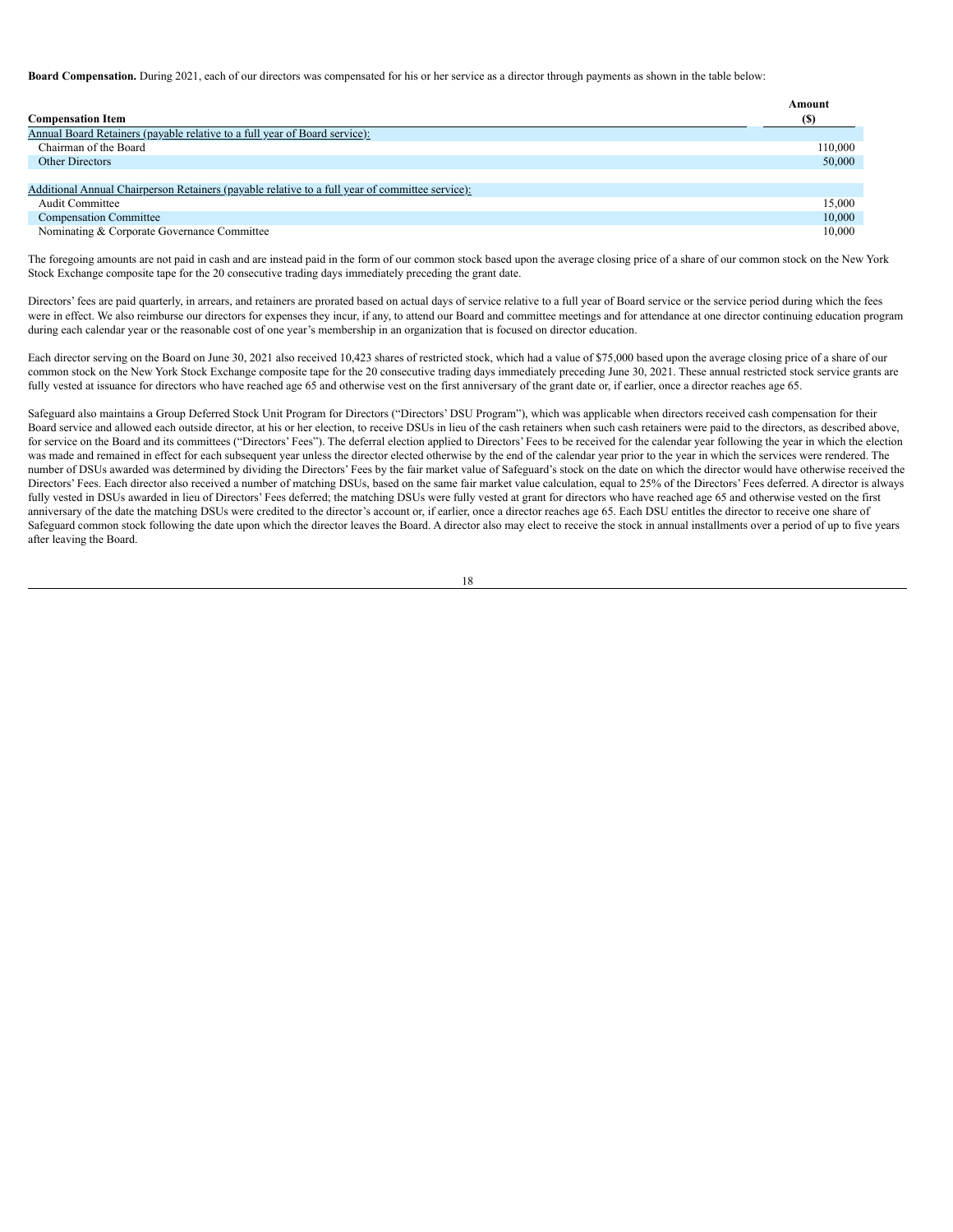**Board Compensation.** During 2021, each of our directors was compensated for his or her service as a director through payments as shown in the table below:

| Compensation Item | Amount ($) |
|---|---|
| Annual Board Retainers (payable relative to a full year of Board service): | |
| Chairman of the Board | 110,000 |
| Other Directors | 50,000 |
| | |
| Additional Annual Chairperson Retainers (payable relative to a full year of committee service): | |
| Audit Committee | 15,000 |
| Compensation Committee | 10,000 |
| Nominating & Corporate Governance Committee | 10,000 |

The foregoing amounts are not paid in cash and are instead paid in the form of our common stock based upon the average closing price of a share of our common stock on the New York Stock Exchange composite tape for the 20 consecutive trading days immediately preceding the grant date.

Directors' fees are paid quarterly, in arrears, and retainers are prorated based on actual days of service relative to a full year of Board service or the service period during which the fees were in effect. We also reimburse our directors for expenses they incur, if any, to attend our Board and committee meetings and for attendance at one director continuing education program during each calendar year or the reasonable cost of one year's membership in an organization that is focused on director education.

Each director serving on the Board on June 30, 2021 also received 10,423 shares of restricted stock, which had a value of $75,000 based upon the average closing price of a share of our common stock on the New York Stock Exchange composite tape for the 20 consecutive trading days immediately preceding June 30, 2021. These annual restricted stock service grants are fully vested at issuance for directors who have reached age 65 and otherwise vest on the first anniversary of the grant date or, if earlier, once a director reaches age 65.

Safeguard also maintains a Group Deferred Stock Unit Program for Directors ("Directors' DSU Program"), which was applicable when directors received cash compensation for their Board service and allowed each outside director, at his or her election, to receive DSUs in lieu of the cash retainers when such cash retainers were paid to the directors, as described above, for service on the Board and its committees ("Directors' Fees"). The deferral election applied to Directors' Fees to be received for the calendar year following the year in which the election was made and remained in effect for each subsequent year unless the director elected otherwise by the end of the calendar year prior to the year in which the services were rendered. The number of DSUs awarded was determined by dividing the Directors' Fees by the fair market value of Safeguard's stock on the date on which the director would have otherwise received the Directors' Fees. Each director also received a number of matching DSUs, based on the same fair market value calculation, equal to 25% of the Directors' Fees deferred. A director is always fully vested in DSUs awarded in lieu of Directors' Fees deferred; the matching DSUs were fully vested at grant for directors who have reached age 65 and otherwise vested on the first anniversary of the date the matching DSUs were credited to the director's account or, if earlier, once a director reaches age 65. Each DSU entitles the director to receive one share of Safeguard common stock following the date upon which the director leaves the Board. A director also may elect to receive the stock in annual installments over a period of up to five years after leaving the Board.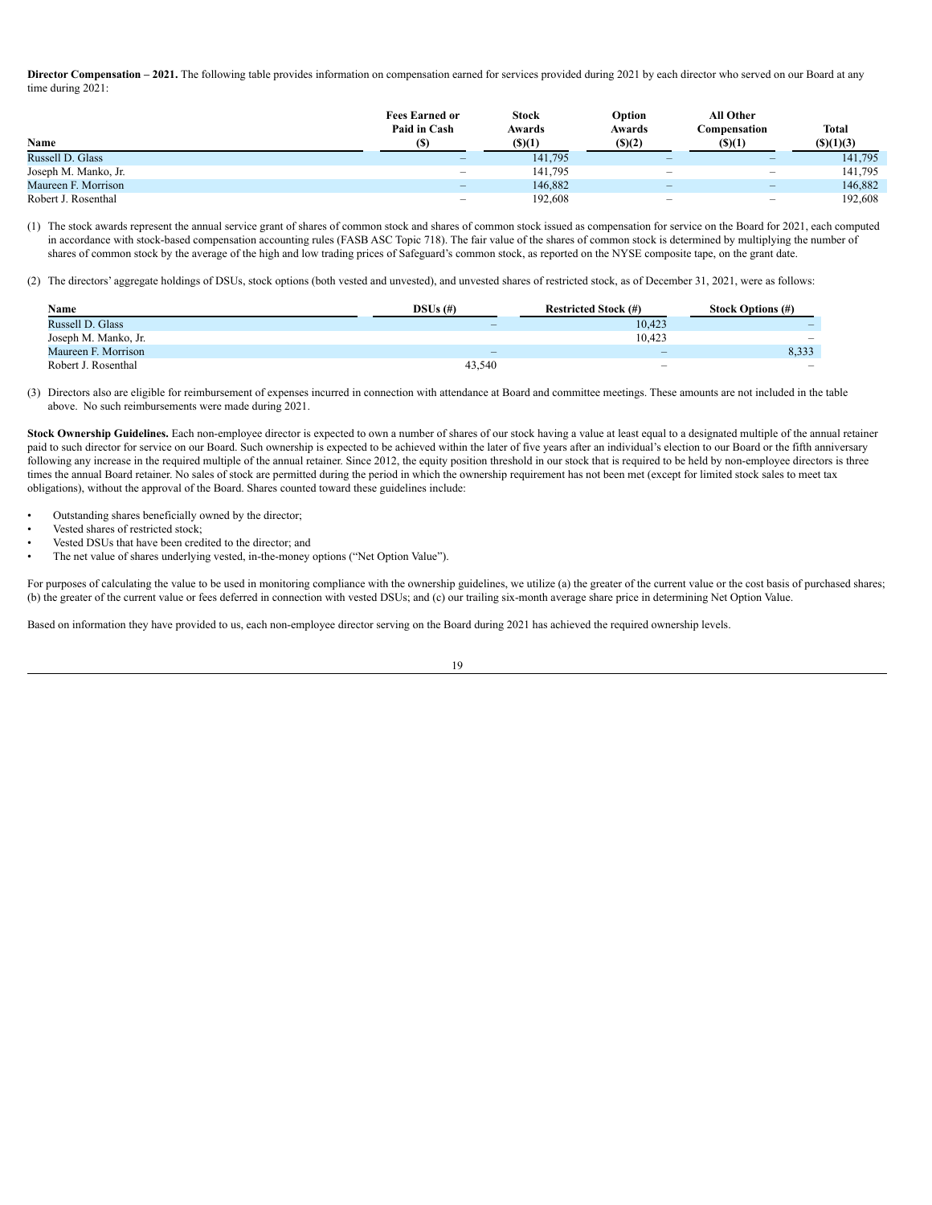**Director Compensation – 2021.** The following table provides information on compensation earned for services provided during 2021 by each director who served on our Board at any time during 2021:

| Name | Fees Earned or Paid in Cash ($) | Stock Awards ($)(1) | Option Awards ($)(2) | All Other Compensation ($)(1) | Total ($)(1)(3) |
|---|---|---|---|---|---|
| Russell D. Glass | – | 141,795 | – | – | 141,795 |
| Joseph M. Manko, Jr. | – | 141,795 | – | – | 141,795 |
| Maureen F. Morrison | – | 146,882 | – | – | 146,882 |
| Robert J. Rosenthal | – | 192,608 | – | – | 192,608 |

(1) The stock awards represent the annual service grant of shares of common stock and shares of common stock issued as compensation for service on the Board for 2021, each computed in accordance with stock-based compensation accounting rules (FASB ASC Topic 718). The fair value of the shares of common stock is determined by multiplying the number of shares of common stock by the average of the high and low trading prices of Safeguard's common stock, as reported on the NYSE composite tape, on the grant date.

(2) The directors' aggregate holdings of DSUs, stock options (both vested and unvested), and unvested shares of restricted stock, as of December 31, 2021, were as follows:

| Name | DSUs (#) | Restricted Stock (#) | Stock Options (#) |
|---|---|---|---|
| Russell D. Glass | – | 10,423 | – |
| Joseph M. Manko, Jr. | | 10,423 | – |
| Maureen F. Morrison | – | – | 8,333 |
| Robert J. Rosenthal | 43,540 | – | – |

(3) Directors also are eligible for reimbursement of expenses incurred in connection with attendance at Board and committee meetings. These amounts are not included in the table above. No such reimbursements were made during 2021.

**Stock Ownership Guidelines.** Each non-employee director is expected to own a number of shares of our stock having a value at least equal to a designated multiple of the annual retainer paid to such director for service on our Board. Such ownership is expected to be achieved within the later of five years after an individual's election to our Board or the fifth anniversary following any increase in the required multiple of the annual retainer. Since 2012, the equity position threshold in our stock that is required to be held by non-employee directors is three times the annual Board retainer. No sales of stock are permitted during the period in which the ownership requirement has not been met (except for limited stock sales to meet tax obligations), without the approval of the Board. Shares counted toward these guidelines include:

- Outstanding shares beneficially owned by the director;
- Vested shares of restricted stock;
- Vested DSUs that have been credited to the director; and
- The net value of shares underlying vested, in-the-money options ("Net Option Value").

For purposes of calculating the value to be used in monitoring compliance with the ownership guidelines, we utilize (a) the greater of the current value or the cost basis of purchased shares; (b) the greater of the current value or fees deferred in connection with vested DSUs; and (c) our trailing six-month average share price in determining Net Option Value.

Based on information they have provided to us, each non-employee director serving on the Board during 2021 has achieved the required ownership levels.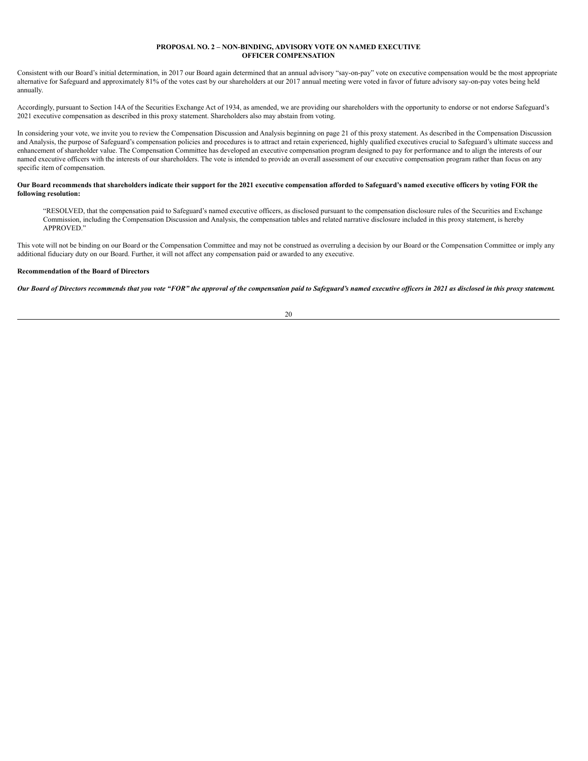## PROPOSAL NO. 2 – NON-BINDING, ADVISORY VOTE ON NAMED EXECUTIVE OFFICER COMPENSATION

Consistent with our Board's initial determination, in 2017 our Board again determined that an annual advisory "say-on-pay" vote on executive compensation would be the most appropriate alternative for Safeguard and approximately 81% of the votes cast by our shareholders at our 2017 annual meeting were voted in favor of future advisory say-on-pay votes being held annually.

Accordingly, pursuant to Section 14A of the Securities Exchange Act of 1934, as amended, we are providing our shareholders with the opportunity to endorse or not endorse Safeguard's 2021 executive compensation as described in this proxy statement. Shareholders also may abstain from voting.

In considering your vote, we invite you to review the Compensation Discussion and Analysis beginning on page 21 of this proxy statement. As described in the Compensation Discussion and Analysis, the purpose of Safeguard's compensation policies and procedures is to attract and retain experienced, highly qualified executives crucial to Safeguard's ultimate success and enhancement of shareholder value. The Compensation Committee has developed an executive compensation program designed to pay for performance and to align the interests of our named executive officers with the interests of our shareholders. The vote is intended to provide an overall assessment of our executive compensation program rather than focus on any specific item of compensation.

**Our Board recommends that shareholders indicate their support for the 2021 executive compensation afforded to Safeguard's named executive officers by voting FOR the following resolution:**

> "RESOLVED, that the compensation paid to Safeguard's named executive officers, as disclosed pursuant to the compensation disclosure rules of the Securities and Exchange Commission, including the Compensation Discussion and Analysis, the compensation tables and related narrative disclosure included in this proxy statement, is hereby APPROVED."

This vote will not be binding on our Board or the Compensation Committee and may not be construed as overruling a decision by our Board or the Compensation Committee or imply any additional fiduciary duty on our Board. Further, it will not affect any compensation paid or awarded to any executive.

**Recommendation of the Board of Directors**

***Our Board of Directors recommends that you vote "FOR" the approval of the compensation paid to Safeguard's named executive officers in 2021 as disclosed in this proxy statement.***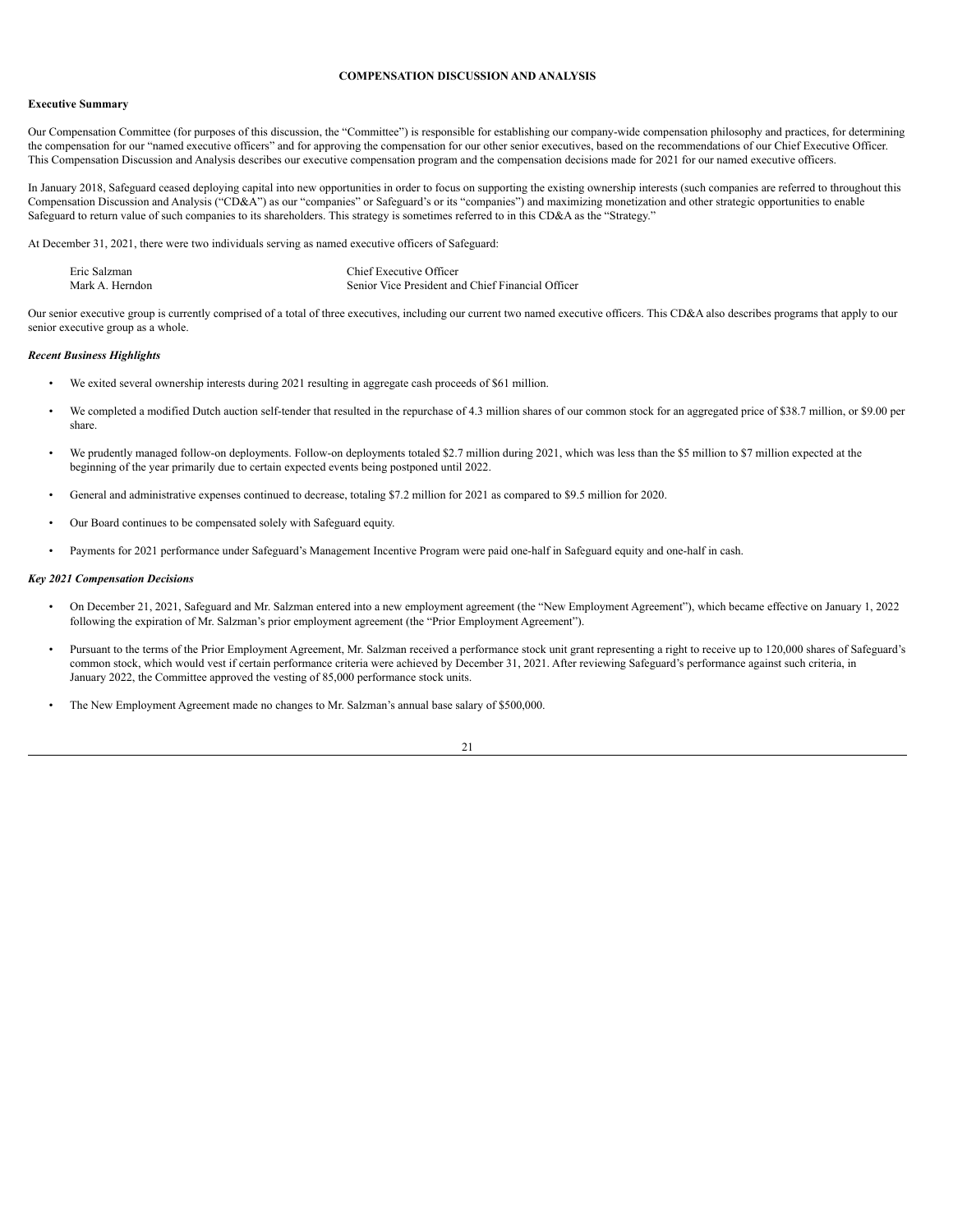# COMPENSATION DISCUSSION AND ANALYSIS

## Executive Summary

Our Compensation Committee (for purposes of this discussion, the "Committee") is responsible for establishing our company-wide compensation philosophy and practices, for determining the compensation for our "named executive officers" and for approving the compensation for our other senior executives, based on the recommendations of our Chief Executive Officer. This Compensation Discussion and Analysis describes our executive compensation program and the compensation decisions made for 2021 for our named executive officers.

In January 2018, Safeguard ceased deploying capital into new opportunities in order to focus on supporting the existing ownership interests (such companies are referred to throughout this Compensation Discussion and Analysis ("CD&A") as our "companies" or Safeguard's or its "companies") and maximizing monetization and other strategic opportunities to enable Safeguard to return value of such companies to its shareholders. This strategy is sometimes referred to in this CD&A as the "Strategy."

At December 31, 2021, there were two individuals serving as named executive officers of Safeguard:

| | |
|---|---|
| Eric Salzman | Chief Executive Officer |
| Mark A. Herndon | Senior Vice President and Chief Financial Officer |

Our senior executive group is currently comprised of a total of three executives, including our current two named executive officers. This CD&A also describes programs that apply to our senior executive group as a whole.

### *Recent Business Highlights*

- We exited several ownership interests during 2021 resulting in aggregate cash proceeds of $61 million.
- We completed a modified Dutch auction self-tender that resulted in the repurchase of 4.3 million shares of our common stock for an aggregated price of $38.7 million, or $9.00 per share.
- We prudently managed follow-on deployments. Follow-on deployments totaled $2.7 million during 2021, which was less than the $5 million to $7 million expected at the beginning of the year primarily due to certain expected events being postponed until 2022.
- General and administrative expenses continued to decrease, totaling $7.2 million for 2021 as compared to $9.5 million for 2020.
- Our Board continues to be compensated solely with Safeguard equity.
- Payments for 2021 performance under Safeguard's Management Incentive Program were paid one-half in Safeguard equity and one-half in cash.

### *Key 2021 Compensation Decisions*

- On December 21, 2021, Safeguard and Mr. Salzman entered into a new employment agreement (the "New Employment Agreement"), which became effective on January 1, 2022 following the expiration of Mr. Salzman's prior employment agreement (the "Prior Employment Agreement").
- Pursuant to the terms of the Prior Employment Agreement, Mr. Salzman received a performance stock unit grant representing a right to receive up to 120,000 shares of Safeguard's common stock, which would vest if certain performance criteria were achieved by December 31, 2021. After reviewing Safeguard's performance against such criteria, in January 2022, the Committee approved the vesting of 85,000 performance stock units.
- The New Employment Agreement made no changes to Mr. Salzman's annual base salary of $500,000.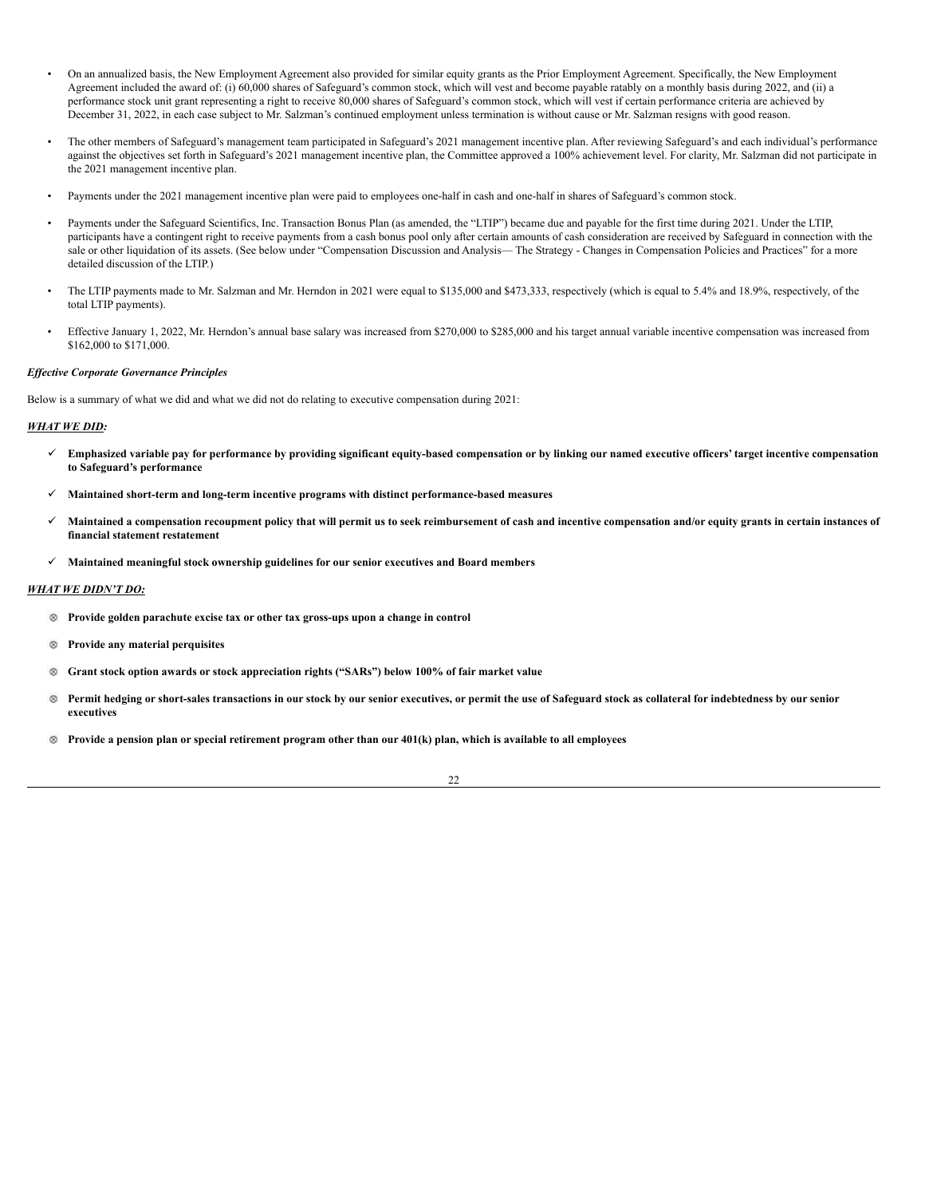- On an annualized basis, the New Employment Agreement also provided for similar equity grants as the Prior Employment Agreement. Specifically, the New Employment Agreement included the award of: (i) 60,000 shares of Safeguard's common stock, which will vest and become payable ratably on a monthly basis during 2022, and (ii) a performance stock unit grant representing a right to receive 80,000 shares of Safeguard's common stock, which will vest if certain performance criteria are achieved by December 31, 2022, in each case subject to Mr. Salzman's continued employment unless termination is without cause or Mr. Salzman resigns with good reason.

- The other members of Safeguard's management team participated in Safeguard's 2021 management incentive plan. After reviewing Safeguard's and each individual's performance against the objectives set forth in Safeguard's 2021 management incentive plan, the Committee approved a 100% achievement level. For clarity, Mr. Salzman did not participate in the 2021 management incentive plan.

- Payments under the 2021 management incentive plan were paid to employees one-half in cash and one-half in shares of Safeguard's common stock.

- Payments under the Safeguard Scientifics, Inc. Transaction Bonus Plan (as amended, the "LTIP") became due and payable for the first time during 2021. Under the LTIP, participants have a contingent right to receive payments from a cash bonus pool only after certain amounts of cash consideration are received by Safeguard in connection with the sale or other liquidation of its assets. (See below under "Compensation Discussion and Analysis— The Strategy - Changes in Compensation Policies and Practices" for a more detailed discussion of the LTIP.)

- The LTIP payments made to Mr. Salzman and Mr. Herndon in 2021 were equal to $135,000 and $473,333, respectively (which is equal to 5.4% and 18.9%, respectively, of the total LTIP payments).

- Effective January 1, 2022, Mr. Herndon's annual base salary was increased from $270,000 to $285,000 and his target annual variable incentive compensation was increased from $162,000 to $171,000.

***Effective Corporate Governance Principles***

Below is a summary of what we did and what we did not do relating to executive compensation during 2021:

***WHAT WE DID:***

- ✓ **Emphasized variable pay for performance by providing significant equity-based compensation or by linking our named executive officers' target incentive compensation to Safeguard's performance**

- ✓ **Maintained short-term and long-term incentive programs with distinct performance-based measures**

- ✓ **Maintained a compensation recoupment policy that will permit us to seek reimbursement of cash and incentive compensation and/or equity grants in certain instances of financial statement restatement**

- ✓ **Maintained meaningful stock ownership guidelines for our senior executives and Board members**

***WHAT WE DIDN'T DO:***

- ⊗ **Provide golden parachute excise tax or other tax gross-ups upon a change in control**

- ⊗ **Provide any material perquisites**

- ⊗ **Grant stock option awards or stock appreciation rights ("SARs") below 100% of fair market value**

- ⊗ **Permit hedging or short-sales transactions in our stock by our senior executives, or permit the use of Safeguard stock as collateral for indebtedness by our senior executives**

- ⊗ **Provide a pension plan or special retirement program other than our 401(k) plan, which is available to all employees**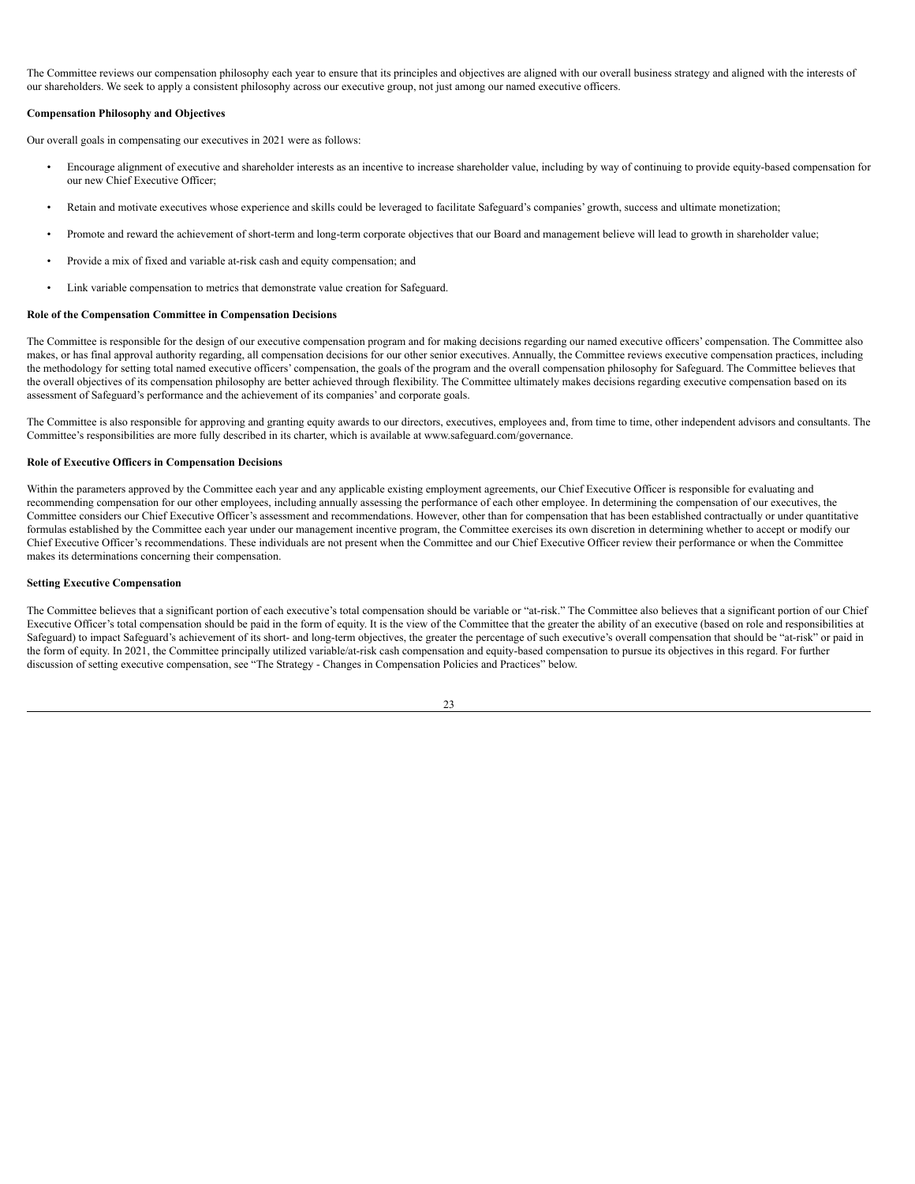The Committee reviews our compensation philosophy each year to ensure that its principles and objectives are aligned with our overall business strategy and aligned with the interests of our shareholders. We seek to apply a consistent philosophy across our executive group, not just among our named executive officers.

**Compensation Philosophy and Objectives**

Our overall goals in compensating our executives in 2021 were as follows:

- Encourage alignment of executive and shareholder interests as an incentive to increase shareholder value, including by way of continuing to provide equity-based compensation for our new Chief Executive Officer;
- Retain and motivate executives whose experience and skills could be leveraged to facilitate Safeguard's companies' growth, success and ultimate monetization;
- Promote and reward the achievement of short-term and long-term corporate objectives that our Board and management believe will lead to growth in shareholder value;
- Provide a mix of fixed and variable at-risk cash and equity compensation; and
- Link variable compensation to metrics that demonstrate value creation for Safeguard.

**Role of the Compensation Committee in Compensation Decisions**

The Committee is responsible for the design of our executive compensation program and for making decisions regarding our named executive officers' compensation. The Committee also makes, or has final approval authority regarding, all compensation decisions for our other senior executives. Annually, the Committee reviews executive compensation practices, including the methodology for setting total named executive officers' compensation, the goals of the program and the overall compensation philosophy for Safeguard. The Committee believes that the overall objectives of its compensation philosophy are better achieved through flexibility. The Committee ultimately makes decisions regarding executive compensation based on its assessment of Safeguard's performance and the achievement of its companies' and corporate goals.

The Committee is also responsible for approving and granting equity awards to our directors, executives, employees and, from time to time, other independent advisors and consultants. The Committee's responsibilities are more fully described in its charter, which is available at www.safeguard.com/governance.

**Role of Executive Officers in Compensation Decisions**

Within the parameters approved by the Committee each year and any applicable existing employment agreements, our Chief Executive Officer is responsible for evaluating and recommending compensation for our other employees, including annually assessing the performance of each other employee. In determining the compensation of our executives, the Committee considers our Chief Executive Officer's assessment and recommendations. However, other than for compensation that has been established contractually or under quantitative formulas established by the Committee each year under our management incentive program, the Committee exercises its own discretion in determining whether to accept or modify our Chief Executive Officer's recommendations. These individuals are not present when the Committee and our Chief Executive Officer review their performance or when the Committee makes its determinations concerning their compensation.

**Setting Executive Compensation**

The Committee believes that a significant portion of each executive's total compensation should be variable or "at-risk." The Committee also believes that a significant portion of our Chief Executive Officer's total compensation should be paid in the form of equity. It is the view of the Committee that the greater the ability of an executive (based on role and responsibilities at Safeguard) to impact Safeguard's achievement of its short- and long-term objectives, the greater the percentage of such executive's overall compensation that should be "at-risk" or paid in the form of equity. In 2021, the Committee principally utilized variable/at-risk cash compensation and equity-based compensation to pursue its objectives in this regard. For further discussion of setting executive compensation, see "The Strategy - Changes in Compensation Policies and Practices" below.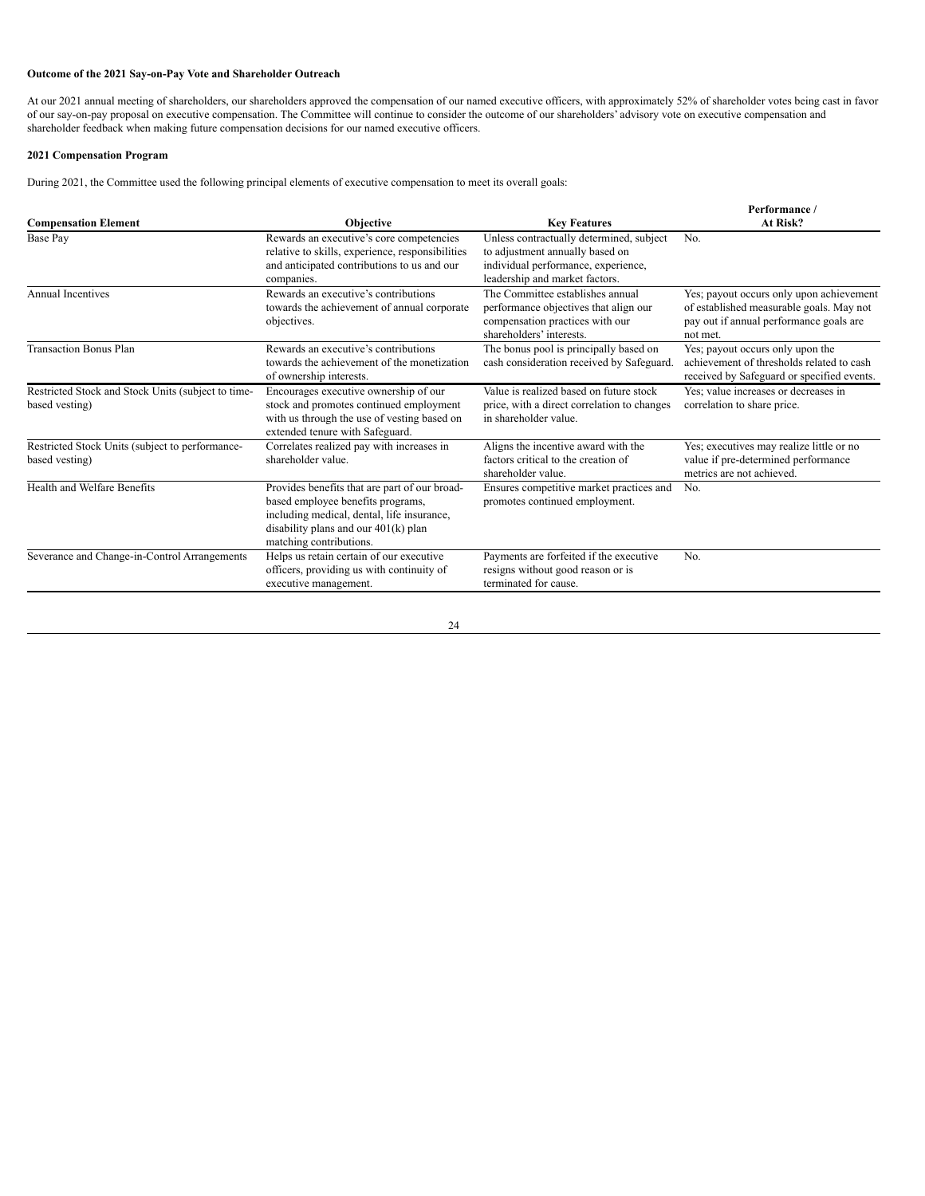**Outcome of the 2021 Say-on-Pay Vote and Shareholder Outreach**

At our 2021 annual meeting of shareholders, our shareholders approved the compensation of our named executive officers, with approximately 52% of shareholder votes being cast in favor of our say-on-pay proposal on executive compensation. The Committee will continue to consider the outcome of our shareholders' advisory vote on executive compensation and shareholder feedback when making future compensation decisions for our named executive officers.

**2021 Compensation Program**

During 2021, the Committee used the following principal elements of executive compensation to meet its overall goals:

| Compensation Element | Objective | Key Features | Performance / At Risk? |
|---|---|---|---|
| Base Pay | Rewards an executive's core competencies relative to skills, experience, responsibilities and anticipated contributions to us and our companies. | Unless contractually determined, subject to adjustment annually based on individual performance, experience, leadership and market factors. | No. |
| Annual Incentives | Rewards an executive's contributions towards the achievement of annual corporate objectives. | The Committee establishes annual performance objectives that align our compensation practices with our shareholders' interests. | Yes; payout occurs only upon achievement of established measurable goals. May not pay out if annual performance goals are not met. |
| Transaction Bonus Plan | Rewards an executive's contributions towards the achievement of the monetization of ownership interests. | The bonus pool is principally based on cash consideration received by Safeguard. | Yes; payout occurs only upon the achievement of thresholds related to cash received by Safeguard or specified events. |
| Restricted Stock and Stock Units (subject to time-based vesting) | Encourages executive ownership of our stock and promotes continued employment with us through the use of vesting based on extended tenure with Safeguard. | Value is realized based on future stock price, with a direct correlation to changes in shareholder value. | Yes; value increases or decreases in correlation to share price. |
| Restricted Stock Units (subject to performance-based vesting) | Correlates realized pay with increases in shareholder value. | Aligns the incentive award with the factors critical to the creation of shareholder value. | Yes; executives may realize little or no value if pre-determined performance metrics are not achieved. |
| Health and Welfare Benefits | Provides benefits that are part of our broad-based employee benefits programs, including medical, dental, life insurance, disability plans and our 401(k) plan matching contributions. | Ensures competitive market practices and promotes continued employment. | No. |
| Severance and Change-in-Control Arrangements | Helps us retain certain of our executive officers, providing us with continuity of executive management. | Payments are forfeited if the executive resigns without good reason or is terminated for cause. | No. |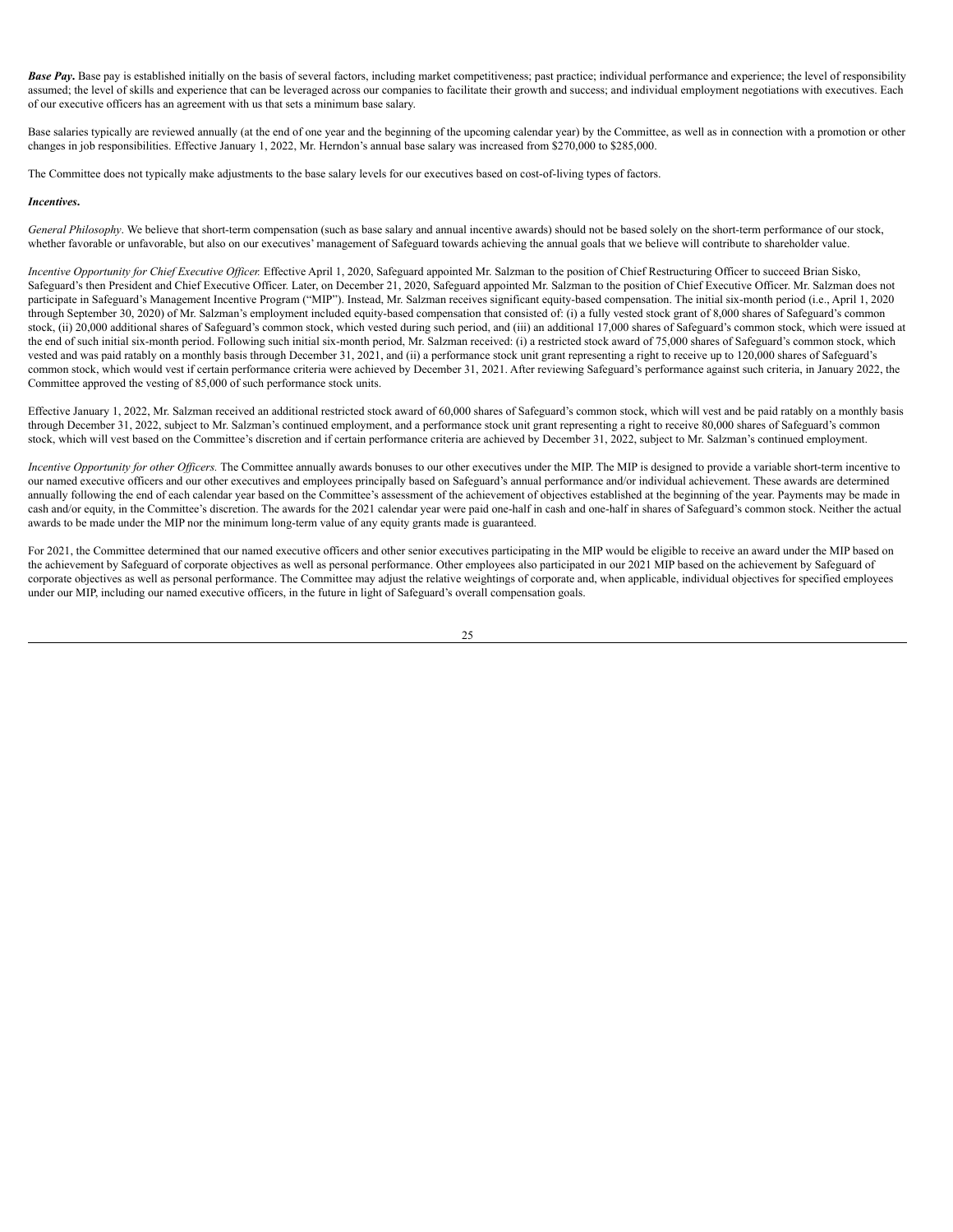***Base Pay*.** Base pay is established initially on the basis of several factors, including market competitiveness; past practice; individual performance and experience; the level of responsibility assumed; the level of skills and experience that can be leveraged across our companies to facilitate their growth and success; and individual employment negotiations with executives. Each of our executive officers has an agreement with us that sets a minimum base salary.

Base salaries typically are reviewed annually (at the end of one year and the beginning of the upcoming calendar year) by the Committee, as well as in connection with a promotion or other changes in job responsibilities. Effective January 1, 2022, Mr. Herndon's annual base salary was increased from $270,000 to $285,000.

The Committee does not typically make adjustments to the base salary levels for our executives based on cost-of-living types of factors.

***Incentives*.**

*General Philosophy*. We believe that short-term compensation (such as base salary and annual incentive awards) should not be based solely on the short-term performance of our stock, whether favorable or unfavorable, but also on our executives' management of Safeguard towards achieving the annual goals that we believe will contribute to shareholder value.

*Incentive Opportunity for Chief Executive Officer.* Effective April 1, 2020, Safeguard appointed Mr. Salzman to the position of Chief Restructuring Officer to succeed Brian Sisko, Safeguard's then President and Chief Executive Officer. Later, on December 21, 2020, Safeguard appointed Mr. Salzman to the position of Chief Executive Officer. Mr. Salzman does not participate in Safeguard's Management Incentive Program ("MIP"). Instead, Mr. Salzman receives significant equity-based compensation. The initial six-month period (i.e., April 1, 2020 through September 30, 2020) of Mr. Salzman's employment included equity-based compensation that consisted of: (i) a fully vested stock grant of 8,000 shares of Safeguard's common stock, (ii) 20,000 additional shares of Safeguard's common stock, which vested during such period, and (iii) an additional 17,000 shares of Safeguard's common stock, which were issued at the end of such initial six-month period. Following such initial six-month period, Mr. Salzman received: (i) a restricted stock award of 75,000 shares of Safeguard's common stock, which vested and was paid ratably on a monthly basis through December 31, 2021, and (ii) a performance stock unit grant representing a right to receive up to 120,000 shares of Safeguard's common stock, which would vest if certain performance criteria were achieved by December 31, 2021. After reviewing Safeguard's performance against such criteria, in January 2022, the Committee approved the vesting of 85,000 of such performance stock units.

Effective January 1, 2022, Mr. Salzman received an additional restricted stock award of 60,000 shares of Safeguard's common stock, which will vest and be paid ratably on a monthly basis through December 31, 2022, subject to Mr. Salzman's continued employment, and a performance stock unit grant representing a right to receive 80,000 shares of Safeguard's common stock, which will vest based on the Committee's discretion and if certain performance criteria are achieved by December 31, 2022, subject to Mr. Salzman's continued employment.

*Incentive Opportunity for other Officers.* The Committee annually awards bonuses to our other executives under the MIP. The MIP is designed to provide a variable short-term incentive to our named executive officers and our other executives and employees principally based on Safeguard's annual performance and/or individual achievement. These awards are determined annually following the end of each calendar year based on the Committee's assessment of the achievement of objectives established at the beginning of the year. Payments may be made in cash and/or equity, in the Committee's discretion. The awards for the 2021 calendar year were paid one-half in cash and one-half in shares of Safeguard's common stock. Neither the actual awards to be made under the MIP nor the minimum long-term value of any equity grants made is guaranteed.

For 2021, the Committee determined that our named executive officers and other senior executives participating in the MIP would be eligible to receive an award under the MIP based on the achievement by Safeguard of corporate objectives as well as personal performance. Other employees also participated in our 2021 MIP based on the achievement by Safeguard of corporate objectives as well as personal performance. The Committee may adjust the relative weightings of corporate and, when applicable, individual objectives for specified employees under our MIP, including our named executive officers, in the future in light of Safeguard's overall compensation goals.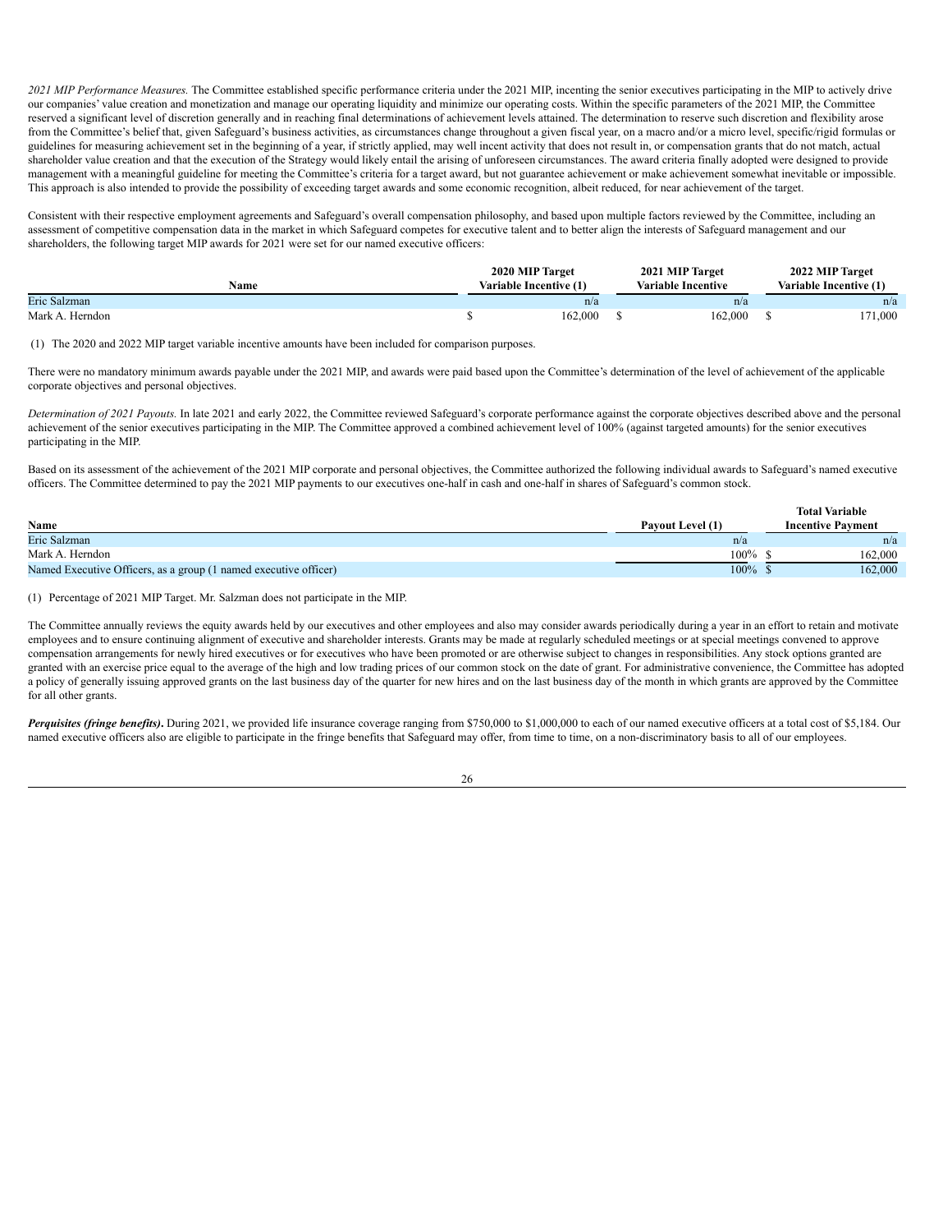*2021 MIP Performance Measures.* The Committee established specific performance criteria under the 2021 MIP, incenting the senior executives participating in the MIP to actively drive our companies' value creation and monetization and manage our operating liquidity and minimize our operating costs. Within the specific parameters of the 2021 MIP, the Committee reserved a significant level of discretion generally and in reaching final determinations of achievement levels attained. The determination to reserve such discretion and flexibility arose from the Committee's belief that, given Safeguard's business activities, as circumstances change throughout a given fiscal year, on a macro and/or a micro level, specific/rigid formulas or guidelines for measuring achievement set in the beginning of a year, if strictly applied, may well incent activity that does not result in, or compensation grants that do not match, actual shareholder value creation and that the execution of the Strategy would likely entail the arising of unforeseen circumstances. The award criteria finally adopted were designed to provide management with a meaningful guideline for meeting the Committee's criteria for a target award, but not guarantee achievement or make achievement somewhat inevitable or impossible. This approach is also intended to provide the possibility of exceeding target awards and some economic recognition, albeit reduced, for near achievement of the target.

Consistent with their respective employment agreements and Safeguard's overall compensation philosophy, and based upon multiple factors reviewed by the Committee, including an assessment of competitive compensation data in the market in which Safeguard competes for executive talent and to better align the interests of Safeguard management and our shareholders, the following target MIP awards for 2021 were set for our named executive officers:

| Name | 2020 MIP Target Variable Incentive (1) | 2021 MIP Target Variable Incentive | 2022 MIP Target Variable Incentive (1) |
|---|---|---|---|
| Eric Salzman | n/a | n/a | n/a |
| Mark A. Herndon | $ 162,000 | $ 162,000 | $ 171,000 |

(1) The 2020 and 2022 MIP target variable incentive amounts have been included for comparison purposes.

There were no mandatory minimum awards payable under the 2021 MIP, and awards were paid based upon the Committee's determination of the level of achievement of the applicable corporate objectives and personal objectives.

*Determination of 2021 Payouts.* In late 2021 and early 2022, the Committee reviewed Safeguard's corporate performance against the corporate objectives described above and the personal achievement of the senior executives participating in the MIP. The Committee approved a combined achievement level of 100% (against targeted amounts) for the senior executives participating in the MIP.

Based on its assessment of the achievement of the 2021 MIP corporate and personal objectives, the Committee authorized the following individual awards to Safeguard's named executive officers. The Committee determined to pay the 2021 MIP payments to our executives one-half in cash and one-half in shares of Safeguard's common stock.

| Name | Payout Level (1) | Total Variable Incentive Payment |
|---|---|---|
| Eric Salzman | n/a | n/a |
| Mark A. Herndon | 100% | $ 162,000 |
| Named Executive Officers, as a group (1 named executive officer) | 100% | $ 162,000 |

(1) Percentage of 2021 MIP Target. Mr. Salzman does not participate in the MIP.

The Committee annually reviews the equity awards held by our executives and other employees and also may consider awards periodically during a year in an effort to retain and motivate employees and to ensure continuing alignment of executive and shareholder interests. Grants may be made at regularly scheduled meetings or at special meetings convened to approve compensation arrangements for newly hired executives or for executives who have been promoted or are otherwise subject to changes in responsibilities. Any stock options granted are granted with an exercise price equal to the average of the high and low trading prices of our common stock on the date of grant. For administrative convenience, the Committee has adopted a policy of generally issuing approved grants on the last business day of the quarter for new hires and on the last business day of the month in which grants are approved by the Committee for all other grants.

***Perquisites (fringe benefits)*.** During 2021, we provided life insurance coverage ranging from $750,000 to $1,000,000 to each of our named executive officers at a total cost of $5,184. Our named executive officers also are eligible to participate in the fringe benefits that Safeguard may offer, from time to time, on a non-discriminatory basis to all of our employees.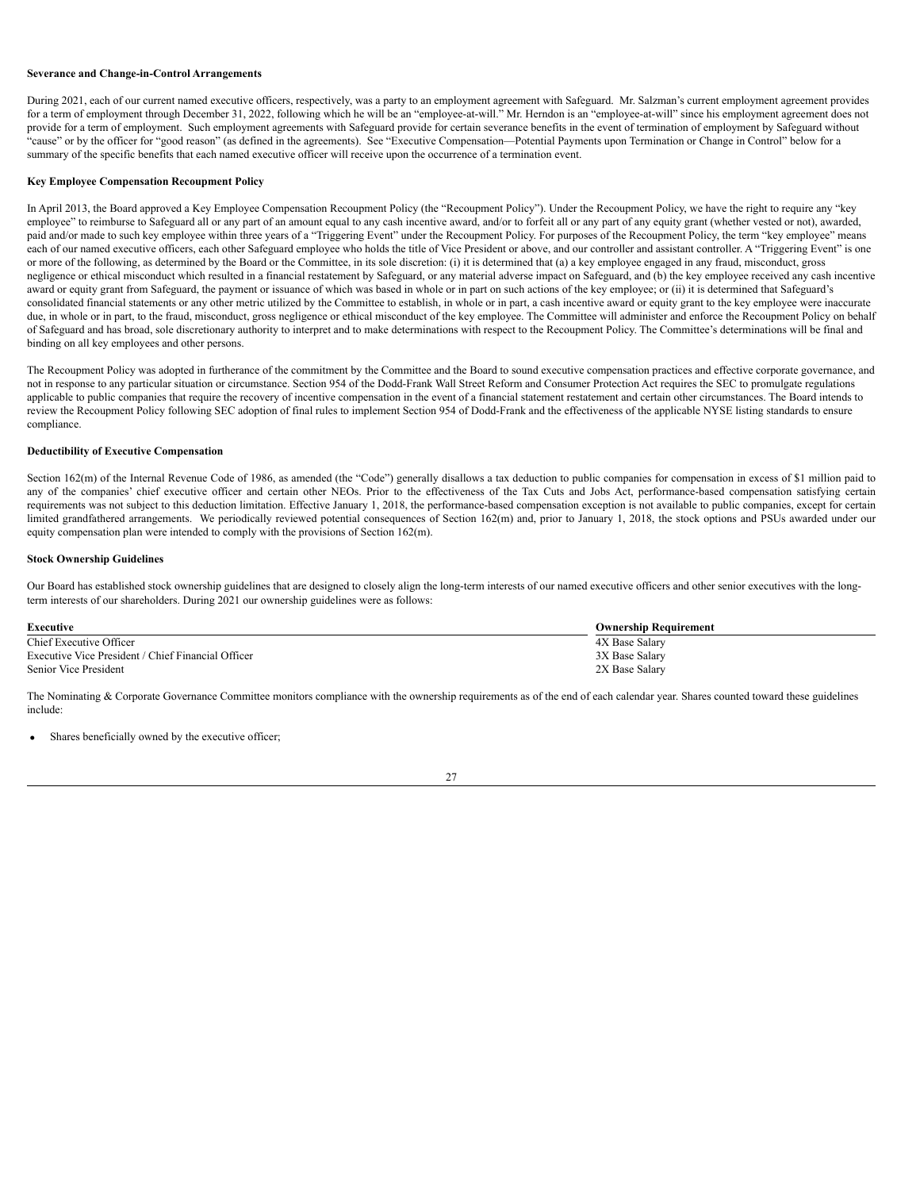**Severance and Change-in-Control Arrangements**

During 2021, each of our current named executive officers, respectively, was a party to an employment agreement with Safeguard. Mr. Salzman's current employment agreement provides for a term of employment through December 31, 2022, following which he will be an "employee-at-will." Mr. Herndon is an "employee-at-will" since his employment agreement does not provide for a term of employment. Such employment agreements with Safeguard provide for certain severance benefits in the event of termination of employment by Safeguard without "cause" or by the officer for "good reason" (as defined in the agreements). See "Executive Compensation—Potential Payments upon Termination or Change in Control" below for a summary of the specific benefits that each named executive officer will receive upon the occurrence of a termination event.

**Key Employee Compensation Recoupment Policy**

In April 2013, the Board approved a Key Employee Compensation Recoupment Policy (the "Recoupment Policy"). Under the Recoupment Policy, we have the right to require any "key employee" to reimburse to Safeguard all or any part of an amount equal to any cash incentive award, and/or to forfeit all or any part of any equity grant (whether vested or not), awarded, paid and/or made to such key employee within three years of a "Triggering Event" under the Recoupment Policy. For purposes of the Recoupment Policy, the term "key employee" means each of our named executive officers, each other Safeguard employee who holds the title of Vice President or above, and our controller and assistant controller. A "Triggering Event" is one or more of the following, as determined by the Board or the Committee, in its sole discretion: (i) it is determined that (a) a key employee engaged in any fraud, misconduct, gross negligence or ethical misconduct which resulted in a financial restatement by Safeguard, or any material adverse impact on Safeguard, and (b) the key employee received any cash incentive award or equity grant from Safeguard, the payment or issuance of which was based in whole or in part on such actions of the key employee; or (ii) it is determined that Safeguard's consolidated financial statements or any other metric utilized by the Committee to establish, in whole or in part, a cash incentive award or equity grant to the key employee were inaccurate due, in whole or in part, to the fraud, misconduct, gross negligence or ethical misconduct of the key employee. The Committee will administer and enforce the Recoupment Policy on behalf of Safeguard and has broad, sole discretionary authority to interpret and to make determinations with respect to the Recoupment Policy. The Committee's determinations will be final and binding on all key employees and other persons.

The Recoupment Policy was adopted in furtherance of the commitment by the Committee and the Board to sound executive compensation practices and effective corporate governance, and not in response to any particular situation or circumstance. Section 954 of the Dodd-Frank Wall Street Reform and Consumer Protection Act requires the SEC to promulgate regulations applicable to public companies that require the recovery of incentive compensation in the event of a financial statement restatement and certain other circumstances. The Board intends to review the Recoupment Policy following SEC adoption of final rules to implement Section 954 of Dodd-Frank and the effectiveness of the applicable NYSE listing standards to ensure compliance.

**Deductibility of Executive Compensation**

Section 162(m) of the Internal Revenue Code of 1986, as amended (the "Code") generally disallows a tax deduction to public companies for compensation in excess of $1 million paid to any of the companies' chief executive officer and certain other NEOs. Prior to the effectiveness of the Tax Cuts and Jobs Act, performance-based compensation satisfying certain requirements was not subject to this deduction limitation. Effective January 1, 2018, the performance-based compensation exception is not available to public companies, except for certain limited grandfathered arrangements. We periodically reviewed potential consequences of Section 162(m) and, prior to January 1, 2018, the stock options and PSUs awarded under our equity compensation plan were intended to comply with the provisions of Section 162(m).

**Stock Ownership Guidelines**

Our Board has established stock ownership guidelines that are designed to closely align the long-term interests of our named executive officers and other senior executives with the long-term interests of our shareholders. During 2021 our ownership guidelines were as follows:

| Executive | Ownership Requirement |
|---|---|
| Chief Executive Officer | 4X Base Salary |
| Executive Vice President / Chief Financial Officer | 3X Base Salary |
| Senior Vice President | 2X Base Salary |

The Nominating & Corporate Governance Committee monitors compliance with the ownership requirements as of the end of each calendar year. Shares counted toward these guidelines include:

- Shares beneficially owned by the executive officer;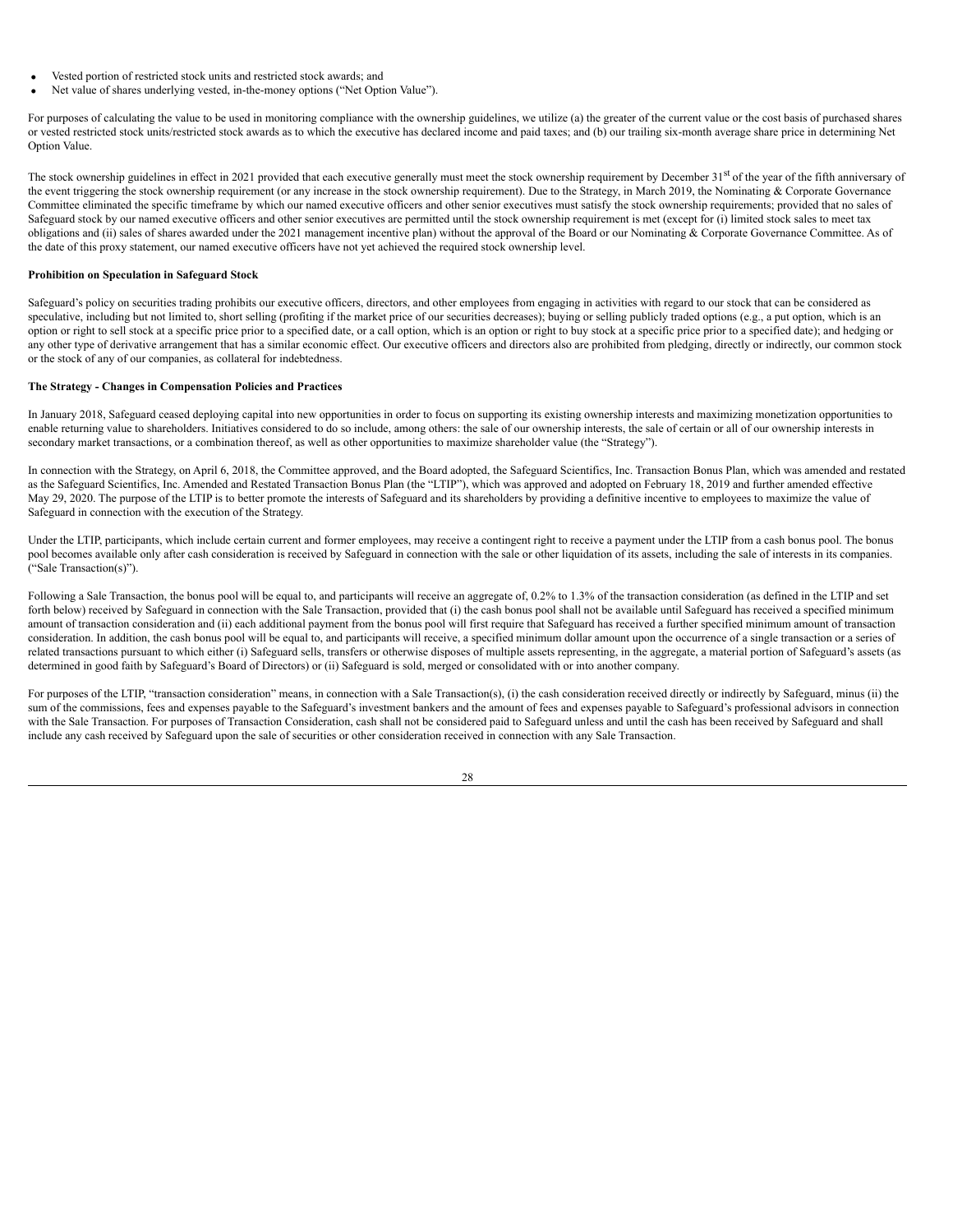- Vested portion of restricted stock units and restricted stock awards; and
- Net value of shares underlying vested, in-the-money options ("Net Option Value").

For purposes of calculating the value to be used in monitoring compliance with the ownership guidelines, we utilize (a) the greater of the current value or the cost basis of purchased shares or vested restricted stock units/restricted stock awards as to which the executive has declared income and paid taxes; and (b) our trailing six-month average share price in determining Net Option Value.

The stock ownership guidelines in effect in 2021 provided that each executive generally must meet the stock ownership requirement by December 31st of the year of the fifth anniversary of the event triggering the stock ownership requirement (or any increase in the stock ownership requirement). Due to the Strategy, in March 2019, the Nominating & Corporate Governance Committee eliminated the specific timeframe by which our named executive officers and other senior executives must satisfy the stock ownership requirements; provided that no sales of Safeguard stock by our named executive officers and other senior executives are permitted until the stock ownership requirement is met (except for (i) limited stock sales to meet tax obligations and (ii) sales of shares awarded under the 2021 management incentive plan) without the approval of the Board or our Nominating & Corporate Governance Committee. As of the date of this proxy statement, our named executive officers have not yet achieved the required stock ownership level.

**Prohibition on Speculation in Safeguard Stock**

Safeguard's policy on securities trading prohibits our executive officers, directors, and other employees from engaging in activities with regard to our stock that can be considered as speculative, including but not limited to, short selling (profiting if the market price of our securities decreases); buying or selling publicly traded options (e.g., a put option, which is an option or right to sell stock at a specific price prior to a specified date, or a call option, which is an option or right to buy stock at a specific price prior to a specified date); and hedging or any other type of derivative arrangement that has a similar economic effect. Our executive officers and directors also are prohibited from pledging, directly or indirectly, our common stock or the stock of any of our companies, as collateral for indebtedness.

**The Strategy - Changes in Compensation Policies and Practices**

In January 2018, Safeguard ceased deploying capital into new opportunities in order to focus on supporting its existing ownership interests and maximizing monetization opportunities to enable returning value to shareholders. Initiatives considered to do so include, among others: the sale of our ownership interests, the sale of certain or all of our ownership interests in secondary market transactions, or a combination thereof, as well as other opportunities to maximize shareholder value (the "Strategy").

In connection with the Strategy, on April 6, 2018, the Committee approved, and the Board adopted, the Safeguard Scientifics, Inc. Transaction Bonus Plan, which was amended and restated as the Safeguard Scientifics, Inc. Amended and Restated Transaction Bonus Plan (the "LTIP"), which was approved and adopted on February 18, 2019 and further amended effective May 29, 2020. The purpose of the LTIP is to better promote the interests of Safeguard and its shareholders by providing a definitive incentive to employees to maximize the value of Safeguard in connection with the execution of the Strategy.

Under the LTIP, participants, which include certain current and former employees, may receive a contingent right to receive a payment under the LTIP from a cash bonus pool. The bonus pool becomes available only after cash consideration is received by Safeguard in connection with the sale or other liquidation of its assets, including the sale of interests in its companies. ("Sale Transaction(s)").

Following a Sale Transaction, the bonus pool will be equal to, and participants will receive an aggregate of, 0.2% to 1.3% of the transaction consideration (as defined in the LTIP and set forth below) received by Safeguard in connection with the Sale Transaction, provided that (i) the cash bonus pool shall not be available until Safeguard has received a specified minimum amount of transaction consideration and (ii) each additional payment from the bonus pool will first require that Safeguard has received a further specified minimum amount of transaction consideration. In addition, the cash bonus pool will be equal to, and participants will receive, a specified minimum dollar amount upon the occurrence of a single transaction or a series of related transactions pursuant to which either (i) Safeguard sells, transfers or otherwise disposes of multiple assets representing, in the aggregate, a material portion of Safeguard's assets (as determined in good faith by Safeguard's Board of Directors) or (ii) Safeguard is sold, merged or consolidated with or into another company.

For purposes of the LTIP, "transaction consideration" means, in connection with a Sale Transaction(s), (i) the cash consideration received directly or indirectly by Safeguard, minus (ii) the sum of the commissions, fees and expenses payable to the Safeguard's investment bankers and the amount of fees and expenses payable to Safeguard's professional advisors in connection with the Sale Transaction. For purposes of Transaction Consideration, cash shall not be considered paid to Safeguard unless and until the cash has been received by Safeguard and shall include any cash received by Safeguard upon the sale of securities or other consideration received in connection with any Sale Transaction.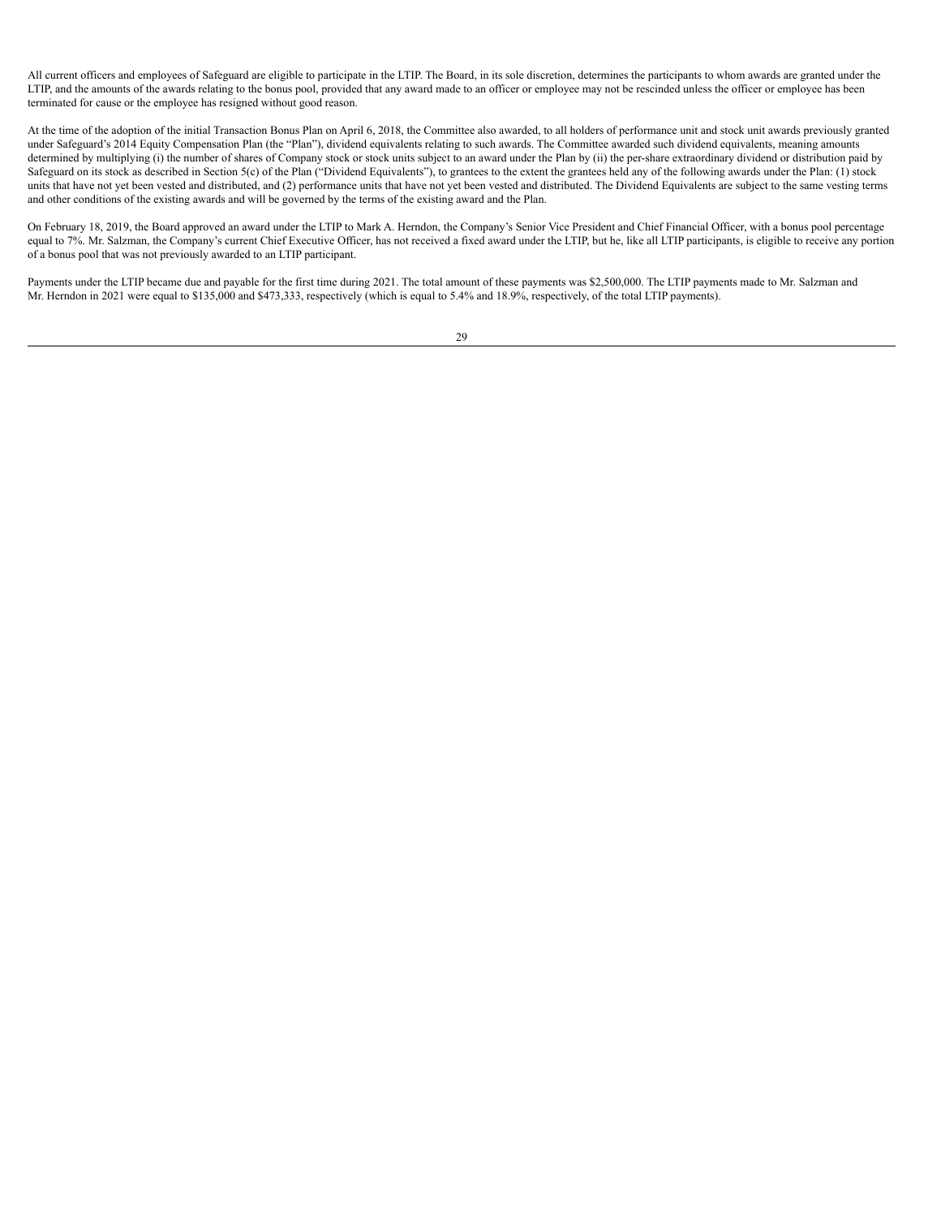All current officers and employees of Safeguard are eligible to participate in the LTIP. The Board, in its sole discretion, determines the participants to whom awards are granted under the LTIP, and the amounts of the awards relating to the bonus pool, provided that any award made to an officer or employee may not be rescinded unless the officer or employee has been terminated for cause or the employee has resigned without good reason.

At the time of the adoption of the initial Transaction Bonus Plan on April 6, 2018, the Committee also awarded, to all holders of performance unit and stock unit awards previously granted under Safeguard's 2014 Equity Compensation Plan (the "Plan"), dividend equivalents relating to such awards. The Committee awarded such dividend equivalents, meaning amounts determined by multiplying (i) the number of shares of Company stock or stock units subject to an award under the Plan by (ii) the per-share extraordinary dividend or distribution paid by Safeguard on its stock as described in Section 5(c) of the Plan ("Dividend Equivalents"), to grantees to the extent the grantees held any of the following awards under the Plan: (1) stock units that have not yet been vested and distributed, and (2) performance units that have not yet been vested and distributed. The Dividend Equivalents are subject to the same vesting terms and other conditions of the existing awards and will be governed by the terms of the existing award and the Plan.

On February 18, 2019, the Board approved an award under the LTIP to Mark A. Herndon, the Company's Senior Vice President and Chief Financial Officer, with a bonus pool percentage equal to 7%. Mr. Salzman, the Company's current Chief Executive Officer, has not received a fixed award under the LTIP, but he, like all LTIP participants, is eligible to receive any portion of a bonus pool that was not previously awarded to an LTIP participant.

Payments under the LTIP became due and payable for the first time during 2021. The total amount of these payments was $2,500,000. The LTIP payments made to Mr. Salzman and Mr. Herndon in 2021 were equal to $135,000 and $473,333, respectively (which is equal to 5.4% and 18.9%, respectively, of the total LTIP payments).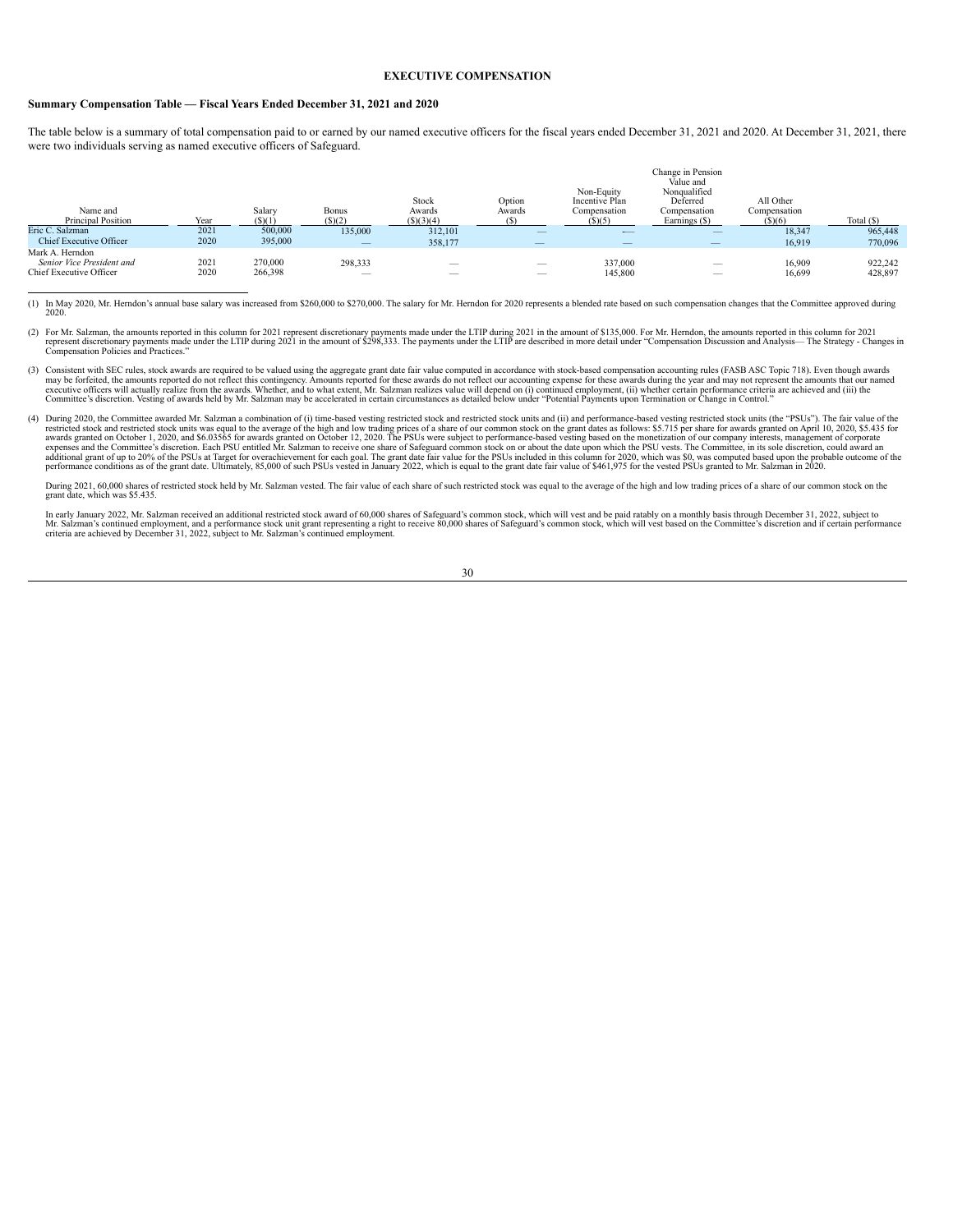# EXECUTIVE COMPENSATION

## Summary Compensation Table — Fiscal Years Ended December 31, 2021 and 2020

The table below is a summary of total compensation paid to or earned by our named executive officers for the fiscal years ended December 31, 2021 and 2020. At December 31, 2021, there were two individuals serving as named executive officers of Safeguard.

| Name and Principal Position | Year | Salary ($)(1) | Bonus ($)(2) | Stock Awards ($)(3)(4) | Option Awards ($) | Non-Equity Incentive Plan Compensation ($)(5) | Change in Pension Value and Nonqualified Deferred Compensation Earnings ($) | All Other Compensation ($)(6) | Total ($) |
|---|---|---|---|---|---|---|---|---|---|
| Eric C. Salzman | 2021 | 500,000 | 135,000 | 312,101 | — | — | — | 18,347 | 965,448 |
| Chief Executive Officer | 2020 | 395,000 | — | 358,177 | — | — | — | 16,919 | 770,096 |
| Mark A. Herndon *Senior Vice President and* Chief Executive Officer | 2021 | 270,000 | 298,333 | — | — | 337,000 | — | 16,909 | 922,242 |
| | 2020 | 266,398 | — | — | — | 145,800 | — | 16,699 | 428,897 |

(1) In May 2020, Mr. Herndon's annual base salary was increased from $260,000 to $270,000. The salary for Mr. Herndon for 2020 represents a blended rate based on such compensation changes that the Committee approved during 2020.

(2) For Mr. Salzman, the amounts reported in this column for 2021 represent discretionary payments made under the LTIP during 2021 in the amount of $135,000. For Mr. Herndon, the amounts reported in this column for 2021 represent discretionary payments made under the LTIP during 2021 in the amount of $298,333. The payments under the LTIP are described in more detail under "Compensation Discussion and Analysis— The Strategy - Changes in Compensation Policies and Practices."

(3) Consistent with SEC rules, stock awards are required to be valued using the aggregate grant date fair value computed in accordance with stock-based compensation accounting rules (FASB ASC Topic 718). Even though awards may be forfeited, the amounts reported do not reflect this contingency. Amounts reported for these awards do not reflect our accounting expense for these awards during the year and may not represent the amounts that our named executive officers will actually realize from the awards. Whether, and to what extent, Mr. Salzman realizes value will depend on (i) continued employment, (ii) whether certain performance criteria are achieved and (iii) the Committee's discretion. Vesting of awards held by Mr. Salzman may be accelerated in certain circumstances as detailed below under "Potential Payments upon Termination or Change in Control."

(4) During 2020, the Committee awarded Mr. Salzman a combination of (i) time-based vesting restricted stock and restricted stock units and (ii) and performance-based vesting restricted stock units (the "PSUs"). The fair value of the restricted stock and restricted stock units was equal to the average of the high and low trading prices of a share of our common stock on the grant dates as follows: $5.715 per share for awards granted on April 10, 2020, $5.435 for awards granted on October 1, 2020, and $6.03565 for awards granted on October 12, 2020. The PSUs were subject to performance-based vesting based on the monetization of our company interests, management of corporate expenses and the Committee's discretion. Each PSU entitled Mr. Salzman to receive one share of Safeguard common stock on or about the date upon which the PSU vests. The Committee, in its sole discretion, could award an additional grant of up to 20% of the PSUs at Target for overachievement for each goal. The grant date fair value for the PSUs included in this column for 2020, which was $0, was computed based upon the probable outcome of the performance conditions as of the grant date. Ultimately, 85,000 of such PSUs vested in January 2022, which is equal to the grant date fair value of $461,975 for the vested PSUs granted to Mr. Salzman in 2020.

During 2021, 60,000 shares of restricted stock held by Mr. Salzman vested. The fair value of each share of such restricted stock was equal to the average of the high and low trading prices of a share of our common stock on the grant date, which was $5.435.

In early January 2022, Mr. Salzman received an additional restricted stock award of 60,000 shares of Safeguard's common stock, which will vest and be paid ratably on a monthly basis through December 31, 2022, subject to Mr. Salzman's continued employment, and a performance stock unit grant representing a right to receive 80,000 shares of Safeguard's common stock, which will vest based on the Committee's discretion and if certain performance criteria are achieved by December 31, 2022, subject to Mr. Salzman's continued employment.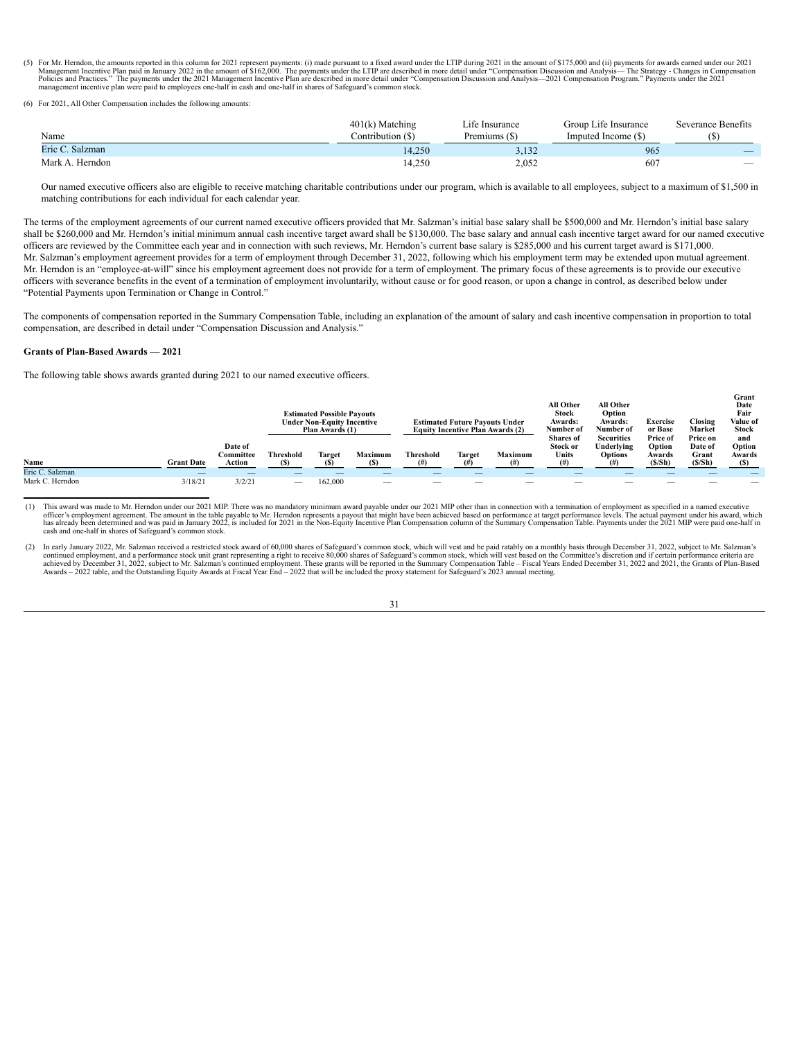(5) For Mr. Herndon, the amounts reported in this column for 2021 represent payments: (i) made pursuant to a fixed award under the LTIP during 2021 in the amount of $175,000 and (ii) payments for awards earned under our 2021 Management Incentive Plan paid in January 2022 in the amount of $162,000. The payments under the LTIP are described in more detail under "Compensation Discussion and Analysis— The Strategy - Changes in Compensation Policies and Practices." The payments under the 2021 Management Incentive Plan are described in more detail under "Compensation Discussion and Analysis—2021 Compensation Program." Payments under the 2021 management incentive plan were paid to employees one-half in cash and one-half in shares of Safeguard's common stock.

(6) For 2021, All Other Compensation includes the following amounts:

| Name | 401(k) Matching Contribution ($) | Life Insurance Premiums ($) | Group Life Insurance Imputed Income ($) | Severance Benefits ($) |
|---|---|---|---|---|
| Eric C. Salzman | 14,250 | 3,132 | 965 | — |
| Mark A. Herndon | 14,250 | 2,052 | 607 | — |

Our named executive officers also are eligible to receive matching charitable contributions under our program, which is available to all employees, subject to a maximum of $1,500 in matching contributions for each individual for each calendar year.

The terms of the employment agreements of our current named executive officers provided that Mr. Salzman's initial base salary shall be $500,000 and Mr. Herndon's initial base salary shall be $260,000 and Mr. Herndon's initial minimum annual cash incentive target award shall be $130,000. The base salary and annual cash incentive target award for our named executive officers are reviewed by the Committee each year and in connection with such reviews, Mr. Herndon's current base salary is $285,000 and his current target award is $171,000. Mr. Salzman's employment agreement provides for a term of employment through December 31, 2022, following which his employment term may be extended upon mutual agreement. Mr. Herndon is an "employee-at-will" since his employment agreement does not provide for a term of employment. The primary focus of these agreements is to provide our executive officers with severance benefits in the event of a termination of employment involuntarily, without cause or for good reason, or upon a change in control, as described below under "Potential Payments upon Termination or Change in Control."

The components of compensation reported in the Summary Compensation Table, including an explanation of the amount of salary and cash incentive compensation in proportion to total compensation, are described in detail under "Compensation Discussion and Analysis."

**Grants of Plan-Based Awards — 2021**

The following table shows awards granted during 2021 to our named executive officers.

| | | | Estimated Possible Payouts Under Non-Equity Incentive Plan Awards (1) | | | Estimated Future Payouts Under Equity Incentive Plan Awards (2) | | | All Other Stock Awards: Number of Shares of Stock or Units (#) | All Other Option Awards: Number of Securities Underlying Options (#) | Exercise or Base Price of Option Awards ($/Sh) | Closing Market Price on Date of Grant ($/Sh) | Grant Date Fair Value of Stock and Option Awards ($) |
|---|---|---|---|---|---|---|---|---|---|---|---|---|---|
| **Name** | **Grant Date** | **Date of Committee Action** | **Threshold ($)** | **Target ($)** | **Maximum ($)** | **Threshold (#)** | **Target (#)** | **Maximum (#)** | | | | | |
| Eric C. Salzman | — | — | — | — | — | — | — | — | — | — | — | — | — |
| Mark C. Herndon | 3/18/21 | 3/2/21 | — | 162,000 | — | — | — | — | — | — | — | — | — |

(1) This award was made to Mr. Herndon under our 2021 MIP. There was no mandatory minimum award payable under our 2021 MIP other than in connection with a termination of employment as specified in a named executive officer's employment agreement. The amount in the table payable to Mr. Herndon represents a payout that might have been achieved based on performance at target performance levels. The actual payment under his award, which has already been determined and was paid in January 2022, is included for 2021 in the Non-Equity Incentive Plan Compensation column of the Summary Compensation Table. Payments under the 2021 MIP were paid one-half in cash and one-half in shares of Safeguard's common stock.

(2) In early January 2022, Mr. Salzman received a restricted stock award of 60,000 shares of Safeguard's common stock, which will vest and be paid ratably on a monthly basis through December 31, 2022, subject to Mr. Salzman's continued employment, and a performance stock unit grant representing a right to receive 80,000 shares of Safeguard's common stock, which will vest based on the Committee's discretion and if certain performance criteria are achieved by December 31, 2022, subject to Mr. Salzman's continued employment. These grants will be reported in the Summary Compensation Table – Fiscal Years Ended December 31, 2022 and 2021, the Grants of Plan-Based Awards – 2022 table, and the Outstanding Equity Awards at Fiscal Year End – 2022 that will be included the proxy statement for Safeguard's 2023 annual meeting.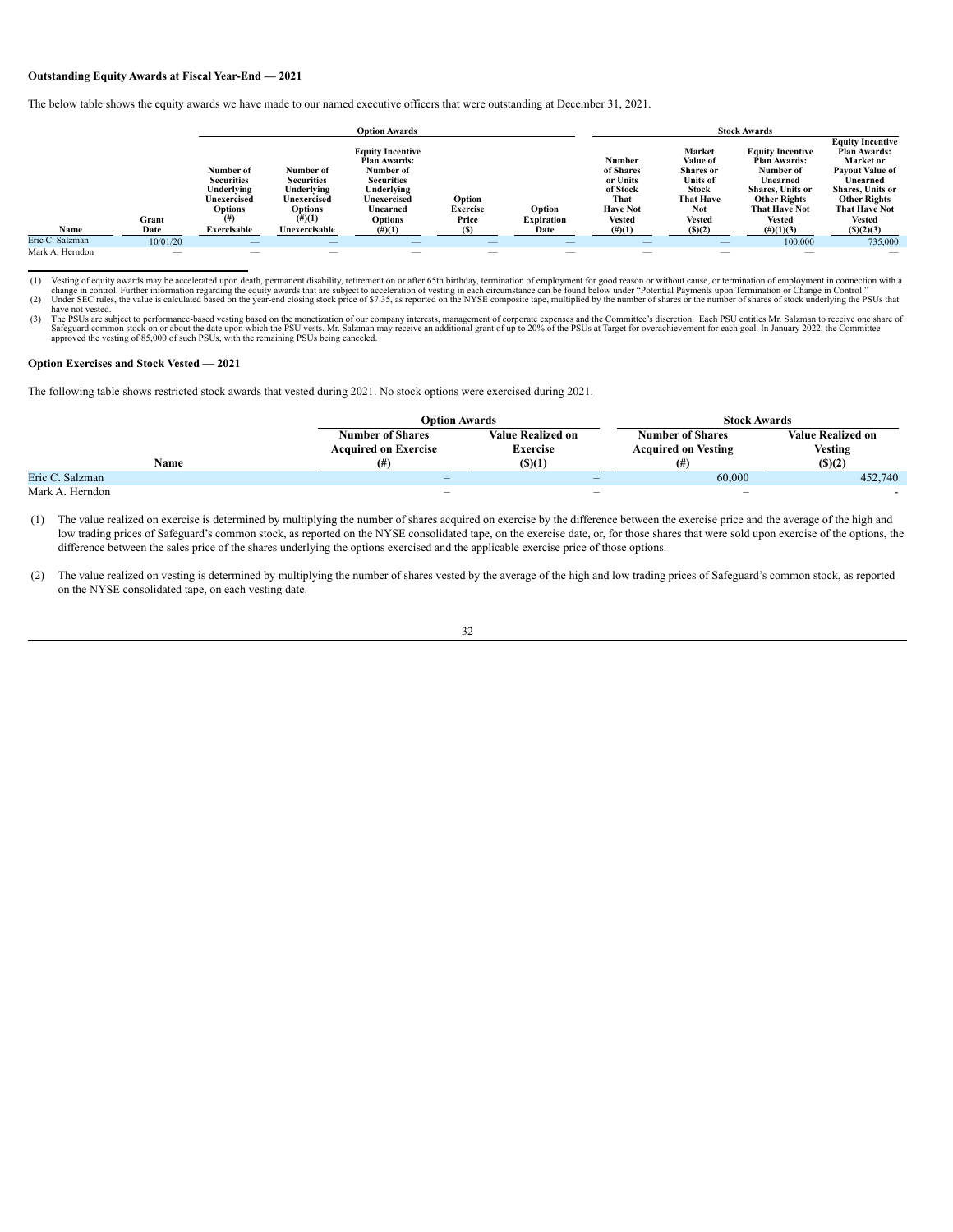**Outstanding Equity Awards at Fiscal Year-End — 2021**

The below table shows the equity awards we have made to our named executive officers that were outstanding at December 31, 2021.

| | | Option Awards | | | | | Stock Awards | | | |
|---|---|---|---|---|---|---|---|---|---|---|
| Name | Grant Date | Number of Securities Underlying Unexercised Options (#) Exercisable | Number of Securities Underlying Unexercised Options (#)(1) Unexercisable | Equity Incentive Plan Awards: Number of Securities Underlying Unexercised Unearned Options (#)(1) | Option Exercise Price ($) | Option Expiration Date | Number of Shares or Units of Stock That Have Not Vested (#)(1) | Market Value of Shares or Units of Stock That Have Not Vested ($)(2) | Equity Incentive Plan Awards: Number of Unearned Shares, Units or Other Rights That Have Not Vested (#)(1)(3) | Equity Incentive Plan Awards: Market or Payout Value of Unearned Shares, Units or Other Rights That Have Not Vested ($)(2)(3) |
| Eric C. Salzman | 10/01/20 | — | — | — | — | — | — | — | 100,000 | 735,000 |
| Mark A. Herndon | — | — | — | — | — | — | — | — | — | — |

(1) Vesting of equity awards may be accelerated upon death, permanent disability, retirement on or after 65th birthday, termination of employment for good reason or without cause, or termination of employment in connection with a change in control. Further information regarding the equity awards that are subject to acceleration of vesting in each circumstance can be found below under "Potential Payments upon Termination or Change in Control."

(2) Under SEC rules, the value is calculated based on the year-end closing stock price of $7.35, as reported on the NYSE composite tape, multiplied by the number of shares or the number of shares of stock underlying the PSUs that have not vested.

(3) The PSUs are subject to performance-based vesting based on the monetization of our company interests, management of corporate expenses and the Committee's discretion. Each PSU entitles Mr. Salzman to receive one share of Safeguard common stock on or about the date upon which the PSU vests. Mr. Salzman may receive an additional grant of up to 20% of the PSUs at Target for overachievement for each goal. In January 2022, the Committee approved the vesting of 85,000 of such PSUs, with the remaining PSUs being canceled.

**Option Exercises and Stock Vested — 2021**

The following table shows restricted stock awards that vested during 2021. No stock options were exercised during 2021.

| | Option Awards | | Stock Awards | |
|---|---|---|---|---|
| Name | Number of Shares Acquired on Exercise (#) | Value Realized on Exercise ($)(1) | Number of Shares Acquired on Vesting (#) | Value Realized on Vesting ($)(2) |
| Eric C. Salzman | – | – | 60,000 | 452,740 |
| Mark A. Herndon | – | – | – | - |

(1) The value realized on exercise is determined by multiplying the number of shares acquired on exercise by the difference between the exercise price and the average of the high and low trading prices of Safeguard's common stock, as reported on the NYSE consolidated tape, on the exercise date, or, for those shares that were sold upon exercise of the options, the difference between the sales price of the shares underlying the options exercised and the applicable exercise price of those options.

(2) The value realized on vesting is determined by multiplying the number of shares vested by the average of the high and low trading prices of Safeguard's common stock, as reported on the NYSE consolidated tape, on each vesting date.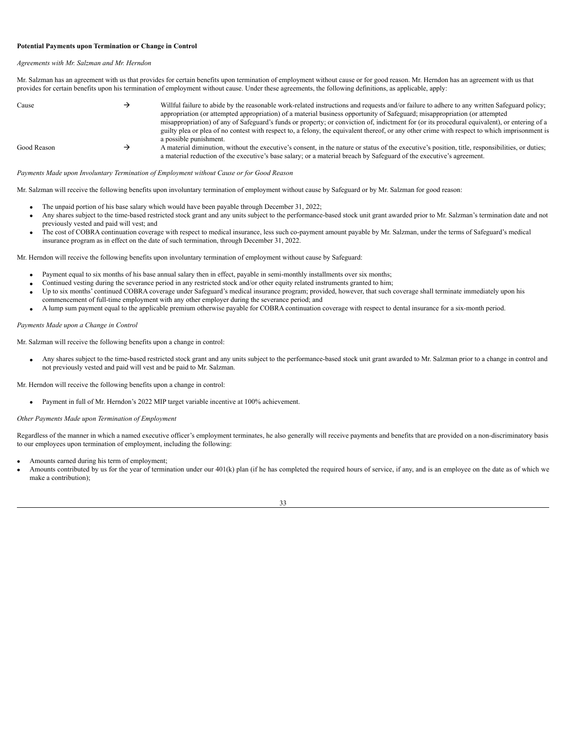**Potential Payments upon Termination or Change in Control**

*Agreements with Mr. Salzman and Mr. Herndon*

Mr. Salzman has an agreement with us that provides for certain benefits upon termination of employment without cause or for good reason. Mr. Herndon has an agreement with us that provides for certain benefits upon his termination of employment without cause. Under these agreements, the following definitions, as applicable, apply:

| | | |
|---|---|---|
| Cause | → | Willful failure to abide by the reasonable work-related instructions and requests and/or failure to adhere to any written Safeguard policy; appropriation (or attempted appropriation) of a material business opportunity of Safeguard; misappropriation (or attempted misappropriation) of any of Safeguard's funds or property; or conviction of, indictment for (or its procedural equivalent), or entering of a guilty plea or plea of no contest with respect to, a felony, the equivalent thereof, or any other crime with respect to which imprisonment is a possible punishment. |
| Good Reason | → | A material diminution, without the executive's consent, in the nature or status of the executive's position, title, responsibilities, or duties; a material reduction of the executive's base salary; or a material breach by Safeguard of the executive's agreement. |

*Payments Made upon Involuntary Termination of Employment without Cause or for Good Reason*

Mr. Salzman will receive the following benefits upon involuntary termination of employment without cause by Safeguard or by Mr. Salzman for good reason:

- The unpaid portion of his base salary which would have been payable through December 31, 2022;
- Any shares subject to the time-based restricted stock grant and any units subject to the performance-based stock unit grant awarded prior to Mr. Salzman's termination date and not previously vested and paid will vest; and
- The cost of COBRA continuation coverage with respect to medical insurance, less such co-payment amount payable by Mr. Salzman, under the terms of Safeguard's medical insurance program as in effect on the date of such termination, through December 31, 2022.

Mr. Herndon will receive the following benefits upon involuntary termination of employment without cause by Safeguard:

- Payment equal to six months of his base annual salary then in effect, payable in semi-monthly installments over six months;
- Continued vesting during the severance period in any restricted stock and/or other equity related instruments granted to him;
- Up to six months' continued COBRA coverage under Safeguard's medical insurance program; provided, however, that such coverage shall terminate immediately upon his commencement of full-time employment with any other employer during the severance period; and
- A lump sum payment equal to the applicable premium otherwise payable for COBRA continuation coverage with respect to dental insurance for a six-month period.

*Payments Made upon a Change in Control*

Mr. Salzman will receive the following benefits upon a change in control:

- Any shares subject to the time-based restricted stock grant and any units subject to the performance-based stock unit grant awarded to Mr. Salzman prior to a change in control and not previously vested and paid will vest and be paid to Mr. Salzman.

Mr. Herndon will receive the following benefits upon a change in control:

- Payment in full of Mr. Herndon's 2022 MIP target variable incentive at 100% achievement.

*Other Payments Made upon Termination of Employment*

Regardless of the manner in which a named executive officer's employment terminates, he also generally will receive payments and benefits that are provided on a non-discriminatory basis to our employees upon termination of employment, including the following:

- Amounts earned during his term of employment;
- Amounts contributed by us for the year of termination under our 401(k) plan (if he has completed the required hours of service, if any, and is an employee on the date as of which we make a contribution);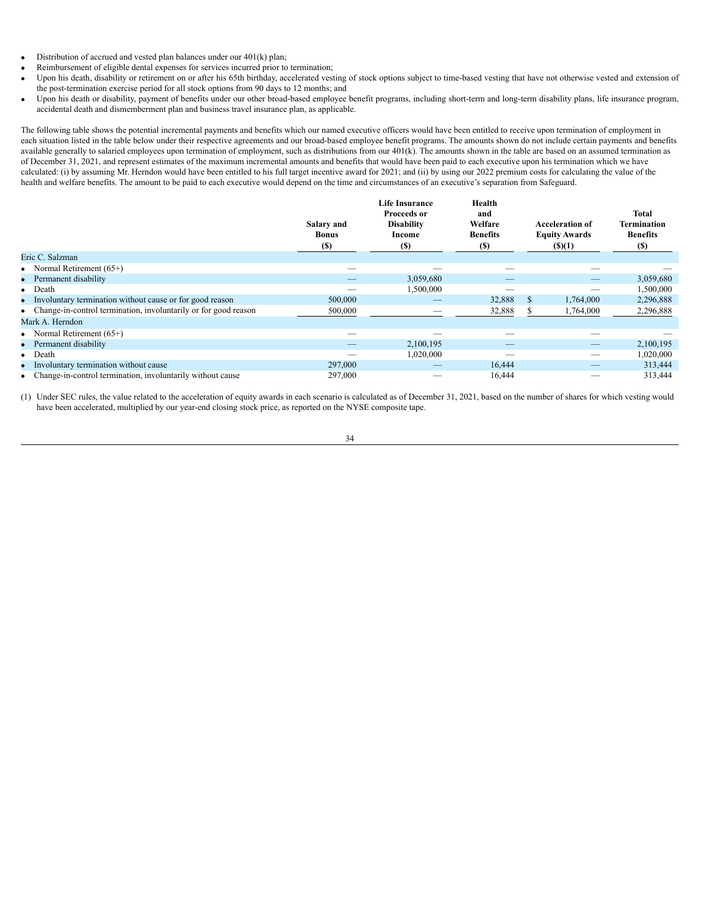- Distribution of accrued and vested plan balances under our 401(k) plan;
- Reimbursement of eligible dental expenses for services incurred prior to termination;
- Upon his death, disability or retirement on or after his 65th birthday, accelerated vesting of stock options subject to time-based vesting that have not otherwise vested and extension of the post-termination exercise period for all stock options from 90 days to 12 months; and
- Upon his death or disability, payment of benefits under our other broad-based employee benefit programs, including short-term and long-term disability plans, life insurance program, accidental death and dismemberment plan and business travel insurance plan, as applicable.

The following table shows the potential incremental payments and benefits which our named executive officers would have been entitled to receive upon termination of employment in each situation listed in the table below under their respective agreements and our broad-based employee benefit programs. The amounts shown do not include certain payments and benefits available generally to salaried employees upon termination of employment, such as distributions from our 401(k). The amounts shown in the table are based on an assumed termination as of December 31, 2021, and represent estimates of the maximum incremental amounts and benefits that would have been paid to each executive upon his termination which we have calculated: (i) by assuming Mr. Herndon would have been entitled to his full target incentive award for 2021; and (ii) by using our 2022 premium costs for calculating the value of the health and welfare benefits. The amount to be paid to each executive would depend on the time and circumstances of an executive's separation from Safeguard.

| | Salary and Bonus ($) | Life Insurance Proceeds or Disability Income ($) | Health and Welfare Benefits ($) | Acceleration of Equity Awards ($)(1) | Total Termination Benefits ($) |
|---|---|---|---|---|---|
| Eric C. Salzman | | | | | |
| • Normal Retirement (65+) | — | — | — | — | — |
| • Permanent disability | — | 3,059,680 | — | — | 3,059,680 |
| • Death | — | 1,500,000 | — | — | 1,500,000 |
| • Involuntary termination without cause or for good reason | 500,000 | — | 32,888 | $ 1,764,000 | 2,296,888 |
| • Change-in-control termination, involuntarily or for good reason | 500,000 | — | 32,888 | $ 1,764,000 | 2,296,888 |
| Mark A. Herndon | | | | | |
| • Normal Retirement (65+) | — | — | — | — | — |
| • Permanent disability | — | 2,100,195 | — | — | 2,100,195 |
| • Death | — | 1,020,000 | — | — | 1,020,000 |
| • Involuntary termination without cause | 297,000 | — | 16,444 | — | 313,444 |
| • Change-in-control termination, involuntarily without cause | 297,000 | — | 16,444 | — | 313,444 |

(1) Under SEC rules, the value related to the acceleration of equity awards in each scenario is calculated as of December 31, 2021, based on the number of shares for which vesting would have been accelerated, multiplied by our year-end closing stock price, as reported on the NYSE composite tape.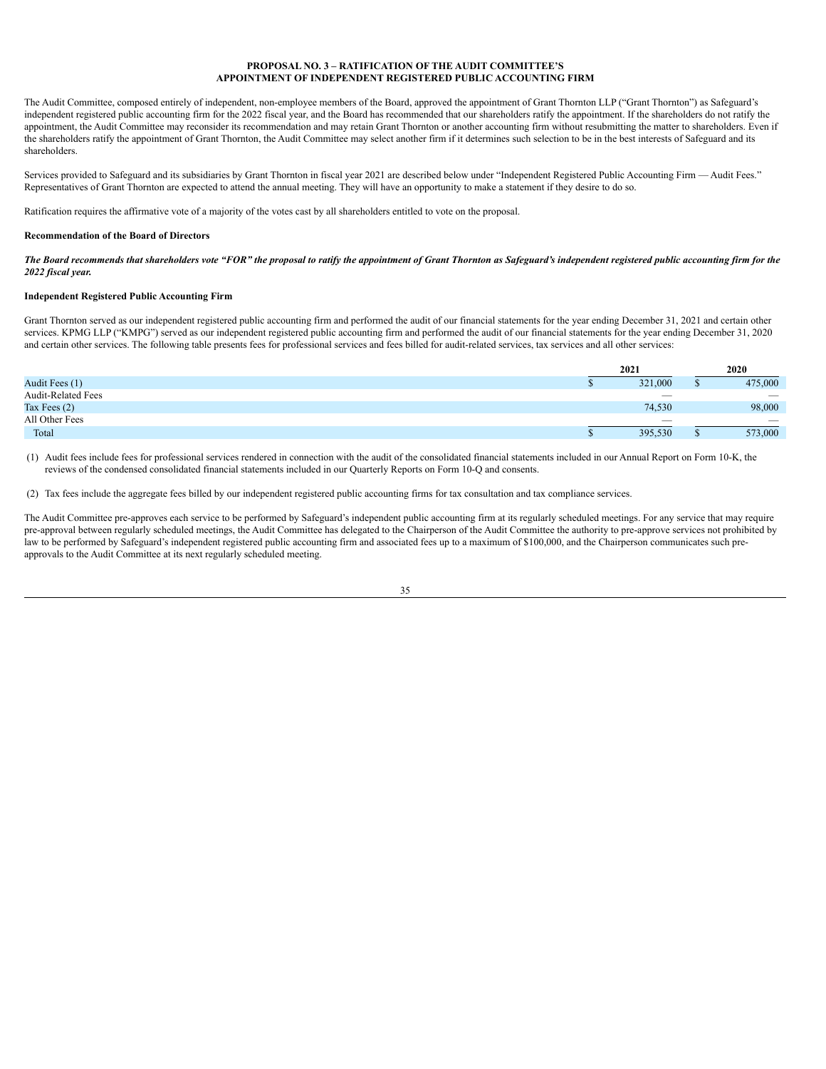## PROPOSAL NO. 3 – RATIFICATION OF THE AUDIT COMMITTEE'S APPOINTMENT OF INDEPENDENT REGISTERED PUBLIC ACCOUNTING FIRM

The Audit Committee, composed entirely of independent, non-employee members of the Board, approved the appointment of Grant Thornton LLP ("Grant Thornton") as Safeguard's independent registered public accounting firm for the 2022 fiscal year, and the Board has recommended that our shareholders ratify the appointment. If the shareholders do not ratify the appointment, the Audit Committee may reconsider its recommendation and may retain Grant Thornton or another accounting firm without resubmitting the matter to shareholders. Even if the shareholders ratify the appointment of Grant Thornton, the Audit Committee may select another firm if it determines such selection to be in the best interests of Safeguard and its shareholders.

Services provided to Safeguard and its subsidiaries by Grant Thornton in fiscal year 2021 are described below under "Independent Registered Public Accounting Firm — Audit Fees." Representatives of Grant Thornton are expected to attend the annual meeting. They will have an opportunity to make a statement if they desire to do so.

Ratification requires the affirmative vote of a majority of the votes cast by all shareholders entitled to vote on the proposal.

### Recommendation of the Board of Directors

***The Board recommends that shareholders vote "FOR" the proposal to ratify the appointment of Grant Thornton as Safeguard's independent registered public accounting firm for the 2022 fiscal year.***

### Independent Registered Public Accounting Firm

Grant Thornton served as our independent registered public accounting firm and performed the audit of our financial statements for the year ending December 31, 2021 and certain other services. KPMG LLP ("KMPG") served as our independent registered public accounting firm and performed the audit of our financial statements for the year ending December 31, 2020 and certain other services. The following table presents fees for professional services and fees billed for audit-related services, tax services and all other services:

| | 2021 | 2020 |
|---|---|---|
| Audit Fees (1) | $ 321,000 | $ 475,000 |
| Audit-Related Fees | — | — |
| Tax Fees (2) | 74,530 | 98,000 |
| All Other Fees | — | — |
| Total | $ 395,530 | $ 573,000 |

(1) Audit fees include fees for professional services rendered in connection with the audit of the consolidated financial statements included in our Annual Report on Form 10-K, the reviews of the condensed consolidated financial statements included in our Quarterly Reports on Form 10-Q and consents.

(2) Tax fees include the aggregate fees billed by our independent registered public accounting firms for tax consultation and tax compliance services.

The Audit Committee pre-approves each service to be performed by Safeguard's independent public accounting firm at its regularly scheduled meetings. For any service that may require pre-approval between regularly scheduled meetings, the Audit Committee has delegated to the Chairperson of the Audit Committee the authority to pre-approve services not prohibited by law to be performed by Safeguard's independent registered public accounting firm and associated fees up to a maximum of $100,000, and the Chairperson communicates such pre-approvals to the Audit Committee at its next regularly scheduled meeting.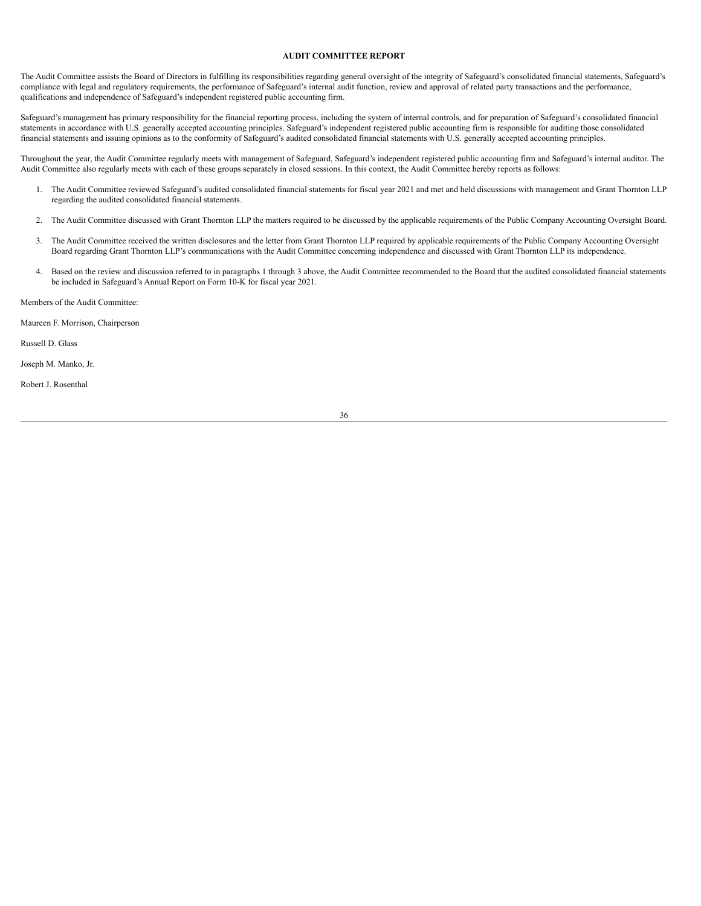## AUDIT COMMITTEE REPORT

The Audit Committee assists the Board of Directors in fulfilling its responsibilities regarding general oversight of the integrity of Safeguard's consolidated financial statements, Safeguard's compliance with legal and regulatory requirements, the performance of Safeguard's internal audit function, review and approval of related party transactions and the performance, qualifications and independence of Safeguard's independent registered public accounting firm.

Safeguard's management has primary responsibility for the financial reporting process, including the system of internal controls, and for preparation of Safeguard's consolidated financial statements in accordance with U.S. generally accepted accounting principles. Safeguard's independent registered public accounting firm is responsible for auditing those consolidated financial statements and issuing opinions as to the conformity of Safeguard's audited consolidated financial statements with U.S. generally accepted accounting principles.

Throughout the year, the Audit Committee regularly meets with management of Safeguard, Safeguard's independent registered public accounting firm and Safeguard's internal auditor. The Audit Committee also regularly meets with each of these groups separately in closed sessions. In this context, the Audit Committee hereby reports as follows:

1. The Audit Committee reviewed Safeguard's audited consolidated financial statements for fiscal year 2021 and met and held discussions with management and Grant Thornton LLP regarding the audited consolidated financial statements.
2. The Audit Committee discussed with Grant Thornton LLP the matters required to be discussed by the applicable requirements of the Public Company Accounting Oversight Board.
3. The Audit Committee received the written disclosures and the letter from Grant Thornton LLP required by applicable requirements of the Public Company Accounting Oversight Board regarding Grant Thornton LLP's communications with the Audit Committee concerning independence and discussed with Grant Thornton LLP its independence.
4. Based on the review and discussion referred to in paragraphs 1 through 3 above, the Audit Committee recommended to the Board that the audited consolidated financial statements be included in Safeguard's Annual Report on Form 10-K for fiscal year 2021.

Members of the Audit Committee:

Maureen F. Morrison, Chairperson

Russell D. Glass

Joseph M. Manko, Jr.

Robert J. Rosenthal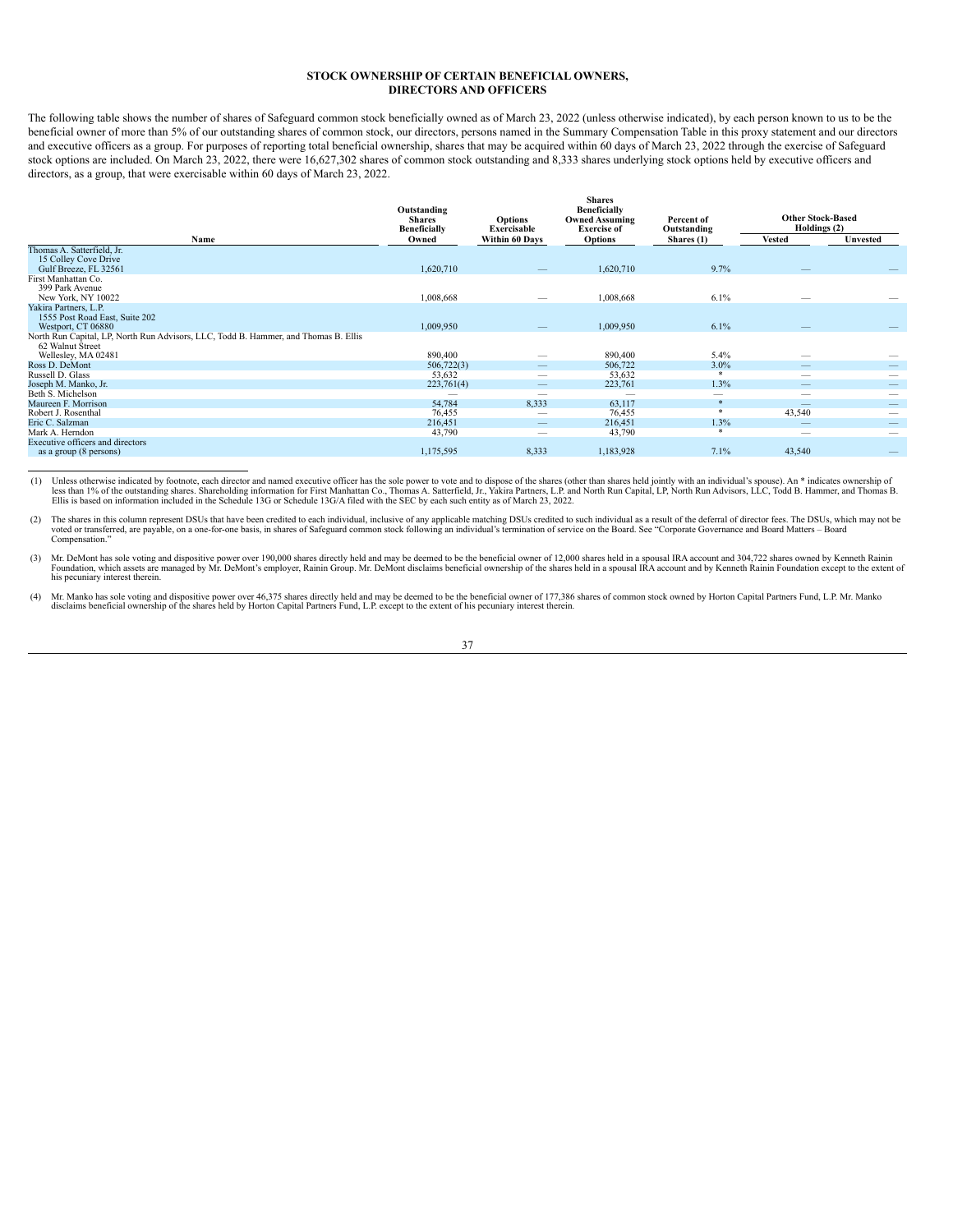## STOCK OWNERSHIP OF CERTAIN BENEFICIAL OWNERS, DIRECTORS AND OFFICERS

The following table shows the number of shares of Safeguard common stock beneficially owned as of March 23, 2022 (unless otherwise indicated), by each person known to us to be the beneficial owner of more than 5% of our outstanding shares of common stock, our directors, persons named in the Summary Compensation Table in this proxy statement and our directors and executive officers as a group. For purposes of reporting total beneficial ownership, shares that may be acquired within 60 days of March 23, 2022 through the exercise of Safeguard stock options are included. On March 23, 2022, there were 16,627,302 shares of common stock outstanding and 8,333 shares underlying stock options held by executive officers and directors, as a group, that were exercisable within 60 days of March 23, 2022.

| Name | Outstanding Shares Beneficially Owned | Options Exercisable Within 60 Days | Shares Beneficially Owned Assuming Exercise of Options | Percent of Outstanding Shares (1) | Other Stock-Based Holdings (2) | |
|---|---|---|---|---|---|---|
| | | | | | Vested | Unvested |
| Thomas A. Satterfield, Jr.<br>15 Colley Cove Drive<br>Gulf Breeze, FL 32561 | 1,620,710 | — | 1,620,710 | 9.7% | — | — |
| First Manhattan Co.<br>399 Park Avenue<br>New York, NY 10022 | 1,008,668 | — | 1,008,668 | 6.1% | — | — |
| Yakira Partners, L.P.<br>1555 Post Road East, Suite 202<br>Westport, CT 06880 | 1,009,950 | — | 1,009,950 | 6.1% | — | — |
| North Run Capital, LP, North Run Advisors, LLC, Todd B. Hammer, and Thomas B. Ellis<br>62 Walnut Street<br>Wellesley, MA 02481 | 890,400 | — | 890,400 | 5.4% | — | — |
| Ross D. DeMont | 506,722(3) | — | 506,722 | 3.0% | — | — |
| Russell D. Glass | 53,632 | — | 53,632 | * | — | — |
| Joseph M. Manko, Jr. | 223,761(4) | — | 223,761 | 1.3% | — | — |
| Beth S. Michelson | — | — | — | — | — | — |
| Maureen F. Morrison | 54,784 | 8,333 | 63,117 | * | — | — |
| Robert J. Rosenthal | 76,455 | — | 76,455 | * | 43,540 | — |
| Eric C. Salzman | 216,451 | — | 216,451 | 1.3% | — | — |
| Mark A. Herndon | 43,790 | — | 43,790 | * | — | — |
| Executive officers and directors as a group (8 persons) | 1,175,595 | 8,333 | 1,183,928 | 7.1% | 43,540 | — |

(1) Unless otherwise indicated by footnote, each director and named executive officer has the sole power to vote and to dispose of the shares (other than shares held jointly with an individual's spouse). An * indicates ownership of less than 1% of the outstanding shares. Shareholding information for First Manhattan Co., Thomas A. Satterfield, Jr., Yakira Partners, L.P. and North Run Capital, LP, North Run Advisors, LLC, Todd B. Hammer, and Thomas B. Ellis is based on information included in the Schedule 13G or Schedule 13G/A filed with the SEC by each such entity as of March 23, 2022.

(2) The shares in this column represent DSUs that have been credited to each individual, inclusive of any applicable matching DSUs credited to such individual as a result of the deferral of director fees. The DSUs, which may not be voted or transferred, are payable, on a one-for-one basis, in shares of Safeguard common stock following an individual's termination of service on the Board. See "Corporate Governance and Board Matters – Board Compensation."

(3) Mr. DeMont has sole voting and dispositive power over 190,000 shares directly held and may be deemed to be the beneficial owner of 12,000 shares held in a spousal IRA account and 304,722 shares owned by Kenneth Rainin Foundation, which assets are managed by Mr. DeMont's employer, Rainin Group. Mr. DeMont disclaims beneficial ownership of the shares held in a spousal IRA account and by Kenneth Rainin Foundation except to the extent of his pecuniary interest therein.

(4) Mr. Manko has sole voting and dispositive power over 46,375 shares directly held and may be deemed to be the beneficial owner of 177,386 shares of common stock owned by Horton Capital Partners Fund, L.P. Mr. Manko disclaims beneficial ownership of the shares held by Horton Capital Partners Fund, L.P. except to the extent of his pecuniary interest therein.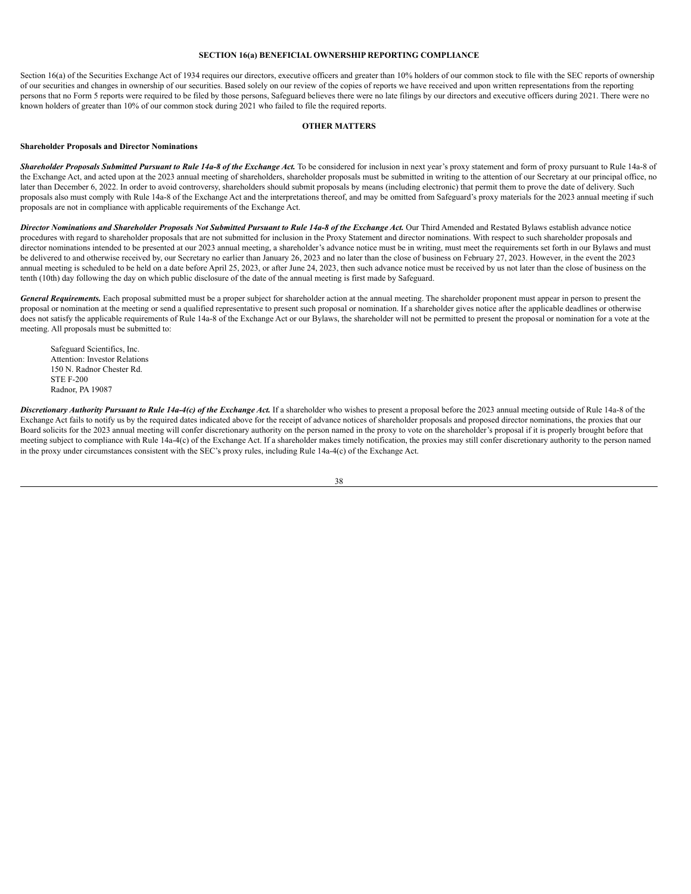## SECTION 16(a) BENEFICIAL OWNERSHIP REPORTING COMPLIANCE

Section 16(a) of the Securities Exchange Act of 1934 requires our directors, executive officers and greater than 10% holders of our common stock to file with the SEC reports of ownership of our securities and changes in ownership of our securities. Based solely on our review of the copies of reports we have received and upon written representations from the reporting persons that no Form 5 reports were required to be filed by those persons, Safeguard believes there were no late filings by our directors and executive officers during 2021. There were no known holders of greater than 10% of our common stock during 2021 who failed to file the required reports.

## OTHER MATTERS

### Shareholder Proposals and Director Nominations

***Shareholder Proposals Submitted Pursuant to Rule 14a-8 of the Exchange Act.*** To be considered for inclusion in next year's proxy statement and form of proxy pursuant to Rule 14a-8 of the Exchange Act, and acted upon at the 2023 annual meeting of shareholders, shareholder proposals must be submitted in writing to the attention of our Secretary at our principal office, no later than December 6, 2022. In order to avoid controversy, shareholders should submit proposals by means (including electronic) that permit them to prove the date of delivery. Such proposals also must comply with Rule 14a-8 of the Exchange Act and the interpretations thereof, and may be omitted from Safeguard's proxy materials for the 2023 annual meeting if such proposals are not in compliance with applicable requirements of the Exchange Act.

***Director Nominations and Shareholder Proposals Not Submitted Pursuant to Rule 14a-8 of the Exchange Act.*** Our Third Amended and Restated Bylaws establish advance notice procedures with regard to shareholder proposals that are not submitted for inclusion in the Proxy Statement and director nominations. With respect to such shareholder proposals and director nominations intended to be presented at our 2023 annual meeting, a shareholder's advance notice must be in writing, must meet the requirements set forth in our Bylaws and must be delivered to and otherwise received by, our Secretary no earlier than January 26, 2023 and no later than the close of business on February 27, 2023. However, in the event the 2023 annual meeting is scheduled to be held on a date before April 25, 2023, or after June 24, 2023, then such advance notice must be received by us not later than the close of business on the tenth (10th) day following the day on which public disclosure of the date of the annual meeting is first made by Safeguard.

***General Requirements.*** Each proposal submitted must be a proper subject for shareholder action at the annual meeting. The shareholder proponent must appear in person to present the proposal or nomination at the meeting or send a qualified representative to present such proposal or nomination. If a shareholder gives notice after the applicable deadlines or otherwise does not satisfy the applicable requirements of Rule 14a-8 of the Exchange Act or our Bylaws, the shareholder will not be permitted to present the proposal or nomination for a vote at the meeting. All proposals must be submitted to:

Safeguard Scientifics, Inc.
Attention: Investor Relations
150 N. Radnor Chester Rd.
STE F-200
Radnor, PA 19087

***Discretionary Authority Pursuant to Rule 14a-4(c) of the Exchange Act.*** If a shareholder who wishes to present a proposal before the 2023 annual meeting outside of Rule 14a-8 of the Exchange Act fails to notify us by the required dates indicated above for the receipt of advance notices of shareholder proposals and proposed director nominations, the proxies that our Board solicits for the 2023 annual meeting will confer discretionary authority on the person named in the proxy to vote on the shareholder's proposal if it is properly brought before that meeting subject to compliance with Rule 14a-4(c) of the Exchange Act. If a shareholder makes timely notification, the proxies may still confer discretionary authority to the person named in the proxy under circumstances consistent with the SEC's proxy rules, including Rule 14a-4(c) of the Exchange Act.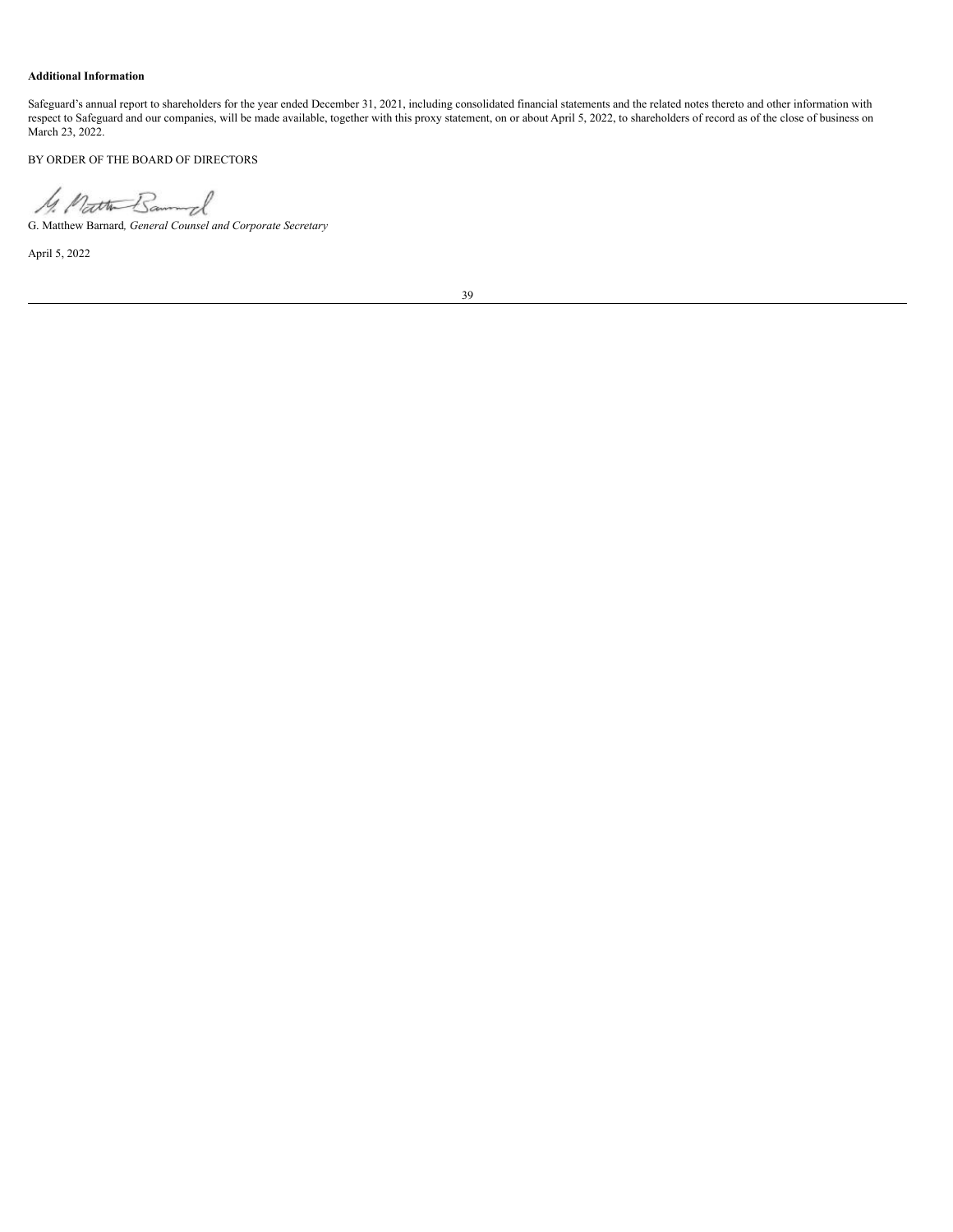**Additional Information**

Safeguard's annual report to shareholders for the year ended December 31, 2021, including consolidated financial statements and the related notes thereto and other information with respect to Safeguard and our companies, will be made available, together with this proxy statement, on or about April 5, 2022, to shareholders of record as of the close of business on March 23, 2022.

BY ORDER OF THE BOARD OF DIRECTORS

G. Matthew Barnard*, General Counsel and Corporate Secretary*

April 5, 2022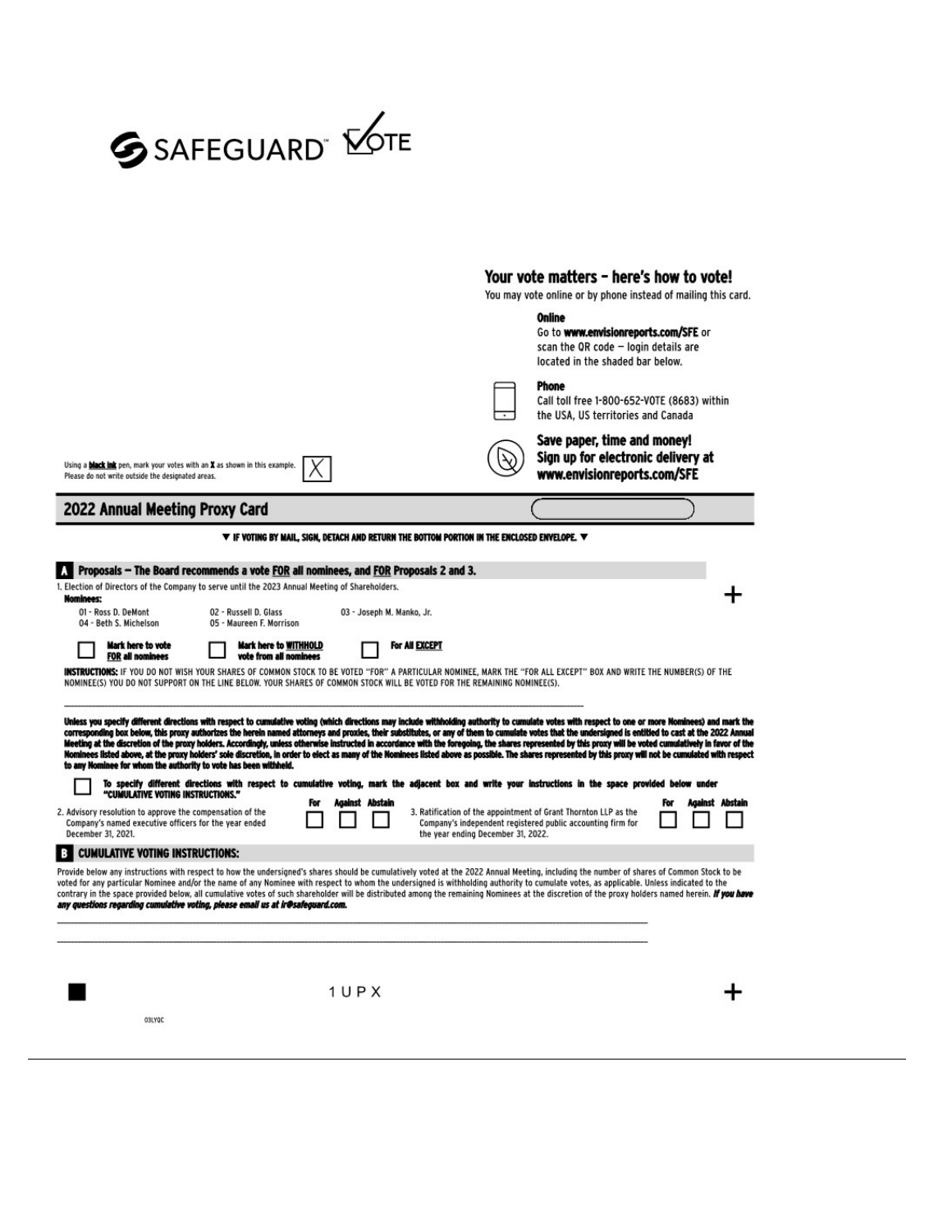SAFEGUARD VOTE

## Your vote matters – here's how to vote!

You may vote online or by phone instead of mailing this card.

**Online**
Go to **www.envisionreports.com/SFE** or scan the QR code – login details are located in the shaded bar below.

**Phone**
Call toll free 1-800-652-VOTE (8683) within the USA, US territories and Canada

**Save paper, time and money! Sign up for electronic delivery at www.envisionreports.com/SFE**

Using a **black ink** pen, mark your votes with an **X** as shown in this example. Please do not write outside the designated areas. ☒

## 2022 Annual Meeting Proxy Card

▼ **IF VOTING BY MAIL, SIGN, DETACH AND RETURN THE BOTTOM PORTION IN THE ENCLOSED ENVELOPE.** ▼

### A Proposals — The Board recommends a vote FOR all nominees, and FOR Proposals 2 and 3.

1. Election of Directors of the Company to serve until the 2023 Annual Meeting of Shareholders.

**Nominees:**

01 - Ross D. DeMont 02 - Russell D. Glass 03 - Joseph M. Manko, Jr.
04 - Beth S. Michelson 05 - Maureen F. Morrison

☐ **Mark here to vote FOR all nominees** ☐ **Mark here to WITHHOLD vote from all nominees** ☐ **For All EXCEPT**

**INSTRUCTIONS:** IF YOU DO NOT WISH YOUR SHARES OF COMMON STOCK TO BE VOTED "FOR" A PARTICULAR NOMINEE, MARK THE "FOR ALL EXCEPT" BOX AND WRITE THE NUMBER(S) OF THE NOMINEE(S) YOU DO NOT SUPPORT ON THE LINE BELOW. YOUR SHARES OF COMMON STOCK WILL BE VOTED FOR THE REMAINING NOMINEE(S).

_______________________________________________

**Unless you specify different directions with respect to cumulative voting (which directions may include withholding authority to cumulate votes with respect to one or more Nominees) and mark the corresponding box below, this proxy authorizes the herein named attorneys and proxies, their substitutes, or any of them to cumulate votes that the undersigned is entitled to cast at the 2022 Annual Meeting at the discretion of the proxy holders. Accordingly, unless otherwise instructed in accordance with the foregoing, the shares represented by this proxy will be voted cumulatively in favor of the Nominees listed above, at the proxy holders' sole discretion, in order to elect as many of the Nominees listed above as possible. The shares represented by this proxy will not be cumulated with respect to any Nominee for whom the authority to vote has been withheld.**

☐ **To specify different directions with respect to cumulative voting, mark the adjacent box and write your instructions in the space provided below under "CUMULATIVE VOTING INSTRUCTIONS."**

| | For | Against | Abstain |
|---|---|---|---|
| 2. Advisory resolution to approve the compensation of the Company's named executive officers for the year ended December 31, 2021. | ☐ | ☐ | ☐ |
| 3. Ratification of the appointment of Grant Thornton LLP as the Company's independent registered public accounting firm for the year ending December 31, 2022. | ☐ | ☐ | ☐ |

### B CUMULATIVE VOTING INSTRUCTIONS:

Provide below any instructions with respect to how the undersigned's shares should be cumulatively voted at the 2022 Annual Meeting, including the number of shares of Common Stock to be voted for any particular Nominee and/or the name of any Nominee with respect to whom the undersigned is withholding authority to cumulate votes, as applicable. Unless indicated to the contrary in the space provided below, all cumulative votes of such shareholder will be distributed among the remaining Nominees at the discretion of the proxy holders named herein. ***If you have any questions regarding cumulative voting, please email us at ir@safeguard.com.***

_______________________________________________

_______________________________________________

1 U P X

03LYQC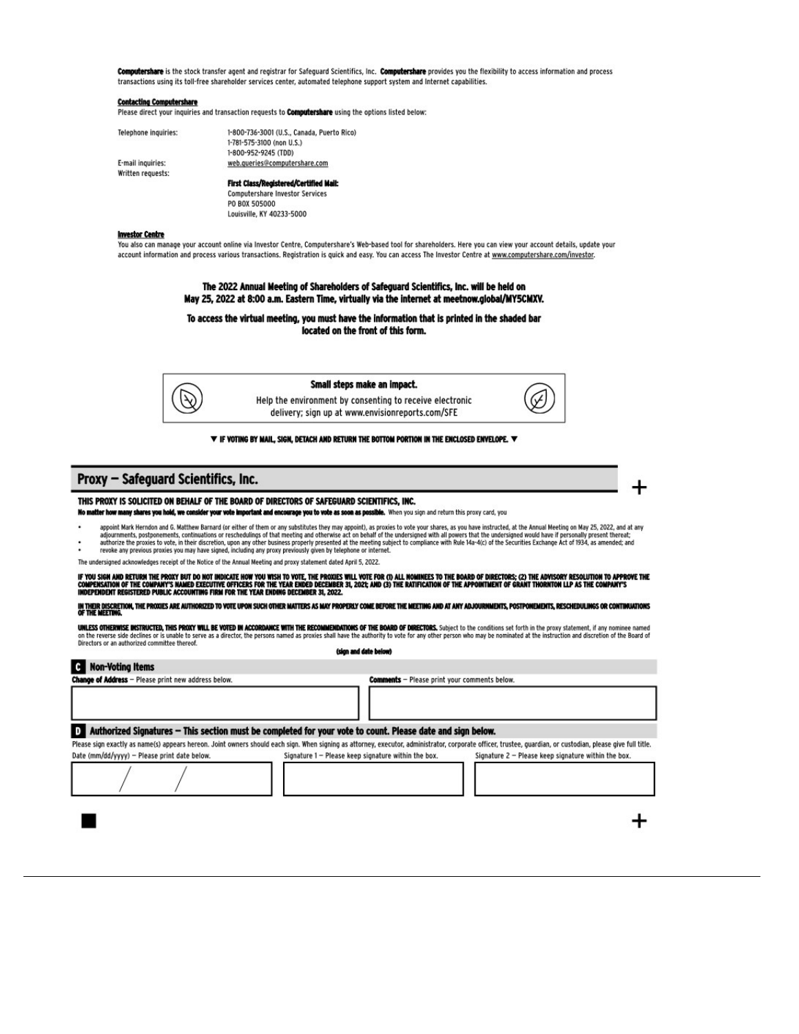**Computershare** is the stock transfer agent and registrar for Safeguard Scientifics, Inc. **Computershare** provides you the flexibility to access information and process transactions using its toll-free shareholder services center, automated telephone support system and Internet capabilities.

**Contacting Computershare**

Please direct your inquiries and transaction requests to **Computershare** using the options listed below:

| | |
|---|---|
| Telephone inquiries: | 1-800-736-3001 (U.S., Canada, Puerto Rico)<br>1-781-575-3100 (non U.S.)<br>1-800-952-9245 (TDD) |
| E-mail inquiries: | web.queries@computershare.com |
| Written requests: | **First Class/Registered/Certified Mail:**<br>Computershare Investor Services<br>PO BOX 505000<br>Louisville, KY 40233-5000 |

**Investor Centre**

You also can manage your account online via Investor Centre, Computershare's Web-based tool for shareholders. Here you can view your account details, update your account information and process various transactions. Registration is quick and easy. You can access The Investor Centre at www.computershare.com/investor.

**The 2022 Annual Meeting of Shareholders of Safeguard Scientifics, Inc. will be held on May 25, 2022 at 8:00 a.m. Eastern Time, virtually via the internet at meetnow.global/MY5CMXV.**

**To access the virtual meeting, you must have the information that is printed in the shaded bar located on the front of this form.**

**Small steps make an impact.**

Help the environment by consenting to receive electronic delivery; sign up at www.envisionreports.com/SFE

▼ **IF VOTING BY MAIL, SIGN, DETACH AND RETURN THE BOTTOM PORTION IN THE ENCLOSED ENVELOPE.** ▼

## Proxy — Safeguard Scientifics, Inc.

**THIS PROXY IS SOLICITED ON BEHALF OF THE BOARD OF DIRECTORS OF SAFEGUARD SCIENTIFICS, INC.**

**No matter how many shares you hold, we consider your vote important and encourage you to vote as soon as possible.** When you sign and return this proxy card, you

- appoint Mark Herndon and G. Matthew Barnard (or either of them or any substitutes they may appoint), as proxies to vote your shares, as you have instructed, at the Annual Meeting on May 25, 2022, and at any adjournments, postponements, continuations or reschedulings of that meeting and otherwise act on behalf of the undersigned with all powers that the undersigned would have if personally present thereat;
- authorize the proxies to vote, in their discretion, upon any other business properly presented at the meeting subject to compliance with Rule 14a-4(c) of the Securities Exchange Act of 1934, as amended; and
- revoke any previous proxies you may have signed, including any proxy previously given by telephone or internet.

The undersigned acknowledges receipt of the Notice of the Annual Meeting and proxy statement dated April 5, 2022.

**IF YOU SIGN AND RETURN THE PROXY BUT DO NOT INDICATE HOW YOU WISH TO VOTE, THE PROXIES WILL VOTE FOR (1) ALL NOMINEES TO THE BOARD OF DIRECTORS; (2) THE ADVISORY RESOLUTION TO APPROVE THE COMPENSATION OF THE COMPANY'S NAMED EXECUTIVE OFFICERS FOR THE YEAR ENDED DECEMBER 31, 2021; AND (3) THE RATIFICATION OF THE APPOINTMENT OF GRANT THORNTON LLP AS THE COMPANY'S INDEPENDENT REGISTERED PUBLIC ACCOUNTING FIRM FOR THE YEAR ENDING DECEMBER 31, 2022.**

**IN THEIR DISCRETION, THE PROXIES ARE AUTHORIZED TO VOTE UPON SUCH OTHER MATTERS AS MAY PROPERLY COME BEFORE THE MEETING AND AT ANY ADJOURNMENTS, POSTPONEMENTS, RESCHEDULINGS OR CONTINUATIONS OF THE MEETING.**

**UNLESS OTHERWISE INSTRUCTED, THIS PROXY WILL BE VOTED IN ACCORDANCE WITH THE RECOMMENDATIONS OF THE BOARD OF DIRECTORS.** Subject to the conditions set forth in the proxy statement, if any nominee named on the reverse side declines or is unable to serve as a director, the persons named as proxies shall have the authority to vote for any other person who may be nominated at the instruction and discretion of the Board of Directors or an authorized committee thereof.

**(sign and date below)**

### C Non-Voting Items

| **Change of Address** — Please print new address below. | **Comments** — Please print your comments below. |
|---|---|
| | |

### D Authorized Signatures — This section must be completed for your vote to count. Please date and sign below.

Please sign exactly as name(s) appears hereon. Joint owners should each sign. When signing as attorney, executor, administrator, corporate officer, trustee, guardian, or custodian, please give full title.

| Date (mm/dd/yyyy) — Please print date below. | Signature 1 — Please keep signature within the box. | Signature 2 — Please keep signature within the box. |
|---|---|---|
| / / | | |